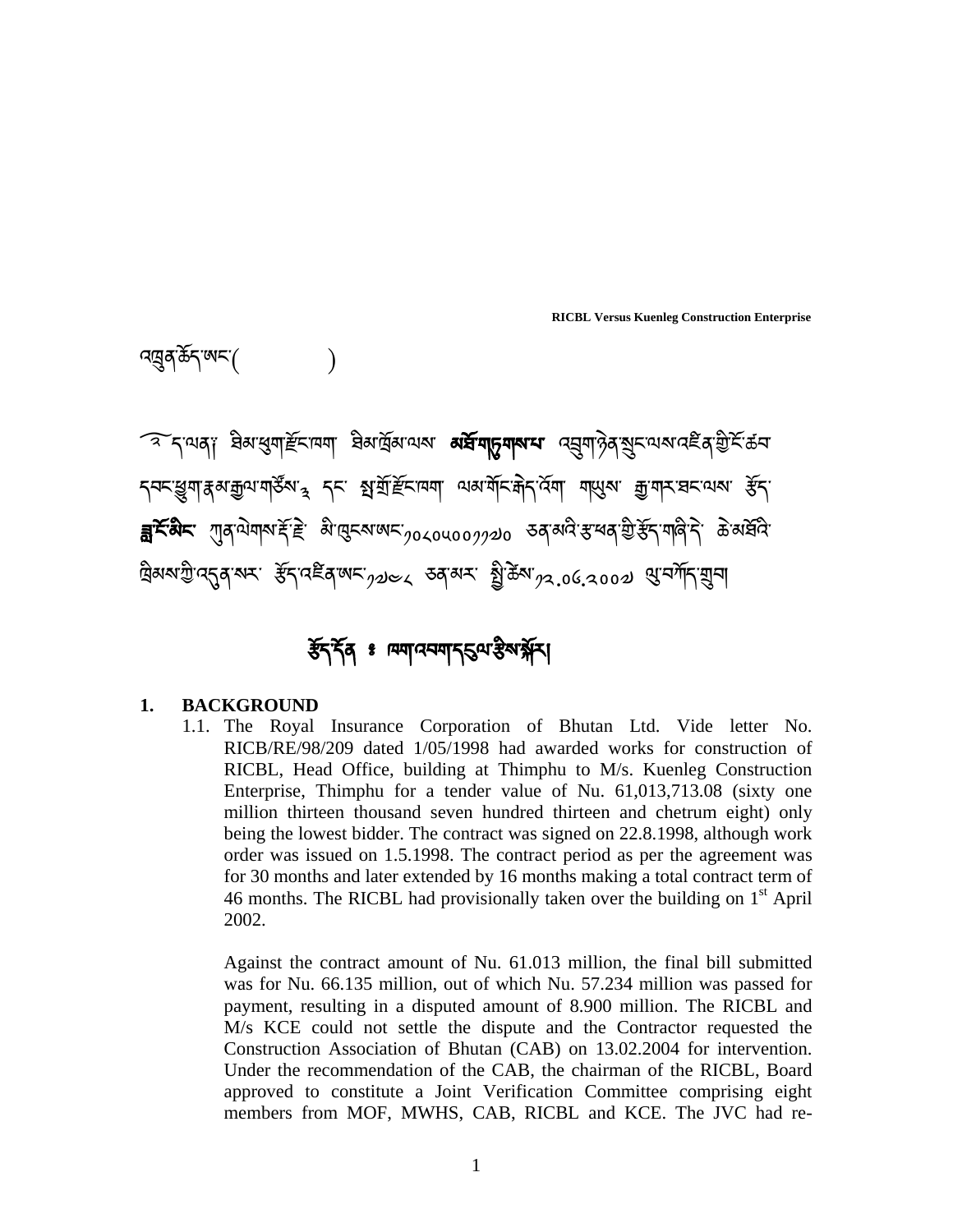འབྲུན་ཆོད་ཨང་(          )

༄ ད་ལན། ཐིམ་ཕུག་རྫོང་ཁག་ ཐིམ་ཁྲོམ་ལས་ **མགོ་གདུགས་པ** འབྲུག་ཉེན་སྲུང་ལས་འཛིན་གྱི་ངོ་ཚབ་ དབང་ཕྱུག་རྣམ་རྒྱལ་གཙོས་༣ དང་ སྤ་གྲོ་རྫོང་ཁག་ ལམ་གོང་རྐེད་འོག་ གཡུས་ རྒྱ་གར་ཐང་ལས་ རྩོད་ **ཟླ་རྡོ་མིང** ཀུན་ལེགས་རྡོ་རྗེ་ མི་ཁུངས་ཨང་༡༠༨༠༥༠༠༡༡༧༠ ཅན་མའི་རྩ་ཐན་གྱི་རྩོད་གཞི་དེ་ ཆེ་མཐོའི་ཁྲིམས་ཀྱི་འདུན་སར་ རྩོད་འཛིན་ཨང་༡༧༥༨ ཅན་མར་ སྤྱི་ཚེས་༡༢.༠༦.༢༠༠༧ ལུ་བཀོད་གྲུབ།

# རྩོད་དོན ༔ ཁག་འབག་དངུལ་རྩིས་སྤྲོད།

## 1. BACKGROUND

1.1. The Royal Insurance Corporation of Bhutan Ltd. Vide letter No. RICB/RE/98/209 dated 1/05/1998 had awarded works for construction of RICBL, Head Office, building at Thimphu to M/s. Kuenleg Construction Enterprise, Thimphu for a tender value of Nu. 61,013,713.08 (sixty one million thirteen thousand seven hundred thirteen and chetrum eight) only being the lowest bidder. The contract was signed on 22.8.1998, although work order was issued on 1.5.1998. The contract period as per the agreement was for 30 months and later extended by 16 months making a total contract term of 46 months. The RICBL had provisionally taken over the building on 1st April 2002.

Against the contract amount of Nu. 61.013 million, the final bill submitted was for Nu. 66.135 million, out of which Nu. 57.234 million was passed for payment, resulting in a disputed amount of 8.900 million. The RICBL and M/s KCE could not settle the dispute and the Contractor requested the Construction Association of Bhutan (CAB) on 13.02.2004 for intervention. Under the recommendation of the CAB, the chairman of the RICBL, Board approved to constitute a Joint Verification Committee comprising eight members from MOF, MWHS, CAB, RICBL and KCE. The JVC had re-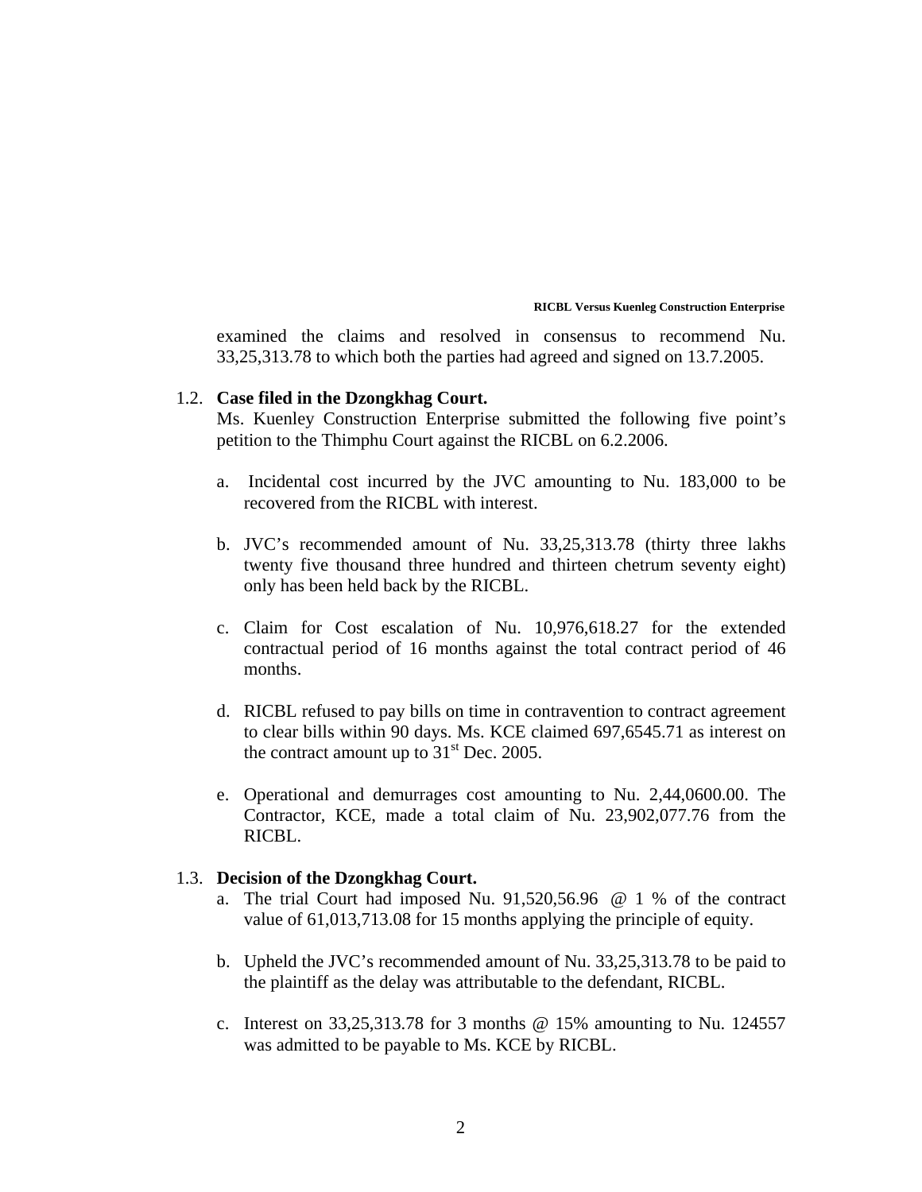examined the claims and resolved in consensus to recommend Nu. 33,25,313.78 to which both the parties had agreed and signed on 13.7.2005.

1.2. **Case filed in the Dzongkhag Court.**

Ms. Kuenley Construction Enterprise submitted the following five point's petition to the Thimphu Court against the RICBL on 6.2.2006.

a. Incidental cost incurred by the JVC amounting to Nu. 183,000 to be recovered from the RICBL with interest.

b. JVC's recommended amount of Nu. 33,25,313.78 (thirty three lakhs twenty five thousand three hundred and thirteen chetrum seventy eight) only has been held back by the RICBL.

c. Claim for Cost escalation of Nu. 10,976,618.27 for the extended contractual period of 16 months against the total contract period of 46 months.

d. RICBL refused to pay bills on time in contravention to contract agreement to clear bills within 90 days. Ms. KCE claimed 697,6545.71 as interest on the contract amount up to 31st Dec. 2005.

e. Operational and demurrages cost amounting to Nu. 2,44,0600.00. The Contractor, KCE, made a total claim of Nu. 23,902,077.76 from the RICBL.

1.3. **Decision of the Dzongkhag Court.**

a. The trial Court had imposed Nu. 91,520,56.96 @ 1 % of the contract value of 61,013,713.08 for 15 months applying the principle of equity.

b. Upheld the JVC's recommended amount of Nu. 33,25,313.78 to be paid to the plaintiff as the delay was attributable to the defendant, RICBL.

c. Interest on 33,25,313.78 for 3 months @ 15% amounting to Nu. 124557 was admitted to be payable to Ms. KCE by RICBL.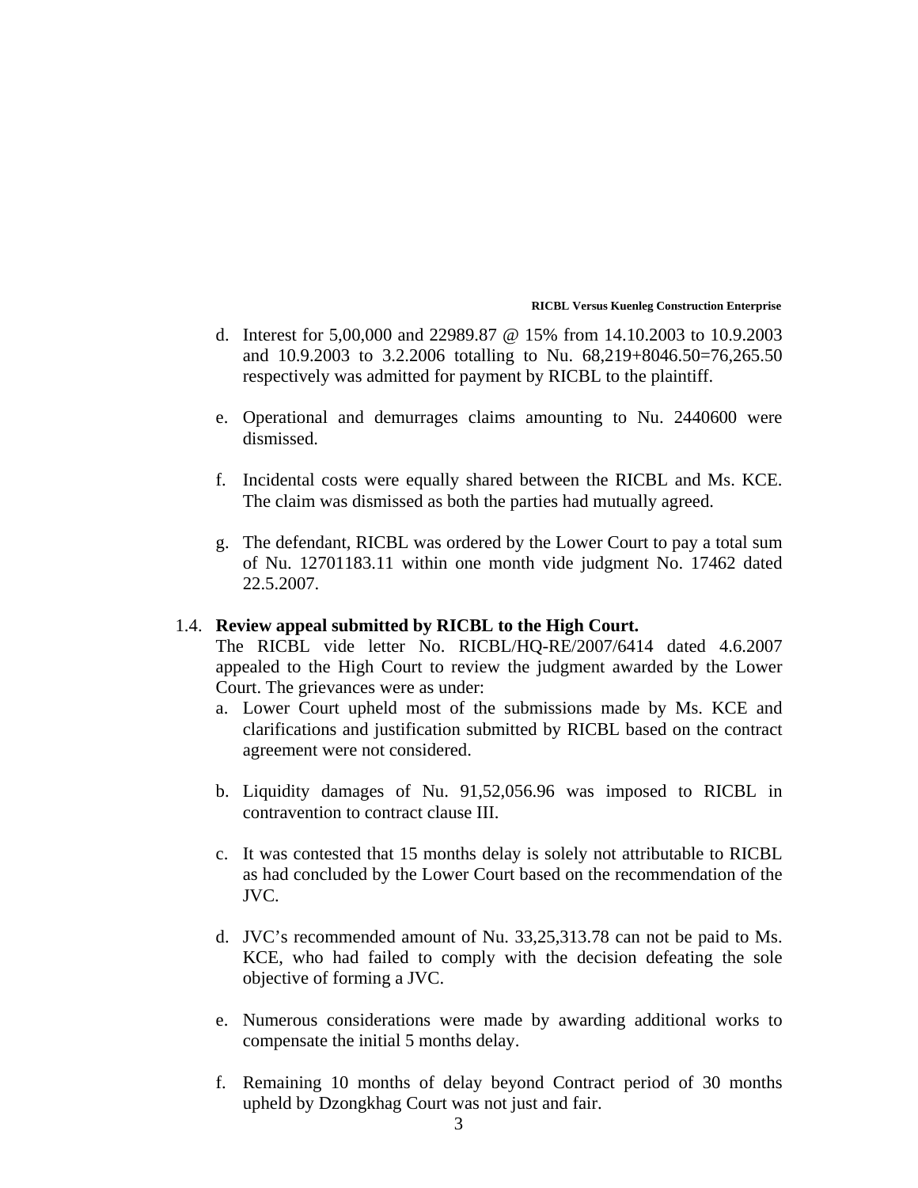d. Interest for 5,00,000 and 22989.87 @ 15% from 14.10.2003 to 10.9.2003 and 10.9.2003 to 3.2.2006 totalling to Nu. 68,219+8046.50=76,265.50 respectively was admitted for payment by RICBL to the plaintiff.

e. Operational and demurrages claims amounting to Nu. 2440600 were dismissed.

f. Incidental costs were equally shared between the RICBL and Ms. KCE. The claim was dismissed as both the parties had mutually agreed.

g. The defendant, RICBL was ordered by the Lower Court to pay a total sum of Nu. 12701183.11 within one month vide judgment No. 17462 dated 22.5.2007.

1.4. **Review appeal submitted by RICBL to the High Court.**

The RICBL vide letter No. RICBL/HQ-RE/2007/6414 dated 4.6.2007 appealed to the High Court to review the judgment awarded by the Lower Court. The grievances were as under:

a. Lower Court upheld most of the submissions made by Ms. KCE and clarifications and justification submitted by RICBL based on the contract agreement were not considered.

b. Liquidity damages of Nu. 91,52,056.96 was imposed to RICBL in contravention to contract clause III.

c. It was contested that 15 months delay is solely not attributable to RICBL as had concluded by the Lower Court based on the recommendation of the JVC.

d. JVC's recommended amount of Nu. 33,25,313.78 can not be paid to Ms. KCE, who had failed to comply with the decision defeating the sole objective of forming a JVC.

e. Numerous considerations were made by awarding additional works to compensate the initial 5 months delay.

f. Remaining 10 months of delay beyond Contract period of 30 months upheld by Dzongkhag Court was not just and fair.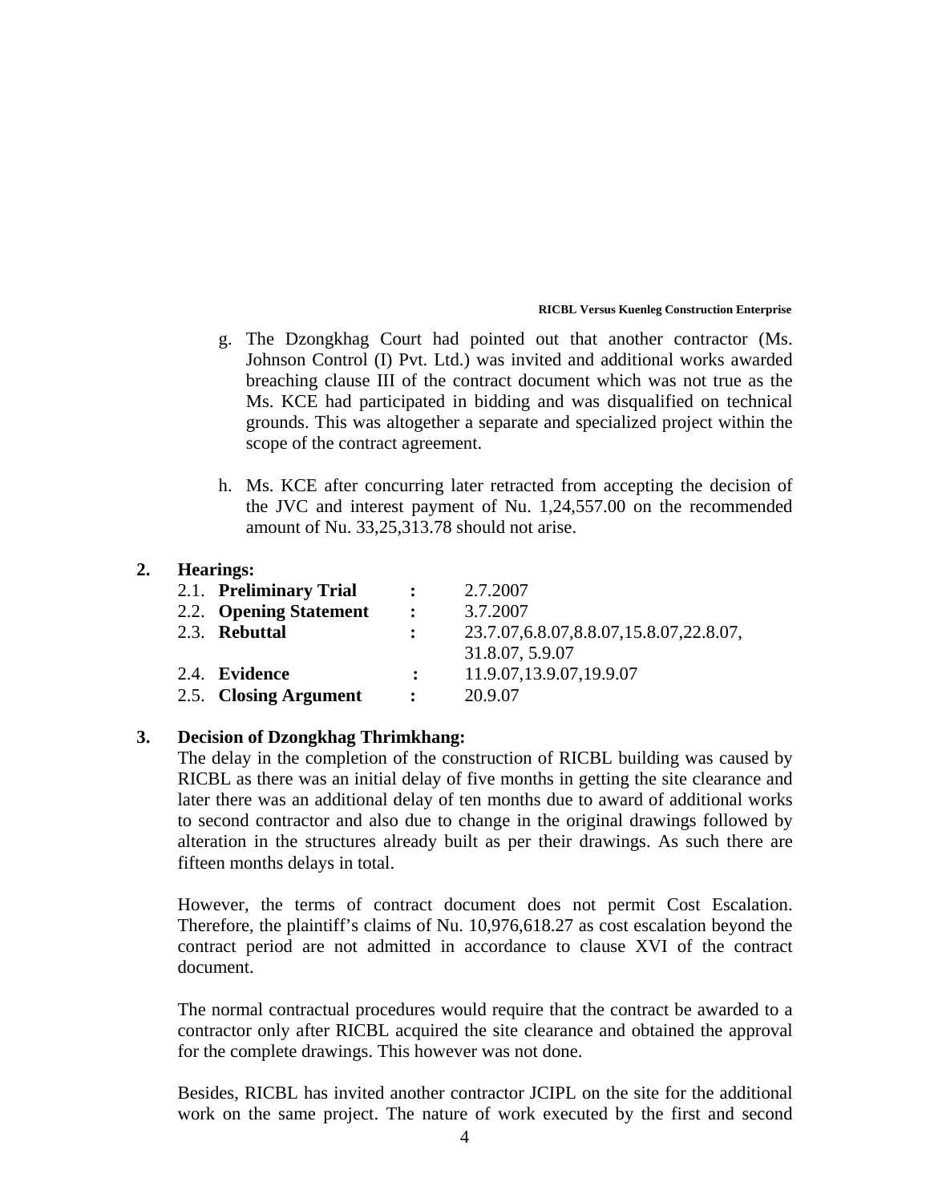g. The Dzongkhag Court had pointed out that another contractor (Ms. Johnson Control (I) Pvt. Ltd.) was invited and additional works awarded breaching clause III of the contract document which was not true as the Ms. KCE had participated in bidding and was disqualified on technical grounds. This was altogether a separate and specialized project within the scope of the contract agreement.

h. Ms. KCE after concurring later retracted from accepting the decision of the JVC and interest payment of Nu. 1,24,557.00 on the recommended amount of Nu. 33,25,313.78 should not arise.

## 2. Hearings:

| | | |
|---|---|---|
| 2.1. **Preliminary Trial** | **:** | 2.7.2007 |
| 2.2. **Opening Statement** | **:** | 3.7.2007 |
| 2.3. **Rebuttal** | **:** | 23.7.07,6.8.07,8.8.07,15.8.07,22.8.07, 31.8.07, 5.9.07 |
| 2.4. **Evidence** | **:** | 11.9.07,13.9.07,19.9.07 |
| 2.5. **Closing Argument** | **:** | 20.9.07 |

## 3. Decision of Dzongkhag Thrimkhang:

The delay in the completion of the construction of RICBL building was caused by RICBL as there was an initial delay of five months in getting the site clearance and later there was an additional delay of ten months due to award of additional works to second contractor and also due to change in the original drawings followed by alteration in the structures already built as per their drawings. As such there are fifteen months delays in total.

However, the terms of contract document does not permit Cost Escalation. Therefore, the plaintiff's claims of Nu. 10,976,618.27 as cost escalation beyond the contract period are not admitted in accordance to clause XVI of the contract document.

The normal contractual procedures would require that the contract be awarded to a contractor only after RICBL acquired the site clearance and obtained the approval for the complete drawings. This however was not done.

Besides, RICBL has invited another contractor JCIPL on the site for the additional work on the same project. The nature of work executed by the first and second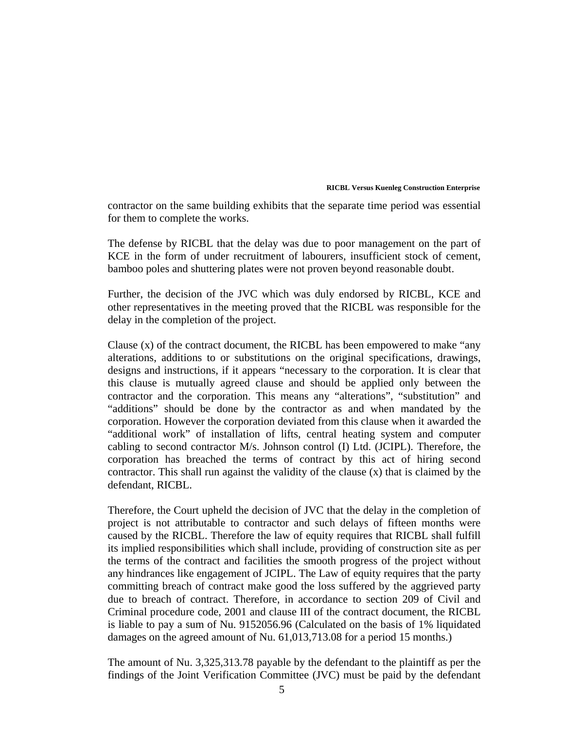contractor on the same building exhibits that the separate time period was essential for them to complete the works.

The defense by RICBL that the delay was due to poor management on the part of KCE in the form of under recruitment of labourers, insufficient stock of cement, bamboo poles and shuttering plates were not proven beyond reasonable doubt.

Further, the decision of the JVC which was duly endorsed by RICBL, KCE and other representatives in the meeting proved that the RICBL was responsible for the delay in the completion of the project.

Clause (x) of the contract document, the RICBL has been empowered to make "any alterations, additions to or substitutions on the original specifications, drawings, designs and instructions, if it appears "necessary to the corporation. It is clear that this clause is mutually agreed clause and should be applied only between the contractor and the corporation. This means any "alterations", "substitution" and "additions" should be done by the contractor as and when mandated by the corporation. However the corporation deviated from this clause when it awarded the "additional work" of installation of lifts, central heating system and computer cabling to second contractor M/s. Johnson control (I) Ltd. (JCIPL). Therefore, the corporation has breached the terms of contract by this act of hiring second contractor. This shall run against the validity of the clause (x) that is claimed by the defendant, RICBL.

Therefore, the Court upheld the decision of JVC that the delay in the completion of project is not attributable to contractor and such delays of fifteen months were caused by the RICBL. Therefore the law of equity requires that RICBL shall fulfill its implied responsibilities which shall include, providing of construction site as per the terms of the contract and facilities the smooth progress of the project without any hindrances like engagement of JCIPL. The Law of equity requires that the party committing breach of contract make good the loss suffered by the aggrieved party due to breach of contract. Therefore, in accordance to section 209 of Civil and Criminal procedure code, 2001 and clause III of the contract document, the RICBL is liable to pay a sum of Nu. 9152056.96 (Calculated on the basis of 1% liquidated damages on the agreed amount of Nu. 61,013,713.08 for a period 15 months.)

The amount of Nu. 3,325,313.78 payable by the defendant to the plaintiff as per the findings of the Joint Verification Committee (JVC) must be paid by the defendant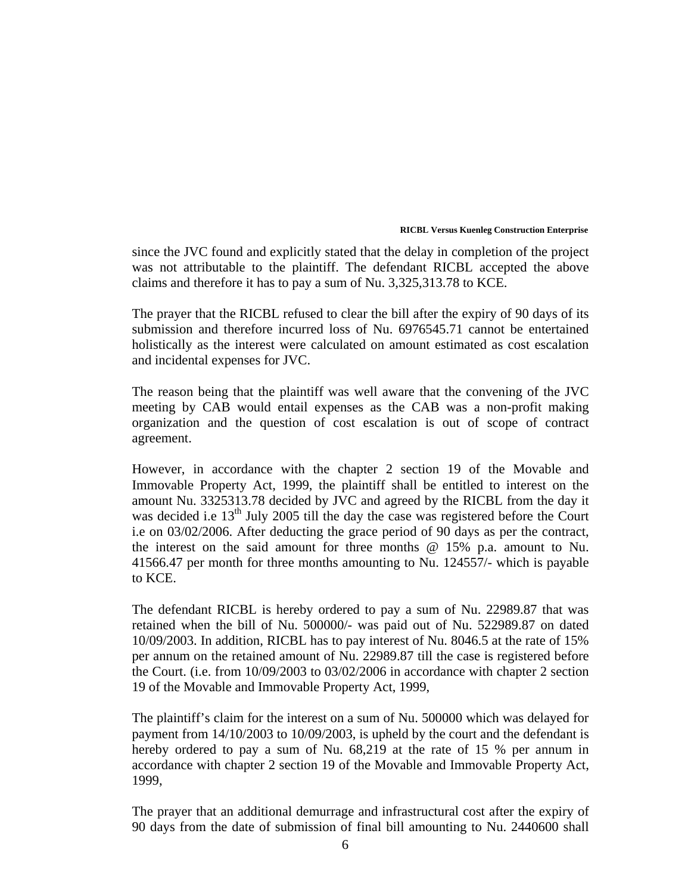since the JVC found and explicitly stated that the delay in completion of the project was not attributable to the plaintiff. The defendant RICBL accepted the above claims and therefore it has to pay a sum of Nu. 3,325,313.78 to KCE.

The prayer that the RICBL refused to clear the bill after the expiry of 90 days of its submission and therefore incurred loss of Nu. 6976545.71 cannot be entertained holistically as the interest were calculated on amount estimated as cost escalation and incidental expenses for JVC.

The reason being that the plaintiff was well aware that the convening of the JVC meeting by CAB would entail expenses as the CAB was a non-profit making organization and the question of cost escalation is out of scope of contract agreement.

However, in accordance with the chapter 2 section 19 of the Movable and Immovable Property Act, 1999, the plaintiff shall be entitled to interest on the amount Nu. 3325313.78 decided by JVC and agreed by the RICBL from the day it was decided i.e 13th July 2005 till the day the case was registered before the Court i.e on 03/02/2006. After deducting the grace period of 90 days as per the contract, the interest on the said amount for three months @ 15% p.a. amount to Nu. 41566.47 per month for three months amounting to Nu. 124557/- which is payable to KCE.

The defendant RICBL is hereby ordered to pay a sum of Nu. 22989.87 that was retained when the bill of Nu. 500000/- was paid out of Nu. 522989.87 on dated 10/09/2003. In addition, RICBL has to pay interest of Nu. 8046.5 at the rate of 15% per annum on the retained amount of Nu. 22989.87 till the case is registered before the Court. (i.e. from 10/09/2003 to 03/02/2006 in accordance with chapter 2 section 19 of the Movable and Immovable Property Act, 1999,

The plaintiff's claim for the interest on a sum of Nu. 500000 which was delayed for payment from 14/10/2003 to 10/09/2003, is upheld by the court and the defendant is hereby ordered to pay a sum of Nu. 68,219 at the rate of 15 % per annum in accordance with chapter 2 section 19 of the Movable and Immovable Property Act, 1999,

The prayer that an additional demurrage and infrastructural cost after the expiry of 90 days from the date of submission of final bill amounting to Nu. 2440600 shall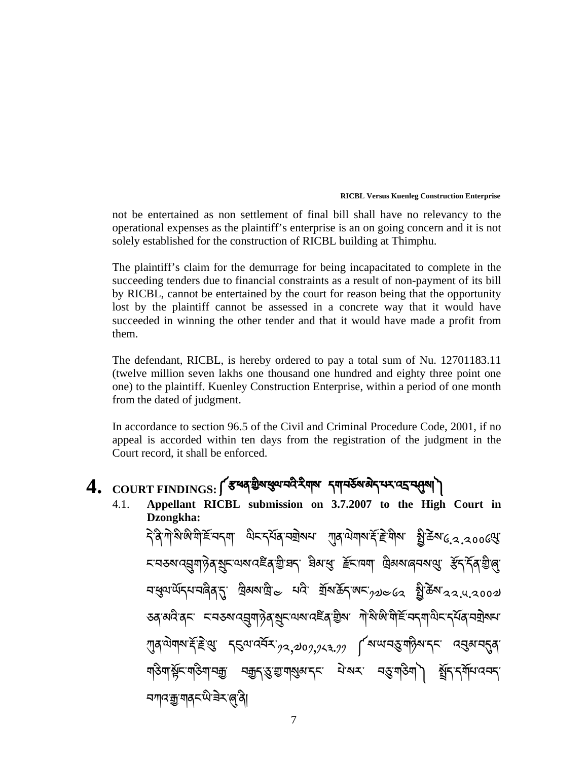not be entertained as non settlement of final bill shall have no relevancy to the operational expenses as the plaintiff's enterprise is an on going concern and it is not solely established for the construction of RICBL building at Thimphu.

The plaintiff's claim for the demurrage for being incapacitated to complete in the succeeding tenders due to financial constraints as a result of non-payment of its bill by RICBL, cannot be entertained by the court for reason being that the opportunity lost by the plaintiff cannot be assessed in a concrete way that it would have succeeded in winning the other tender and that it would have made a profit from them.

The defendant, RICBL, is hereby ordered to pay a total sum of Nu. 12701183.11 (twelve million seven lakhs one thousand one hundred and eighty three point one one) to the plaintiff. Kuenley Construction Enterprise, within a period of one month from the dated of judgment.

In accordance to section 96.5 of the Civil and Criminal Procedure Code, 2001, if no appeal is accorded within ten days from the registration of the judgment in the Court record, it shall be enforced.

# 4. COURT FINDINGS: ༼ རྩ་བཙན་ཁྲིམས་ཞུའི་བའི་རིགས་ དག་བཙོས་མེད་པར་འདྲ་བཞུགས། ༽

**4.1. Appellant RICBL submission on 3.7.2007 to the High Court in Dzongkha:**

དེ་ནི་ཀེ་སི་ཨི་བི་ཇི་བདག ལིང་དཔོན་བཀྲིསཔ་ ཀུན་ལེགས་རྡོ་རྗེ་གིས་ སྤྱི་ཚེས་༦.༢.༢༠༠༤ལུ་ ང་བཅས་འབྲུག་ཉེན་སྲུང་ལས་འཛིན་གྱི་ཐད་ ཐིམ་ཕུ་ རྫོང་ཁག་ ཁྲིམས་ཞབས་ལུ་ རྩོད་དོན་ཕྱི་ཞུ་ བ་ཕུལ་ཡོདཔ་བཞིན་དུ་ ཁྲིམས་ཁྲི་༦ པའི་ གྲོས་ཆོད་ཨང་༡༧༠༤༢ སྤྱི་ཚེས་༢༢.༥.༢༠༠༧ ཅན་མའི་ནང་ ང་བཅས་འབྲུག་ཉེན་སྲུང་ལས་འཛིན་གྱིས་ ཀེ་སི་ཨི་བི་ཇི་བདག་ལིང་དཔོན་བཀྲིསཔ་ ཀུན་ལེགས་རྡོ་རྗེ་ལུ་ དངུལ་འབོར་༡༢,༧༠༡,༡༨༣.༡༡ ༼ས་ཡ་བཅུ་གཉིས་དང་ འབུམ་བདུན་ གཅིག་སྟོང་གཅིག་བརྒྱ་ བརྒྱད་ཅུ་གྲུ་གསུམ་དང་ ཕེ་སར་ བཅུ་གཅིག ༽ སྤྲོད་དགོཔ་འབད་ བཀའ་རྒྱ་གནང་ཡི་ཟེར་ཞུ་ནི།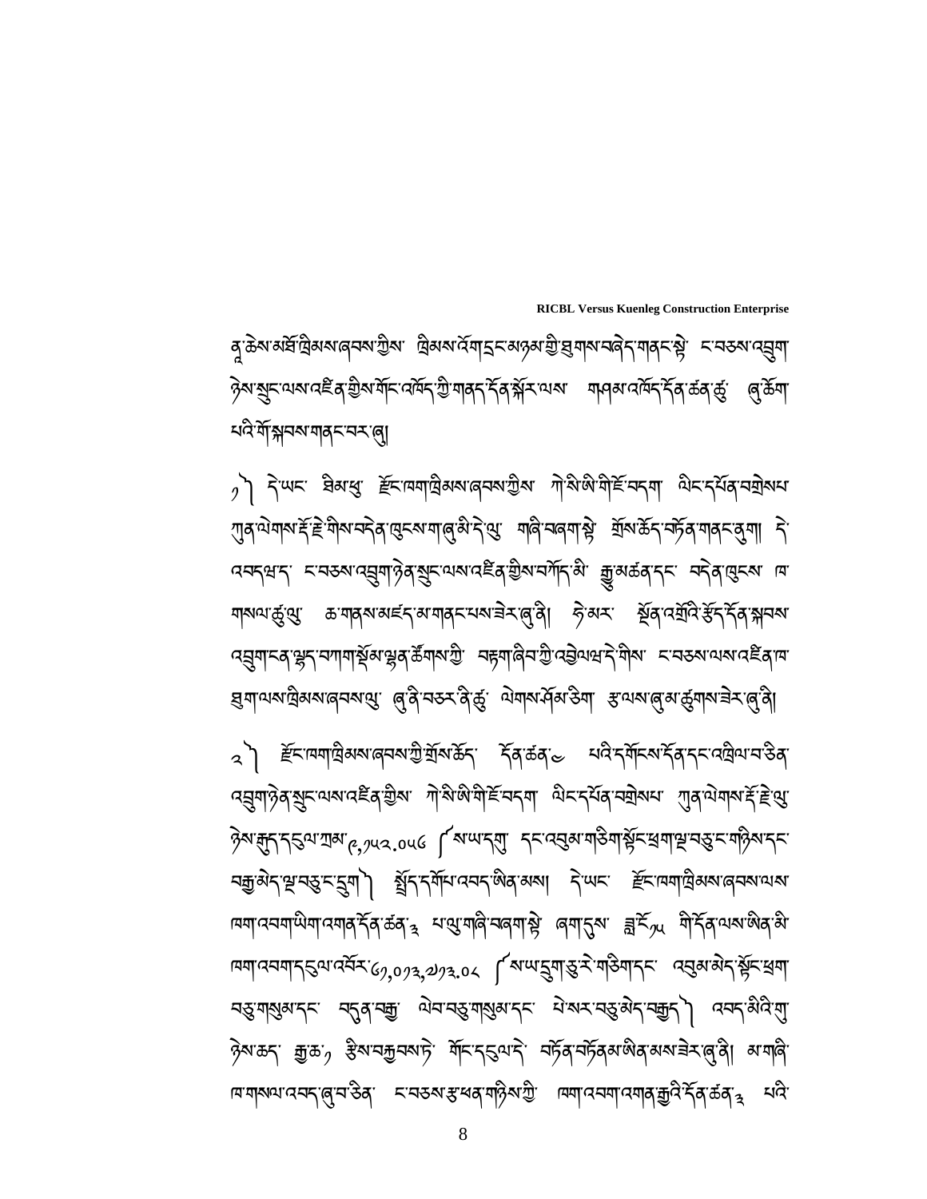ན་ཚེས་མཐོ་ཁྲིམས་ཞབས་ཀྱིས་ ཁྲིམས་འོག་དྲང་མཉམ་གྱི་བྱ་གཞུས་བཞེད་གནང་སྟེ་ ང་བཅས་འབྲུག་ཉེན་སྲུང་ལས་འཛིན་གྱིས་གོང་འཕོད་ཀྱི་གནད་དོན་སྐོར་ལས་ ག་ཤམ་འཁོད་དོན་ཚན་ཚུ་ ཞུ་ཚིག་པའི་གོ་སྐབས་གནང་བར་ཞུ།

༡། དེ་ཡང་ ཐིམ་ཕུ་ རྫོང་ཁག་ཁྲིམས་ཞབས་ཀྱིས་ ཀེ་སི་ཨི་གི་རྗེ་བདག་ ལེང་དཔོན་བགྲེསཔ་ ཀུན་ལེགས་རྡོ་རྗེ་གིས་བདེན་ཕྱུགས་གཞུ་མི་དེ་ལུ་ གཞི་བཞག་སྟེ་ གྲོས་ཆོད་བཏོན་གནང་ནུག། དེ་འབདཕྱད་ ང་བཅས་འབྲུག་ཉེན་སྲུང་ལས་འཛིན་གྱིས་བཀོད་མི་ རྒྱུ་མཚན་དང་ བདེན་ཕྱུགས་ ཁ་གསལ་ཚུ་ལུ་ ཆ་གནས་མཛད་མ་གནང་པས་ཐེར་ཞུ་ནི། ཉེ་མར་ སྔོན་འགྲོའི་རྩོད་དོན་སྐབས་འབྲུག་ངན་ལྷད་བཀག་སྡོམ་ལྷན་ཚོགས་ཀྱི་ བརྟག་ཞིབ་ཀྱི་འབྲེལ་ཡིག་དེ་གིས་ ང་བཅས་ལས་འཛིན་ཁ་ཐུག་ལས་ཁྲིམས་ཞབས་ལུ་ ཞུ་ནི་བཅར་ནི་ཚུ་ ལེགས་སྐོམ་ཅིག་ རྩ་ལས་ཞུ་མ་ཚུགས་ཐེར་ཞུ་ནི།

༢། རྫོང་ཁག་ཁྲིམས་ཞབས་ཀྱི་གྲོས་ཆོད་ དོན་ཚན་༦ པའི་དགོངས་དོན་དང་འབྲེལ་བ་ཅིན་ འབྲུག་ཉེན་སྲུང་ལས་འཛིན་གྱིས་ ཀེ་སི་ཨི་གི་རྗེ་བདག་ ལེང་དཔོན་བགྲེསཔ་ ཀུན་ལེགས་རྡོ་རྗེ་ལུ་ ཉེས་རྒུད་དངུལ་ཀྲམ་8,752.058 (ས་ཡ་དགུ་ དང་འབུམ་གཅིག་སྟོང་ཕྲག་ལྔ་བཅུ་ང་གཉིས་དང་ བརྒྱ་མེད་ལྔ་བཅུ་ང་དྲུག) སྤྲོད་དགོཔ་འབད་ཨིན་མས། དེ་ཡང་ རྫོང་ཁག་ཁྲིམས་ཞབས་ལས་ ཁག་འབག་ཡིག་འཁོད་དོན་ཚན་༣ པ་ལུ་གཞི་བཞག་སྟེ་ ཞག་དུས་ ཟླ་རྗེ་༧༥ གི་དོན་ལས་ཨིན་མི་ ཁག་འབག་དངུལ་འབོར་67,073,273.08 (ས་ཡ་དྲུག་ཅུ་རེ་གཅིག་དང་ འབུམ་མེད་སྟོང་ཕྲག་བཅུ་གསུམ་དང་ བདུན་བརྒྱ་ ལེབ་བཅུ་གསུམ་དང་ ཕེ་སར་བཅུ་མེད་བརྒྱད) འབད་མིའི་གུ་ཉེས་ཆད་ རྒྱུ་ཆ་༡ རྩིས་བརྒྱབསཏེ་ གོང་དངུལ་དེ་ བཏོན་བཏོན་མ་ཨིན་མས་ཐེར་ཞུ་ནི། མ་གཞི་ཁ་གསལ་འབད་ཞུ་བ་ཅིན་ ང་བཅས་རྩ་ཕན་གཉིས་ཀྱི་ ཁག་འབག་འགན་རྒྱུའི་དོན་ཚན་༣ པའི་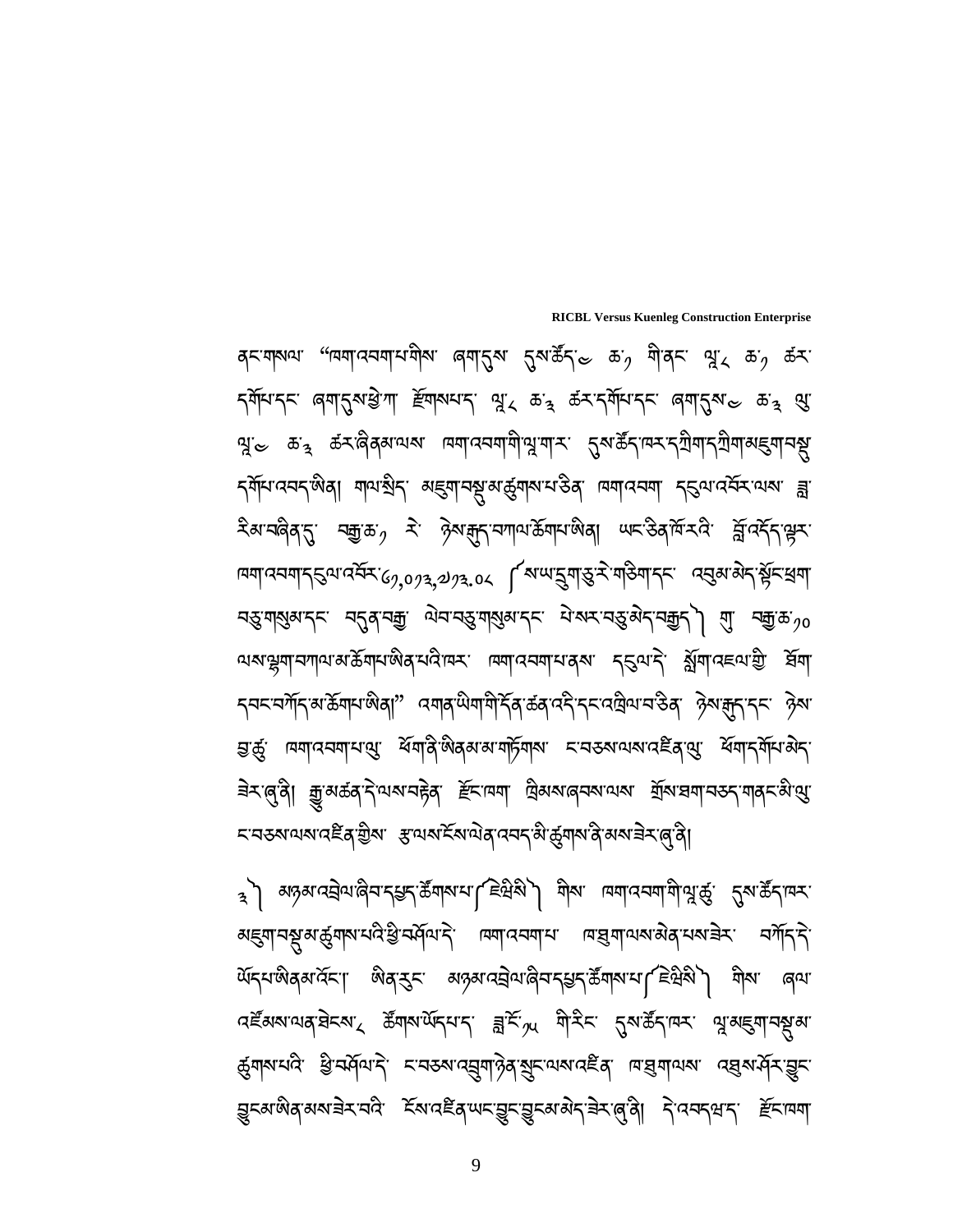ནང་གསལ་ "ཁག་འབག་པ་གིས་ ཞག་དུས་ དུས་ཚོད་༦ ཆ་༡ གི་ནང་ ལྔ་༨ ཆ་༡ ཚར་དགོ་པ་དང་ ཞག་དུས་རྩིས་ཀྱི་ རྫོགས་པ་ད་ ལྔ་༨ ཆ་༣ ཚར་དགོ་པ་དང་ ཞག་དུས་༦ ཆ་༣ ལུ་ ལྔ་༦ ཆ་༣ ཚར་ཞིནམ་ལས་ ཁག་འབག་གི་ལྔ་ག་ར་ དུས་ཚོད་ཁར་དཀྲིགས་ཀྲིག་མཇུག་བསྡུ་དགོ་པའི་འབད་ཡིན། གལ་སྲིད་ མཇུག་བསྡུ་མ་ཚུགས་པ་ཅིན་ ཁག་འབག་ དངུལ་འབོར་ལས་ བླ་རིམ་བཞིན་དུ་ བརྒྱ་ཆ་༡ རེ་ ཉེས་རྒྱུད་བཀལ་ཚོགས་པ་ཡིན། ཡང་ཅིན་ཁོ་རའི་ གློ་འདོད་ལྔར་ ཁག་འབག་དངུལ་འབོར་༧,༠༧༣,༧༧༣.༠༨ (སཡ་དུག་ཅུ་རེ་གཅིག་དང་ འབུམ་མེད་སྟོང་ཕྲག་བཅུ་གསུམ་དང་ བདུན་བརྒྱ་ ལེབ་བཅུ་གསུམ་དང་ ཕེསར་བཅུ་མེད་བརྒྱད་) གྱི་ བརྒྱ་ཆ་༡༠ ལས་ལྷག་བཀལ་མ་ཚོགས་པ་ཡིན་པའི་ཁར་ ཁག་འབག་པ་ནས་ དངུལ་དེ་ སློག་འཇལ་གྱི་ ཐོག་དབང་བགོད་མ་ཚོགས་པ་ཡིན།" འགན་ཡིག་གི་དོན་ཚན་འདི་དང་འབྲེལ་བ་ཅན་ ཉེས་རྒྱུད་དང་ ཉེས་བྱ་ཚུ་ ཁག་འབག་པ་ལུ་ ཐོག་ནི་ཡིནམ་མ་གཏོགས་ ངབཅས་ལས་འཛིན་ལུ་ ཐོག་དགོ་པ་མེད་ཟེར་ཞུ་ནི། རྒྱུ་མཚན་དེ་ལས་བརྟེན་ ཇོང་ཁག་ ཁྲིམས་ཞབས་ལས་ གྲོས་ཐག་བཅད་གནང་མི་ལུ་ ངབཅས་ལས་འཛིན་གྱིས་ རྩ་ལས་ངོས་ལེན་འབད་མི་ཚུགས་ནི་མས་ཟེར་ཞུ་ནི།

༣) མཉམ་འབྲེལ་ཞིབ་དཔྱད་ཚོགས་པ་ (ཇེཡེསི་) གིས་ ཁག་འབག་གི་ལྔ་ཚུ་ དུས་ཚོད་ཁར་ མཇུག་བསྡུ་མ་ཚུགས་པའི་ཕྱི་རྐྱེན་དེ་ ཁག་འབག་པ་ ཁ་ཐུག་ལས་མིན་པས་ཟེར་ བཀོད་དེ་ ཡོདཔ་ཨིནམ་འོང་། ཨིན་རུང་ མཉམ་འབྲེལ་ཞིབ་དཔྱད་ཚོགས་པ་ (ཇེཡེསི་) གིས་ ཞལ་འཛོམས་ལན་གྲངས་༨ ཚོགས་ཡོད་པ་ད་ བློ་ངོ་༡༥ གི་རིང་ དུས་ཚོད་ཁར་ ལྔ་མཇུག་བསྡུ་མ་ཚུགས་པའི་ ཕྱི་རྐྱེན་དེ་ ངབཅས་འབྲུག་ཉེན་སྲུང་ལས་འཛིན་ ཁ་ཐུག་ལས་ འཐུས་ཤོར་བྱུང་བྱུངམ་ཨིན་མས་ཟེར་བའི་ ངོས་འཛིན་ཡང་བྱུང་བྱུངམ་མེད་ཟེར་ཞུ་ནི། དེ་འབདཝ་ད་ ཇོང་ཁག་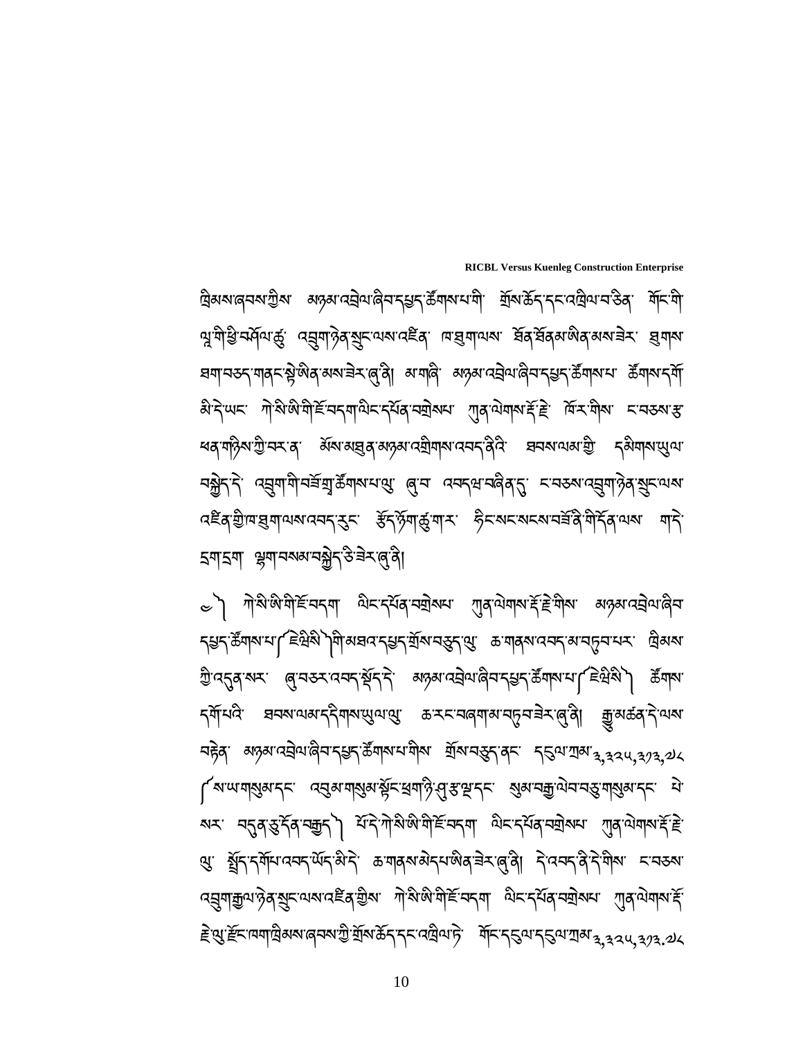ཁྲིམས་ཞབས་ཀྱིས་ མཉམ་འབྲེལ་ཞིབ་དཔྱད་ཚོགས་པ་ཀི་ གྲོས་ཆོད་དང་འབྲེལ་བ་ཅིན་ གོང་གི་ལྷ་གི་ཕྱི་བསྒོལ་ཚུ་ འབྲུག་ཉེན་སྲུང་ལས་འཛིན་ ཁ་བྱུག་ལཱས་ ཐོན་ཐོན་མ་ཨིན་མས་ཟེར་ བྱུགས་ཐག་བཅད་གནང་སྐྱེ་ཨིན་མས་ཟེར་ཞུ་ནི། མ་གཞི་ མཉམ་འབྲེལ་ཞིབ་དཔྱད་ཚོགས་པ་ ཚོགས་དགོ་མི་དེ་ཡང་ ཀེ་སི་ཨི་གི་རྗེ་བདག་ལིང་དཔོན་བགྲེསཔ་ ཀུན་ལེགས་རྡོ་རྗེ་ ཁོར་གིས་ ང་བཅས་རྩ་ཕན་གཉིས་ཀྱི་བར་ན་ མོས་མཐུན་མཉམ་འགྲིགས་འབད་ནིའི་ ཐབས་ལམ་གྱི་ དམིགས་ཡུལ་བསྐྱེད་དེ་ འབྲུག་གི་བཟོ་གྲྭ་ཚོགས་པ་ལུ་ ཞུ་བ་ འབདཔ་བཞིན་དུ་ ང་བཅས་འབྲུག་ཉེན་སྲུང་ལས་འཛིན་གྱི་ཁ་བྱུག་ལཱས་འབད་རུང་ རྩོད་ཧྲོག་ཚུ་གར་ ཉིང་སང་སངས་བཟོ་ནི་གི་དོན་ལས་ གདེ་དྭགདྭག་ ལྷག་བསམ་བསྐྱེད་ཅི་ཟེར་ཞུ་ནི།

༥) ཀེ་སི་ཨི་གི་རྗེ་བདག་ ལིང་དཔོན་བགྲེསཔ་ ཀུན་ལེགས་རྡོ་རྗེ་གིས་ མཉམ་འབྲེལ་ཞིབ་དཔྱད་ཚོགས་པ་(ཇེཨེསི)གི་མཐའ་དཔྱད་གྲོས་བཅུད་ལུ་ ཆ་གནས་འབད་མ་བཏུབ་པར་ ཁྲིམས་ཀྱི་འདུན་སར་ ཞུ་བཅར་འབད་སྟོད་དེ་ མཉམ་འབྲེལ་ཞིབ་དཔྱད་ཚོགས་པ་(ཇེཨེསི) ཚོགས་དགོ་པའི་ ཐབས་ལམ་དེ་གིས་ཡུལ་ལུ་ ཆ་རང་བཞག་མ་བཏུབ་ཟེར་ཞུ་ནི། རྒྱུ་མཚན་དེ་ལས་བརྟེན་ མཉམ་འབྲེལ་ཞིབ་དཔྱད་ཚོགས་པ་གིས་ གྲོས་བཅུད་ནང་ དབྱེལ་ཀྲམ་ ༣,༣༢༥,༣༧༣.༧༨ (ས་ཡ་གསུམ་དང་ འབུམ་གསུམ་སྟོང་ཕྲག་ཉི་ཤུ་རྩ་ལྔ་དང་ སུམ་བརྒྱ་ལེབ་བདུན་གསུམ་དང་ ལེ་སར་ བདུན་ཅུ་དོན་བརྒྱད) པོ་དེ་ཀེ་སི་ཨི་གི་རྗེ་བདག་ ལིང་དཔོན་བགྲེསཔ་ ཀུན་ལེགས་རྡོ་རྗེ་ ལུ་ སྤྲོད་དགོཔ་འབད་ཡོད་མི་དེ་ ཆ་གནས་མེདཔ་ཨིན་ཟེར་ཞུ་ནི། དེ་འབད་ནི་དེ་གིས་ ང་བཅས་འབྲུག་རྒྱལ་ཉེན་སྲུང་ལས་འཛིན་གྱིས་ ཀེ་སི་ཨི་གི་རྗེ་བདག་ ལིང་དཔོན་བགྲེསཔ་ ཀུན་ལེགས་རྡོ་རྗེ་ལུ་རྗོང་ཁག་ཁྲིམས་ཞབས་ཀྱི་གྲོས་ཆོད་དང་འབྲེལ་ཏེ་ གོང་དངུལ་དངུལ་ཀྲམ་ ༣,༣༢༥,༣༧༣.༧༨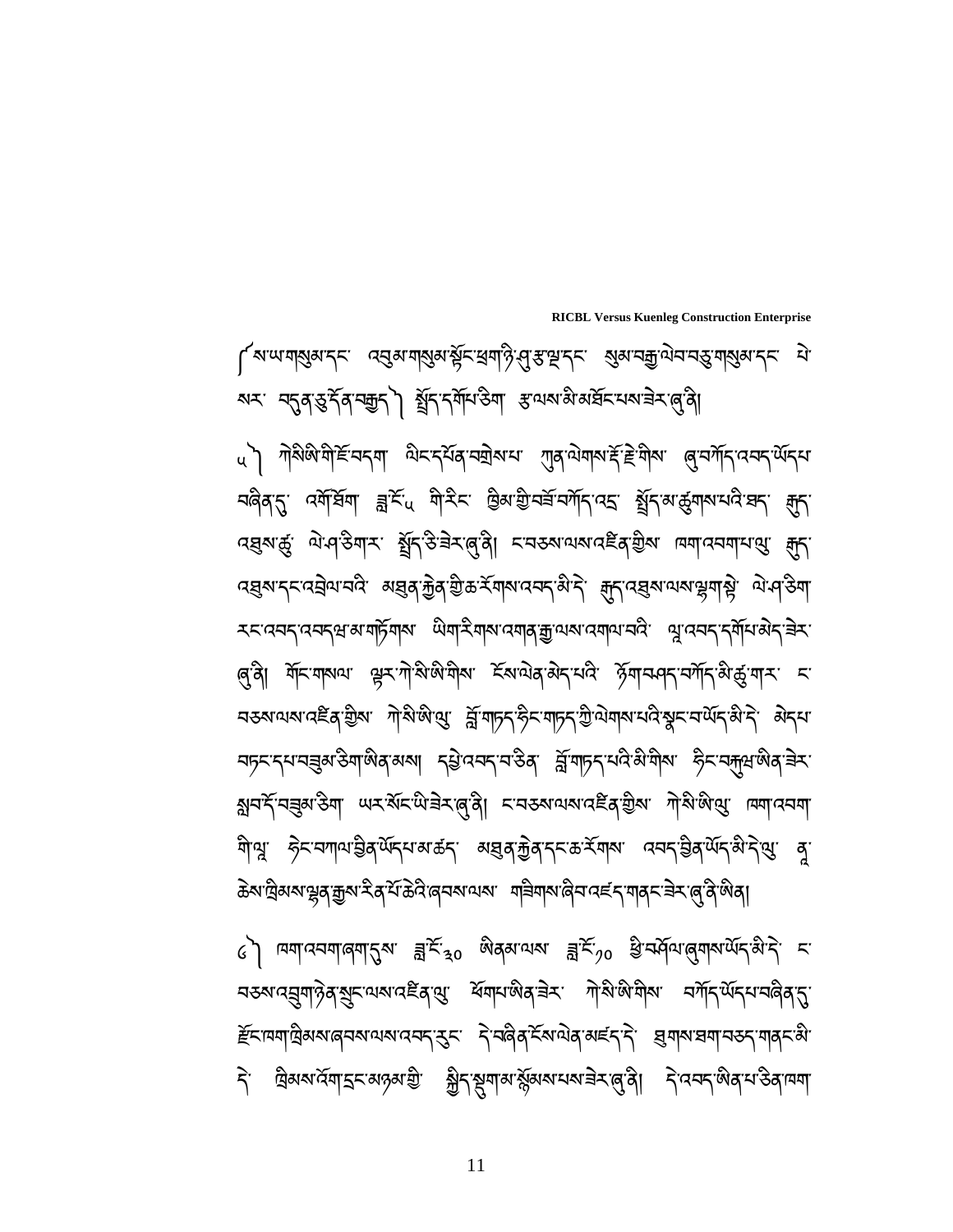༼ས་ཡ་གསུམ་དང་ འབུམ་གསུམ་སྟོང་ཕྲག་ཉི་ཤུ་རྩ་ལྔ་དང་ སུམ་བརྒྱ་ལེབ་བཅུ་གསུམ་དང་ ཕེ་སར་ བདུན་ཅུ་དོན་བརྒྱད་༽ སྤྲོད་དགོཔ་ཅིག རྩ་ལས་མི་མཐོང་པས་ཟེར་ཞུ་ནི།

༥༽ ཀེ་སི་ཨི་གི་ཇོ་བདག ལིང་དཔོན་བགྲེསཔ་ ཀུན་ལེགས་རྡོ་རྗེ་གིས་ ཞུ་བཀོད་འབད་ཡོདཔ་བཞིན་དུ་ འགོ་ཐོག ཟླ་རིམ་༥ གི་རིང་ ཁྲིམ་གྱི་བཙོ་བཀོད་འདྲ་ སྤྲོད་མ་ཚུགསཔ་པའི་ཐད་ རྒྱུད་འཛུལ་ཚུ་ ལེ་ཤ་ཅིག་ར་ སྤྲོད་ཅི་ཟེར་ཞུ་ནི། ང་བཅས་ལས་འཛིན་གྱིས་ ཁག་འབག་པ་ལུ་ རྒྱུད་འཛུལ་དང་འབྲེལ་བའི་ མཐུན་རྐྱེན་གྱི་ཆ་རོགས་འབད་མི་དེ་ རྒྱུད་འཛུལ་ལས་ལྷག་སྟེ་ ལེ་ཤ་ཅིག་རང་འབད་འབདཔ་མ་གཏོགས་ ཡིག་རིགས་འགན་རྒྱ་ལས་འགལ་བའི་ ལྷ་འབད་དགོཔ་མེད་ཟེར་ཞུ་ནི། གོང་གསལ་ ལྟར་ཀེ་སི་ཨི་གིས་ རོས་ལེན་མེད་པའི་ ཉོག་བཤད་བཀོད་མི་ཚུགས་ ང་བཅས་ལས་འཛིན་གྱིས་ ཀེ་སི་ཨི་ལུ་ བློ་གཏད་ཉིང་གཏད་ཀྱི་ལེགས་པའི་སྣང་བ་ཡོད་མི་དེ་ མེདཔ་བཏང་དཔ་བཟུམ་ཅིག་ཨིན་མས། དཔེ་འབད་བ་ཅིན་ བློ་གཏད་པའི་མི་གིས་ ཉིང་བསྐུལ་ཨིན་ཟེར་ སྐབ་དོ་བཟུམ་ཅིག ཡར་སོང་ཡི་ཟེར་ཞུ་ནི། ང་བཅས་ལས་འཛིན་གྱིས་ ཀེ་སི་ཨི་ལུ་ ཁག་འབག་གི་ལྷ་ ཉིང་བཀལ་བྱིན་ཡོདཔ་མཚན་ མཐུན་རྐྱེན་དང་ཆ་རོགས་ འབད་བྱིན་ཡོད་མི་དེ་ལུ་ ནང་ཆོས་ཁྲིམས་ལྡན་རྒྱས་རིན་པོ་ཆེའི་ཞབས་ལས་ གཟིགས་ཞིབ་འཇལ་གནང་ཟེར་ཞུ་ནི་ཨིན།

༦༽ ཁག་འབག་ཞག་དུས་ ཟླ་རིམ་༣༠ ཨིནམ་ལས་ ཟླ་རིམ་༧༠ ཕྱི་བསྒོལ་ཞུགས་ཡོད་མི་དེ་ ང་བཅས་འབྲུག་ཉེན་སྲུང་ལས་འཛིན་ལུ་ ཨོག་པ་ཨིན་ཟེར་ ཀེ་སི་ཨི་གིས་ བཀོད་ཡོདཔ་བཞིན་དུ་ རྫོང་ཁག་ཁྲིམས་ཞབས་ལས་འབད་རུང་ དེ་བཞིན་རོས་ལེན་མཛད་དེ་ ཐུགས་ཐག་བཅད་གནང་མི་དེ་ ཁྲིམས་འོག་དྲང་མཉམ་གྱི་ སྲིད་སྟུག་མ་སློམས་པས་ཟེར་ཞུ་ནི། དེ་འབད་ཨིན་པ་ཅིན་ཁག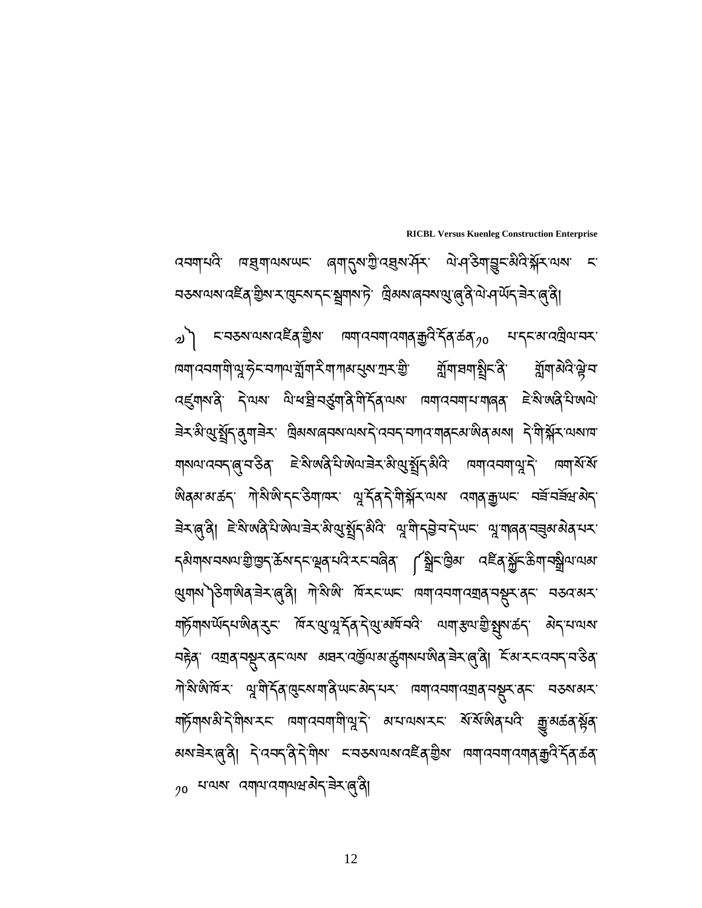འབག་པའི་ ཁབྲུག་ལས་ཡང་ ཞག་དུས་ཀྱི་འབྱུས་ཤོར་ ལེ་ཤ་ཅིག་བྱུང་མིའི་སྐོར་ལས་ ང་བཅས་ལས་འཛིན་གྱིས་ར་ཁུངས་དང་སྒྲུབས་ཏེ་ ཁྲིམས་ཞབས་ལུ་ཞུ་ནི་ལེ་ཤ་ཡོད་ཟེར་ཞུ་ནི།

༧) ང་བཅས་ལས་འཛིན་གྱིས་ ཁག་འབག་འགན་རྒྱའི་དོན་ཚན་༡༠ པ་དང་མ་འབྲེལ་བར་ ཁག་འབག་གི་ལྷ་ཏེང་བཀལ་གློག་རིག་ཀམ་པུས་ཏར་གྱི་ གློག་ཐག་སྦྲིང་ནི་ གློག་མིའི་ལྟེ་བ་འཛུགས་ནི་ དེ་ལས་ ལེ་ཕ་བྲི་བཙུག་ནི་གི་དོན་ལས་ ཁག་འབག་པ་གཞན་ ཛེ་སི་ཨཞི་པི་ཨལེ་ཟེར་མི་ལུ་སྤྲོད་ནུག་ཟེར་ ཁྲིམས་ཞབས་ལས་དེ་འབད་བཀའ་གནང་མ་ཨིན་མས། དེ་གི་སྐོར་ལས་ཁ་གསལ་འབད་ཞུ་བ་ཅིན་ ཛེ་སི་ཨཞི་པི་ཨེལ་ཟེར་མི་ལུ་སྤྲོད་མིའི་ ཁག་འབག་ལྷ་དེ་ ཁག་སོ་སོ་ཨིནམ་མ་ཚད་ ཀེ་སི་ཨི་དང་ཅིག་ཁར་ ལྷ་དོན་དེ་གི་སྐོར་ལས་ འགན་རྒྱ་ཡང་ བཟོ་བཏོན་མེད་ཟེར་ཞུ་ནི། ཛེ་སི་ཨཞི་པི་ཨེལ་ཟེར་མི་ལུ་སྤྲོད་མིའི་ ལྷ་གི་དབྱེ་བ་དེ་ཡང་ ལྷ་གཞན་བཟུམ་མིན་པར་དམིགས་བསལ་གྱི་ཁྱད་ཆོས་དང་ལྡན་པའི་རང་བཞིན་ (སྦྲིང་ཁྲིམ་ འཛིན་སྐྱོང་ཆིག་བསྒྲིལ་ལམ་ལུགས་) ཅིག་ཨིན་ཟེར་ཞུ་ནི། ཀེ་སི་ཨི་ ཁོ་རང་ཡང་ ཁག་འབག་འགྲུབ་བསྐྱུར་ནང་ བཅའ་མར་གཏོགས་ཡོད་པ་ཨིན་རུང་ ཁོ་ར་ལུ་ལྷ་དོན་དེ་ལུ་མཁོ་བའི་ ལག་རྩལ་གྱི་སྦྱུས་ཚད་ མེད་པ་ལས་བརྟེན་ འགྲུབ་བསྐྱུར་ནང་ལས་ མཐར་འཁྱོལ་མ་ཚུགས་པ་ཨིན་ཟེར་ཞུ་ནི། ངོ་མ་རང་འབད་བ་ཅིན་ ཀེ་སི་ཨི་ཁོ་ར་ ལྷ་གི་དོན་ཁུངས་གནི་ཡང་མེད་པར་ ཁག་འབག་འགྲུབ་བསྐྱུར་ནང་ བཅའ་མར་གཏོགས་མི་དེ་གིས་རང་ ཁག་འབག་གི་ལྷ་དེ་ མ་པ་ལས་རང་ སོ་སོ་ཨིན་པའི་ རྒྱུ་མཚན་སྟོན་མས་ཟེར་ཞུ་ནི། དེ་འབད་ནི་དེ་གིས་ ང་བཅས་ལས་འཛིན་གྱིས་ ཁག་འབག་འགན་རྒྱའི་དོན་ཚན་ ༡༠ པ་ལས་ འགལ་འགལཤ་མེད་ཟེར་ཞུ་ནི།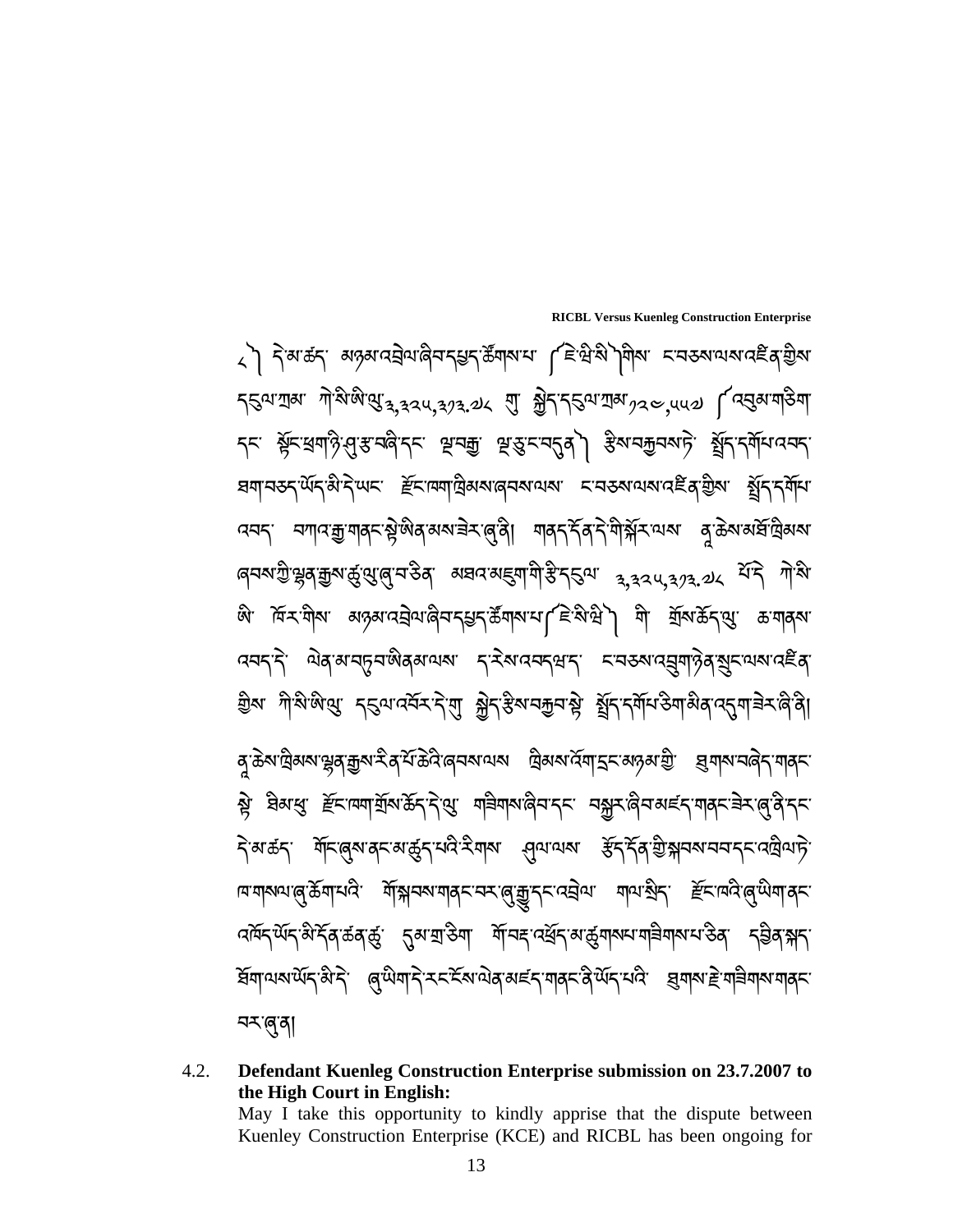༨ ། དེ་མ་ཚད་ མཉམ་འབྲེལ་ཞིབ་དཔྱད་ཚོགས་པ་ ( ཇེ་ཕྱི་སི་ ) གིས་ ངབཅས་ལས་འཛིན་གྱིས་ དངུལ་ཀྲམ་ ཀེ་སི་ཨི་ཡུ་ ༣,༣༢༥,༣༡༣.༧༨ གུ་ སྐྱིད་དངུལ་ཀྲམ་ ༡༢༠,༥༥༧ ( འབུམ་གཅིག་ དང་ སྟོང་ཕྲག་ཉི་ཤུ་རྩ་བཞི་དང་ ལྔབརྒྱ་ ལྔ་ཅུ་ང་བདུན་ ) རྩིས་བརྐྱབས་ཏེ་ སྤྲོད་དགོཔ་འབད་ ཐག་བཅད་ཡོད་མི་དེ་ཡང་ ཇོང་ཁག་ཁྲིམས་ཞབས་ལས་ ངབཅས་ལས་འཛིན་གྱིས་ སྤྲོད་དགོཔ་ འབད་ བཀའ་རྒྱ་གནང་སྟེ་ཡིན་མས་ཟེར་ཞུ་ནི། གནད་དོན་དེ་གི་སྐོར་ལས་ ནུ་ཆེས་མཐོ་ཁྲིམས་ ཞབས་ཀྱི་ལྷན་རྒྱས་ཚུ་ལུ་ཞུ་བ་ཅིན་ མཐའ་མཇུག་གི་རྩི་དངུལ་ ༣,༣༢༥,༣༡༣.༧༨ པོ་དེ་ ཀེ་སི་ ཨི་ ཁོར་གིས་ མཉམ་འབྲེལ་ཞིབ་དཔྱད་ཚོགས་པ་ ( ཇེ་སི་ཕྱི་ ) གི་ གྲོས་ཆོད་ལུ་ ཆ་གནས་ འབད་དེ་ ལེན་མ་བཏུབ་ཨིནམ་ལས་ ད་རེས་འབདཔ་ཡང་ ངབཅས་འབྲུག་ཉེན་སྲུང་ལས་འཛིན་ གྱིས་ ཀེ་སི་ཨི་ལུ་ དངུལ་འཐོར་དེ་གུ་ སྐྱིད་རྩིས་བརྐྱབ་སྟེ་ སྤྲོད་དགོཔ་ཅིག་མིན་འདུག་ཟེར་ཞི་ནི།

ནུ་ཆེས་ཁྲིམས་ལྷན་རྒྱས་རིན་པོ་ཆེའི་ཞབས་ལས ཁྲིམས་འོག་དྲང་མཉམ་གྱི་ ཐུགས་བཞེད་གནང་ སྟེ་ ཨིམ་ཕུ་ ཇོང་ཁག་གྲོས་ཆོད་དེ་ལུ་ གཟིགས་ཞིབ་དང་ བསྐྱར་ཞིབ་མཛད་གནང་ཟེར་ཞུ་ནི་དང་ དེ་མ་ཚད་ གོང་ཞུས་ནང་མཚུངས་པའི་རིགས་ ཤུལ་ལས་ རྩོད་དོན་གྱི་སྐབས་བབ་དང་འབྲེལ་ཏེ་ ཁ་གསལ་ཞུ་ཚོགས་པའི་ གོ་སྐབས་གནང་བར་ཞུ་རྒྱུ་དང་འབྲེལ་ གལ་སྲིད་ ཇོང་ཁའི་ཞུ་ཡིག་ནང་ འཁོད་ཡོད་མི་དོན་ཚན་ཚུ་ དུམ་གྲ་ཅིག་ གོ་བརྡ་འཕྲོད་མ་ཚུགསཔ་གཟིགས་པ་ཅིན་ དབྱིན་སྐད་ ཐོག་ལས་ཡོད་མི་དེ་ ཞུ་ཡིག་དེ་རང་ངོས་ལེན་མཛད་གནང་ནི་ཡོད་པའི་ ཐུགས་རྗེ་གཟིགས་གནང་ བར་ཞུ་ན།

4.2. **Defendant Kuenleg Construction Enterprise submission on 23.7.2007 to the High Court in English:**

May I take this opportunity to kindly apprise that the dispute between Kuenley Construction Enterprise (KCE) and RICBL has been ongoing for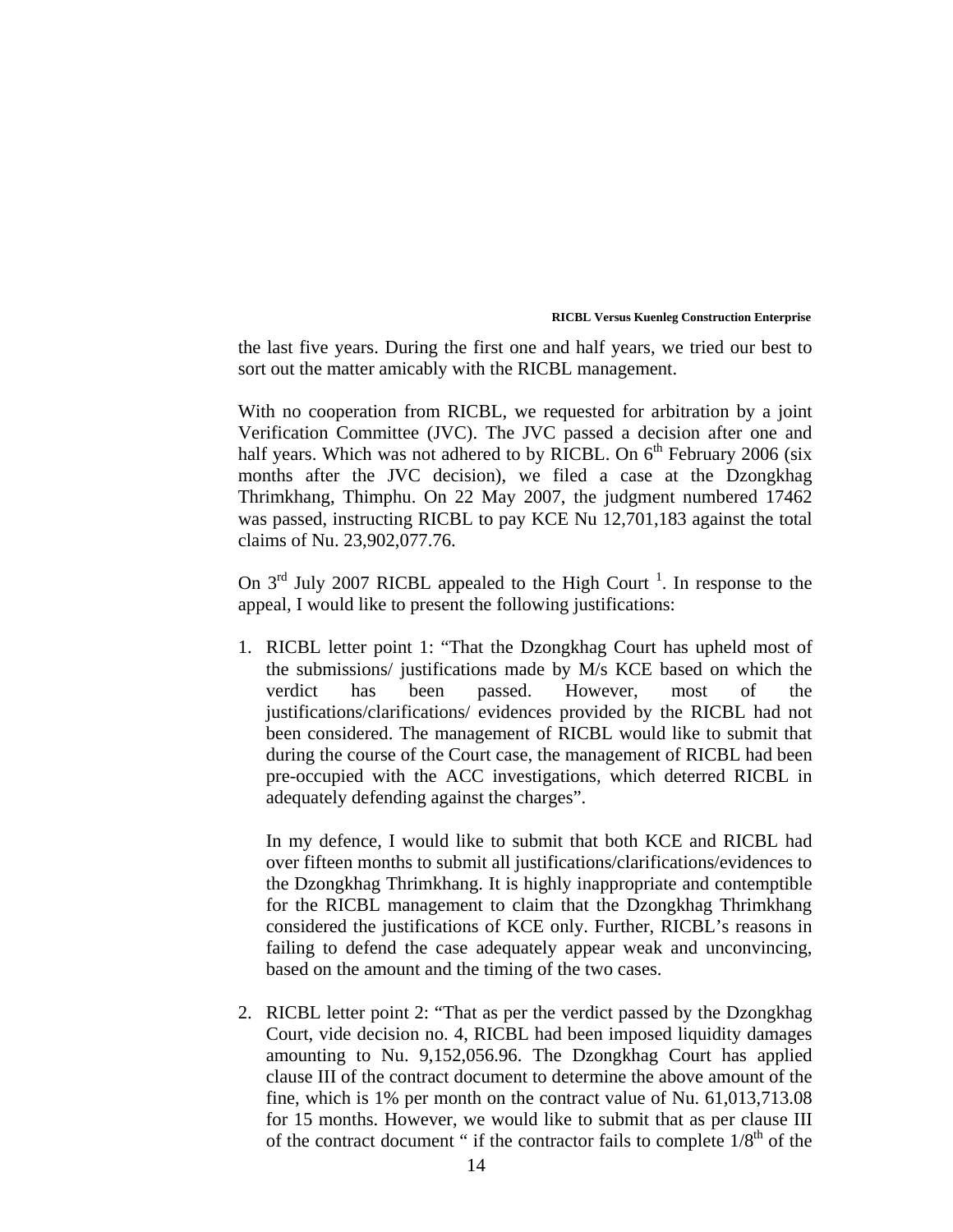the last five years. During the first one and half years, we tried our best to sort out the matter amicably with the RICBL management.

With no cooperation from RICBL, we requested for arbitration by a joint Verification Committee (JVC). The JVC passed a decision after one and half years. Which was not adhered to by RICBL. On 6th February 2006 (six months after the JVC decision), we filed a case at the Dzongkhag Thrimkhang, Thimphu. On 22 May 2007, the judgment numbered 17462 was passed, instructing RICBL to pay KCE Nu 12,701,183 against the total claims of Nu. 23,902,077.76.

On 3rd July 2007 RICBL appealed to the High Court [1]. In response to the appeal, I would like to present the following justifications:

1. RICBL letter point 1: "That the Dzongkhag Court has upheld most of the submissions/ justifications made by M/s KCE based on which the verdict has been passed. However, most of the justifications/clarifications/ evidences provided by the RICBL had not been considered. The management of RICBL would like to submit that during the course of the Court case, the management of RICBL had been pre-occupied with the ACC investigations, which deterred RICBL in adequately defending against the charges".

   In my defence, I would like to submit that both KCE and RICBL had over fifteen months to submit all justifications/clarifications/evidences to the Dzongkhag Thrimkhang. It is highly inappropriate and contemptible for the RICBL management to claim that the Dzongkhag Thrimkhang considered the justifications of KCE only. Further, RICBL's reasons in failing to defend the case adequately appear weak and unconvincing, based on the amount and the timing of the two cases.

2. RICBL letter point 2: "That as per the verdict passed by the Dzongkhag Court, vide decision no. 4, RICBL had been imposed liquidity damages amounting to Nu. 9,152,056.96. The Dzongkhag Court has applied clause III of the contract document to determine the above amount of the fine, which is 1% per month on the contract value of Nu. 61,013,713.08 for 15 months. However, we would like to submit that as per clause III of the contract document " if the contractor fails to complete 1/8th of the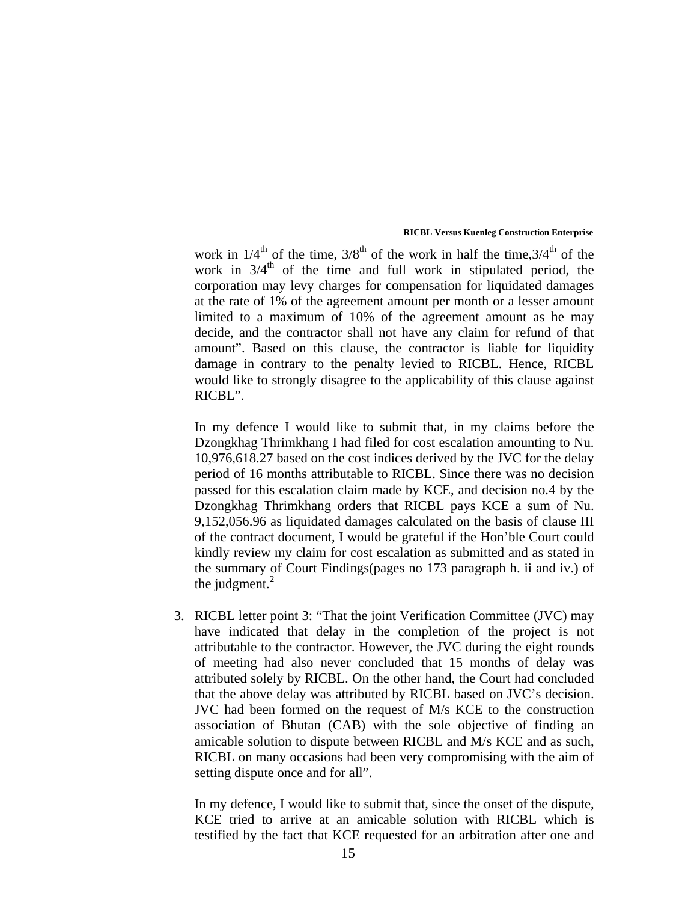work in 1/4$^{th}$ of the time, 3/8$^{th}$ of the work in half the time,3/4$^{th}$ of the work in 3/4$^{th}$ of the time and full work in stipulated period, the corporation may levy charges for compensation for liquidated damages at the rate of 1% of the agreement amount per month or a lesser amount limited to a maximum of 10% of the agreement amount as he may decide, and the contractor shall not have any claim for refund of that amount". Based on this clause, the contractor is liable for liquidity damage in contrary to the penalty levied to RICBL. Hence, RICBL would like to strongly disagree to the applicability of this clause against RICBL".

In my defence I would like to submit that, in my claims before the Dzongkhag Thrimkhang I had filed for cost escalation amounting to Nu. 10,976,618.27 based on the cost indices derived by the JVC for the delay period of 16 months attributable to RICBL. Since there was no decision passed for this escalation claim made by KCE, and decision no.4 by the Dzongkhag Thrimkhang orders that RICBL pays KCE a sum of Nu. 9,152,056.96 as liquidated damages calculated on the basis of clause III of the contract document, I would be grateful if the Hon'ble Court could kindly review my claim for cost escalation as submitted and as stated in the summary of Court Findings(pages no 173 paragraph h. ii and iv.) of the judgment.[2]

3. RICBL letter point 3: "That the joint Verification Committee (JVC) may have indicated that delay in the completion of the project is not attributable to the contractor. However, the JVC during the eight rounds of meeting had also never concluded that 15 months of delay was attributed solely by RICBL. On the other hand, the Court had concluded that the above delay was attributed by RICBL based on JVC's decision. JVC had been formed on the request of M/s KCE to the construction association of Bhutan (CAB) with the sole objective of finding an amicable solution to dispute between RICBL and M/s KCE and as such, RICBL on many occasions had been very compromising with the aim of setting dispute once and for all".

   In my defence, I would like to submit that, since the onset of the dispute, KCE tried to arrive at an amicable solution with RICBL which is testified by the fact that KCE requested for an arbitration after one and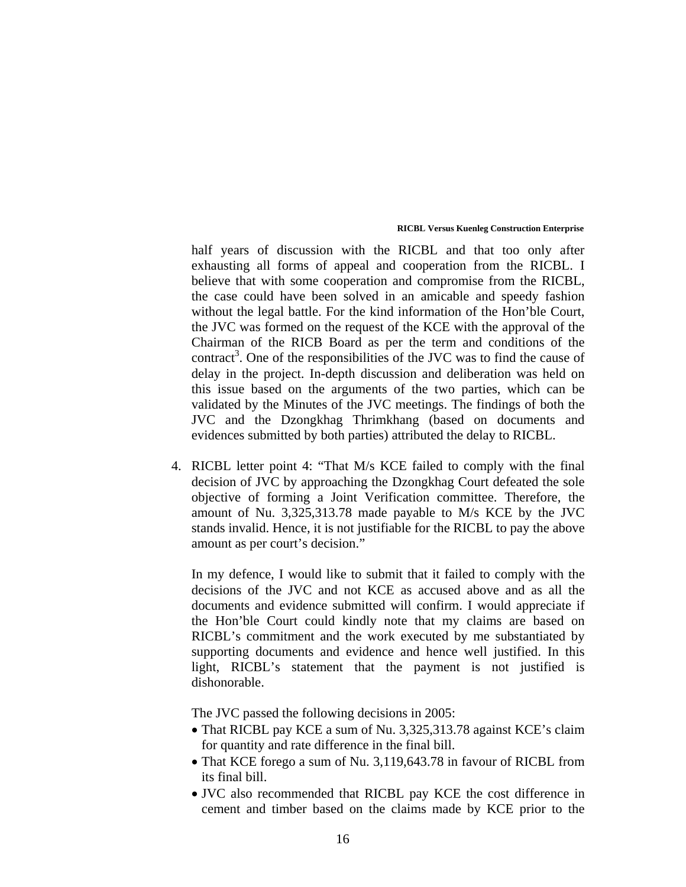half years of discussion with the RICBL and that too only after exhausting all forms of appeal and cooperation from the RICBL. I believe that with some cooperation and compromise from the RICBL, the case could have been solved in an amicable and speedy fashion without the legal battle. For the kind information of the Hon'ble Court, the JVC was formed on the request of the KCE with the approval of the Chairman of the RICB Board as per the term and conditions of the contract[3]. One of the responsibilities of the JVC was to find the cause of delay in the project. In-depth discussion and deliberation was held on this issue based on the arguments of the two parties, which can be validated by the Minutes of the JVC meetings. The findings of both the JVC and the Dzongkhag Thrimkhang (based on documents and evidences submitted by both parties) attributed the delay to RICBL.

4. RICBL letter point 4: "That M/s KCE failed to comply with the final decision of JVC by approaching the Dzongkhag Court defeated the sole objective of forming a Joint Verification committee. Therefore, the amount of Nu. 3,325,313.78 made payable to M/s KCE by the JVC stands invalid. Hence, it is not justifiable for the RICBL to pay the above amount as per court's decision."

   In my defence, I would like to submit that it failed to comply with the decisions of the JVC and not KCE as accused above and as all the documents and evidence submitted will confirm. I would appreciate if the Hon'ble Court could kindly note that my claims are based on RICBL's commitment and the work executed by me substantiated by supporting documents and evidence and hence well justified. In this light, RICBL's statement that the payment is not justified is dishonorable.

   The JVC passed the following decisions in 2005:

   - That RICBL pay KCE a sum of Nu. 3,325,313.78 against KCE's claim for quantity and rate difference in the final bill.
   - That KCE forego a sum of Nu. 3,119,643.78 in favour of RICBL from its final bill.
   - JVC also recommended that RICBL pay KCE the cost difference in cement and timber based on the claims made by KCE prior to the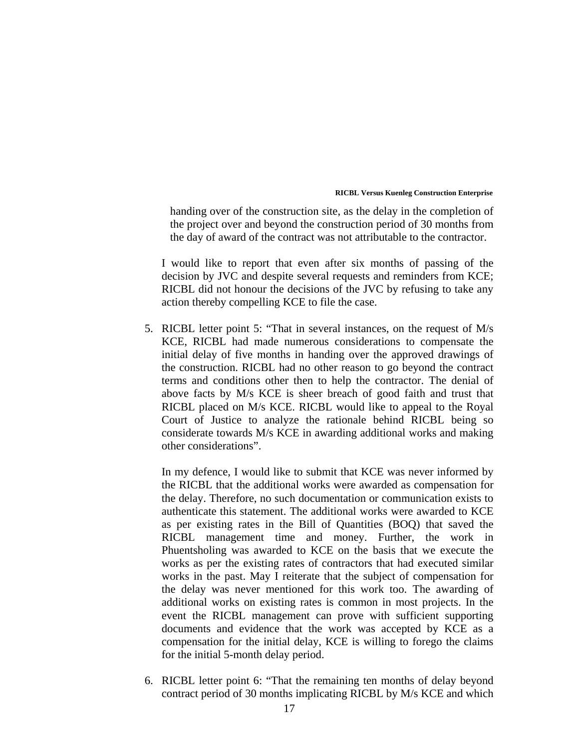handing over of the construction site, as the delay in the completion of the project over and beyond the construction period of 30 months from the day of award of the contract was not attributable to the contractor.

I would like to report that even after six months of passing of the decision by JVC and despite several requests and reminders from KCE; RICBL did not honour the decisions of the JVC by refusing to take any action thereby compelling KCE to file the case.

5. RICBL letter point 5: "That in several instances, on the request of M/s KCE, RICBL had made numerous considerations to compensate the initial delay of five months in handing over the approved drawings of the construction. RICBL had no other reason to go beyond the contract terms and conditions other then to help the contractor. The denial of above facts by M/s KCE is sheer breach of good faith and trust that RICBL placed on M/s KCE. RICBL would like to appeal to the Royal Court of Justice to analyze the rationale behind RICBL being so considerate towards M/s KCE in awarding additional works and making other considerations".

   In my defence, I would like to submit that KCE was never informed by the RICBL that the additional works were awarded as compensation for the delay. Therefore, no such documentation or communication exists to authenticate this statement. The additional works were awarded to KCE as per existing rates in the Bill of Quantities (BOQ) that saved the RICBL management time and money. Further, the work in Phuentsholing was awarded to KCE on the basis that we execute the works as per the existing rates of contractors that had executed similar works in the past. May I reiterate that the subject of compensation for the delay was never mentioned for this work too. The awarding of additional works on existing rates is common in most projects. In the event the RICBL management can prove with sufficient supporting documents and evidence that the work was accepted by KCE as a compensation for the initial delay, KCE is willing to forego the claims for the initial 5-month delay period.

6. RICBL letter point 6: "That the remaining ten months of delay beyond contract period of 30 months implicating RICBL by M/s KCE and which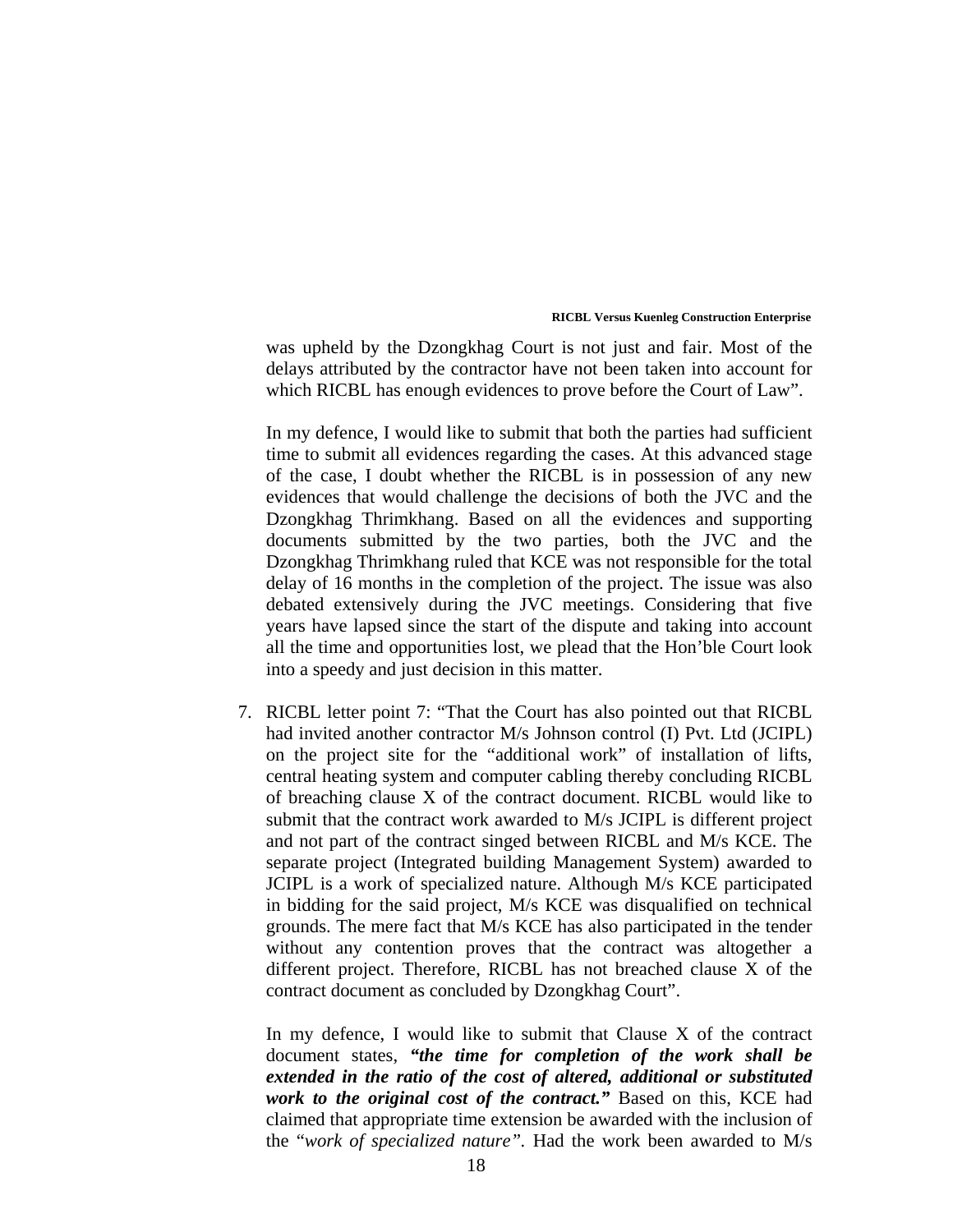was upheld by the Dzongkhag Court is not just and fair. Most of the delays attributed by the contractor have not been taken into account for which RICBL has enough evidences to prove before the Court of Law".

In my defence, I would like to submit that both the parties had sufficient time to submit all evidences regarding the cases. At this advanced stage of the case, I doubt whether the RICBL is in possession of any new evidences that would challenge the decisions of both the JVC and the Dzongkhag Thrimkhang. Based on all the evidences and supporting documents submitted by the two parties, both the JVC and the Dzongkhag Thrimkhang ruled that KCE was not responsible for the total delay of 16 months in the completion of the project. The issue was also debated extensively during the JVC meetings. Considering that five years have lapsed since the start of the dispute and taking into account all the time and opportunities lost, we plead that the Hon'ble Court look into a speedy and just decision in this matter.

7. RICBL letter point 7: "That the Court has also pointed out that RICBL had invited another contractor M/s Johnson control (I) Pvt. Ltd (JCIPL) on the project site for the "additional work" of installation of lifts, central heating system and computer cabling thereby concluding RICBL of breaching clause X of the contract document. RICBL would like to submit that the contract work awarded to M/s JCIPL is different project and not part of the contract singed between RICBL and M/s KCE. The separate project (Integrated building Management System) awarded to JCIPL is a work of specialized nature. Although M/s KCE participated in bidding for the said project, M/s KCE was disqualified on technical grounds. The mere fact that M/s KCE has also participated in the tender without any contention proves that the contract was altogether a different project. Therefore, RICBL has not breached clause X of the contract document as concluded by Dzongkhag Court".

   In my defence, I would like to submit that Clause X of the contract document states, ***"the time for completion of the work shall be extended in the ratio of the cost of altered, additional or substituted work to the original cost of the contract."*** Based on this, KCE had claimed that appropriate time extension be awarded with the inclusion of the "*work of specialized nature"*. Had the work been awarded to M/s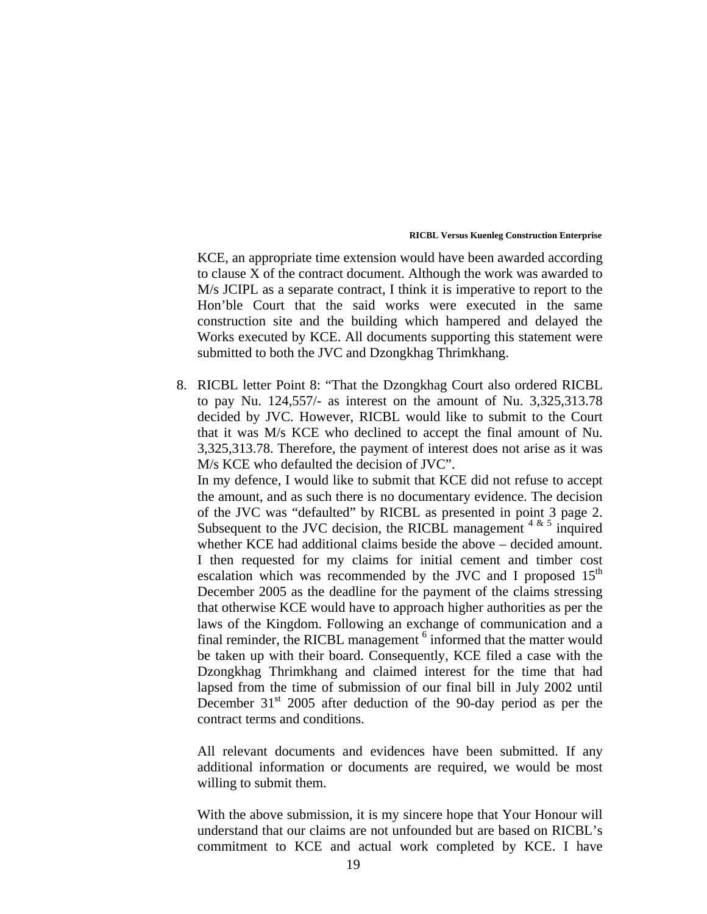KCE, an appropriate time extension would have been awarded according to clause X of the contract document. Although the work was awarded to M/s JCIPL as a separate contract, I think it is imperative to report to the Hon'ble Court that the said works were executed in the same construction site and the building which hampered and delayed the Works executed by KCE. All documents supporting this statement were submitted to both the JVC and Dzongkhag Thrimkhang.

8. RICBL letter Point 8: "That the Dzongkhag Court also ordered RICBL to pay Nu. 124,557/- as interest on the amount of Nu. 3,325,313.78 decided by JVC. However, RICBL would like to submit to the Court that it was M/s KCE who declined to accept the final amount of Nu. 3,325,313.78. Therefore, the payment of interest does not arise as it was M/s KCE who defaulted the decision of JVC".

   In my defence, I would like to submit that KCE did not refuse to accept the amount, and as such there is no documentary evidence. The decision of the JVC was "defaulted" by RICBL as presented in point 3 page 2. Subsequent to the JVC decision, the RICBL management [4 & 5] inquired whether KCE had additional claims beside the above – decided amount. I then requested for my claims for initial cement and timber cost escalation which was recommended by the JVC and I proposed 15th December 2005 as the deadline for the payment of the claims stressing that otherwise KCE would have to approach higher authorities as per the laws of the Kingdom. Following an exchange of communication and a final reminder, the RICBL management [6] informed that the matter would be taken up with their board. Consequently, KCE filed a case with the Dzongkhag Thrimkhang and claimed interest for the time that had lapsed from the time of submission of our final bill in July 2002 until December 31st 2005 after deduction of the 90-day period as per the contract terms and conditions.

   All relevant documents and evidences have been submitted. If any additional information or documents are required, we would be most willing to submit them.

   With the above submission, it is my sincere hope that Your Honour will understand that our claims are not unfounded but are based on RICBL's commitment to KCE and actual work completed by KCE. I have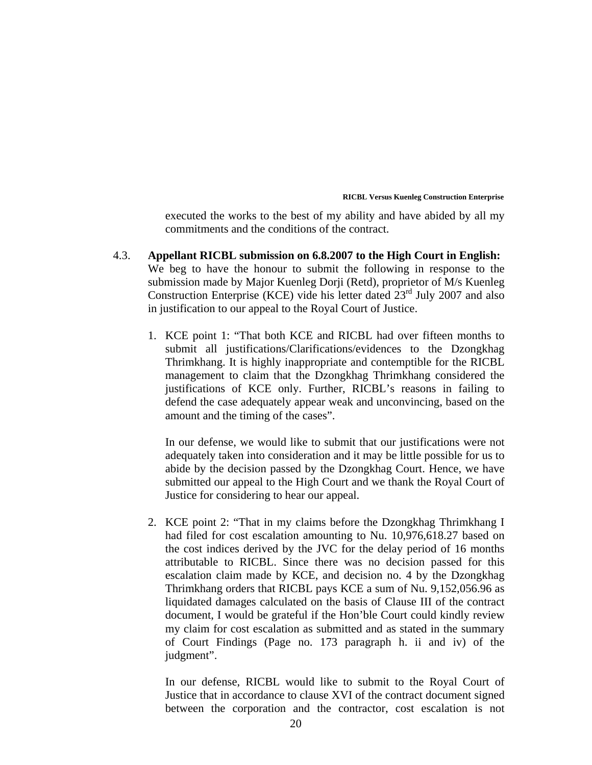executed the works to the best of my ability and have abided by all my commitments and the conditions of the contract.

4.3. **Appellant RICBL submission on 6.8.2007 to the High Court in English:**
We beg to have the honour to submit the following in response to the submission made by Major Kuenleg Dorji (Retd), proprietor of M/s Kuenleg Construction Enterprise (KCE) vide his letter dated 23rd July 2007 and also in justification to our appeal to the Royal Court of Justice.

1. KCE point 1: "That both KCE and RICBL had over fifteen months to submit all justifications/Clarifications/evidences to the Dzongkhag Thrimkhang. It is highly inappropriate and contemptible for the RICBL management to claim that the Dzongkhag Thrimkhang considered the justifications of KCE only. Further, RICBL's reasons in failing to defend the case adequately appear weak and unconvincing, based on the amount and the timing of the cases".

   In our defense, we would like to submit that our justifications were not adequately taken into consideration and it may be little possible for us to abide by the decision passed by the Dzongkhag Court. Hence, we have submitted our appeal to the High Court and we thank the Royal Court of Justice for considering to hear our appeal.

2. KCE point 2: "That in my claims before the Dzongkhag Thrimkhang I had filed for cost escalation amounting to Nu. 10,976,618.27 based on the cost indices derived by the JVC for the delay period of 16 months attributable to RICBL. Since there was no decision passed for this escalation claim made by KCE, and decision no. 4 by the Dzongkhag Thrimkhang orders that RICBL pays KCE a sum of Nu. 9,152,056.96 as liquidated damages calculated on the basis of Clause III of the contract document, I would be grateful if the Hon'ble Court could kindly review my claim for cost escalation as submitted and as stated in the summary of Court Findings (Page no. 173 paragraph h. ii and iv) of the judgment".

   In our defense, RICBL would like to submit to the Royal Court of Justice that in accordance to clause XVI of the contract document signed between the corporation and the contractor, cost escalation is not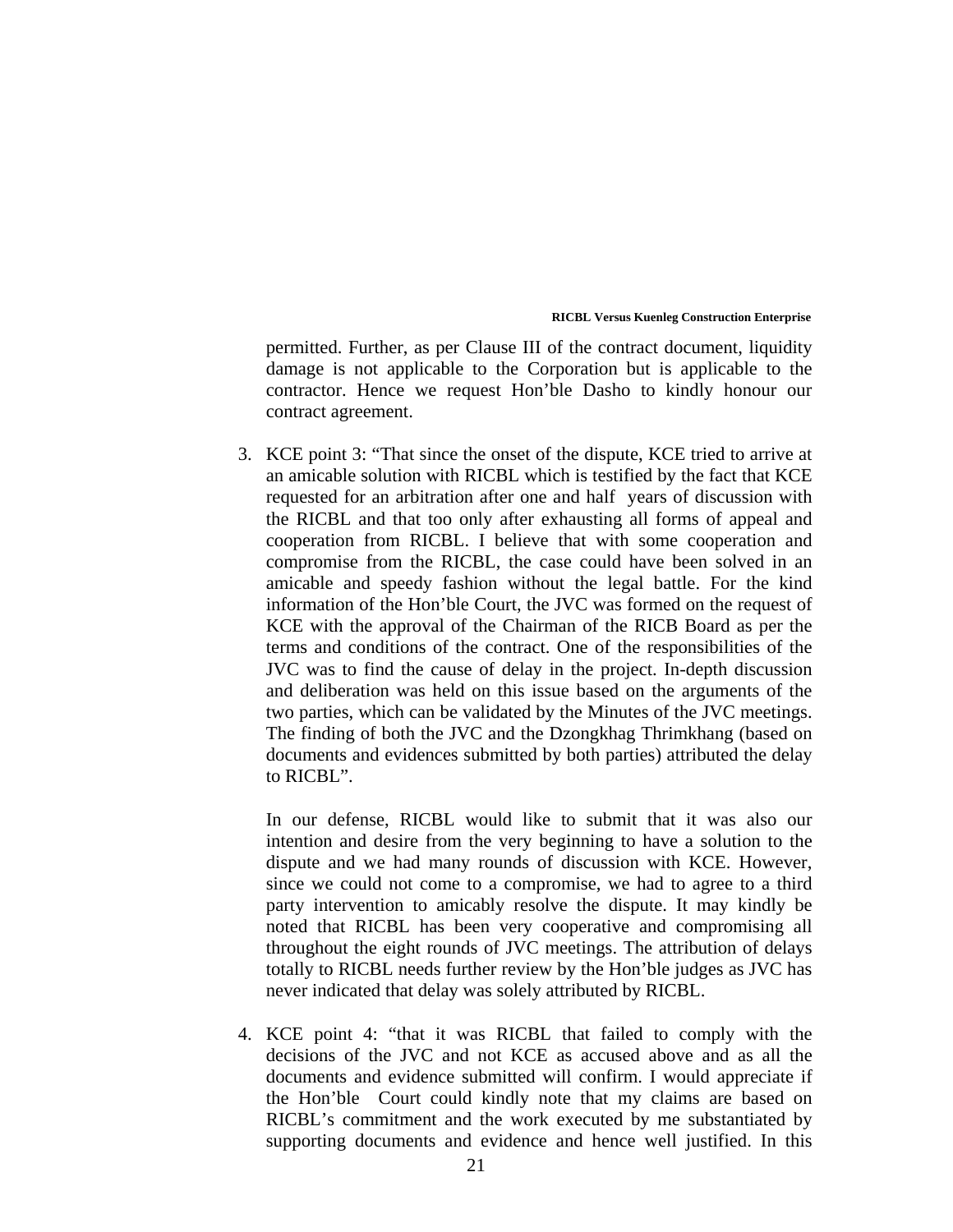permitted. Further, as per Clause III of the contract document, liquidity damage is not applicable to the Corporation but is applicable to the contractor. Hence we request Hon'ble Dasho to kindly honour our contract agreement.

3. KCE point 3: "That since the onset of the dispute, KCE tried to arrive at an amicable solution with RICBL which is testified by the fact that KCE requested for an arbitration after one and half years of discussion with the RICBL and that too only after exhausting all forms of appeal and cooperation from RICBL. I believe that with some cooperation and compromise from the RICBL, the case could have been solved in an amicable and speedy fashion without the legal battle. For the kind information of the Hon'ble Court, the JVC was formed on the request of KCE with the approval of the Chairman of the RICB Board as per the terms and conditions of the contract. One of the responsibilities of the JVC was to find the cause of delay in the project. In-depth discussion and deliberation was held on this issue based on the arguments of the two parties, which can be validated by the Minutes of the JVC meetings. The finding of both the JVC and the Dzongkhag Thrimkhang (based on documents and evidences submitted by both parties) attributed the delay to RICBL".

   In our defense, RICBL would like to submit that it was also our intention and desire from the very beginning to have a solution to the dispute and we had many rounds of discussion with KCE. However, since we could not come to a compromise, we had to agree to a third party intervention to amicably resolve the dispute. It may kindly be noted that RICBL has been very cooperative and compromising all throughout the eight rounds of JVC meetings. The attribution of delays totally to RICBL needs further review by the Hon'ble judges as JVC has never indicated that delay was solely attributed by RICBL.

4. KCE point 4: "that it was RICBL that failed to comply with the decisions of the JVC and not KCE as accused above and as all the documents and evidence submitted will confirm. I would appreciate if the Hon'ble Court could kindly note that my claims are based on RICBL's commitment and the work executed by me substantiated by supporting documents and evidence and hence well justified. In this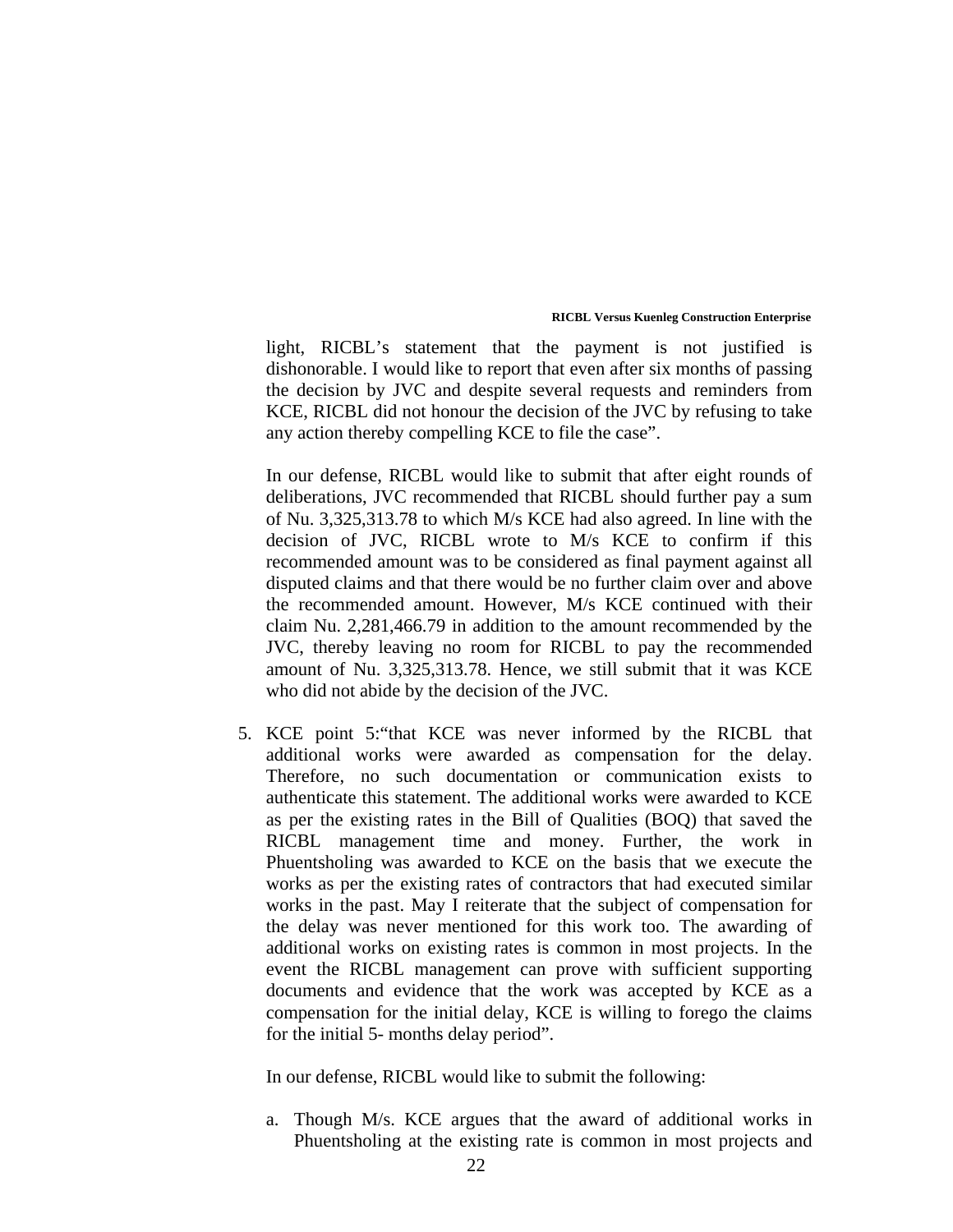light, RICBL's statement that the payment is not justified is dishonorable. I would like to report that even after six months of passing the decision by JVC and despite several requests and reminders from KCE, RICBL did not honour the decision of the JVC by refusing to take any action thereby compelling KCE to file the case".

In our defense, RICBL would like to submit that after eight rounds of deliberations, JVC recommended that RICBL should further pay a sum of Nu. 3,325,313.78 to which M/s KCE had also agreed. In line with the decision of JVC, RICBL wrote to M/s KCE to confirm if this recommended amount was to be considered as final payment against all disputed claims and that there would be no further claim over and above the recommended amount. However, M/s KCE continued with their claim Nu. 2,281,466.79 in addition to the amount recommended by the JVC, thereby leaving no room for RICBL to pay the recommended amount of Nu. 3,325,313.78. Hence, we still submit that it was KCE who did not abide by the decision of the JVC.

5. KCE point 5:"that KCE was never informed by the RICBL that additional works were awarded as compensation for the delay. Therefore, no such documentation or communication exists to authenticate this statement. The additional works were awarded to KCE as per the existing rates in the Bill of Qualities (BOQ) that saved the RICBL management time and money. Further, the work in Phuentsholing was awarded to KCE on the basis that we execute the works as per the existing rates of contractors that had executed similar works in the past. May I reiterate that the subject of compensation for the delay was never mentioned for this work too. The awarding of additional works on existing rates is common in most projects. In the event the RICBL management can prove with sufficient supporting documents and evidence that the work was accepted by KCE as a compensation for the initial delay, KCE is willing to forego the claims for the initial 5- months delay period".

   In our defense, RICBL would like to submit the following:

   a. Though M/s. KCE argues that the award of additional works in Phuentsholing at the existing rate is common in most projects and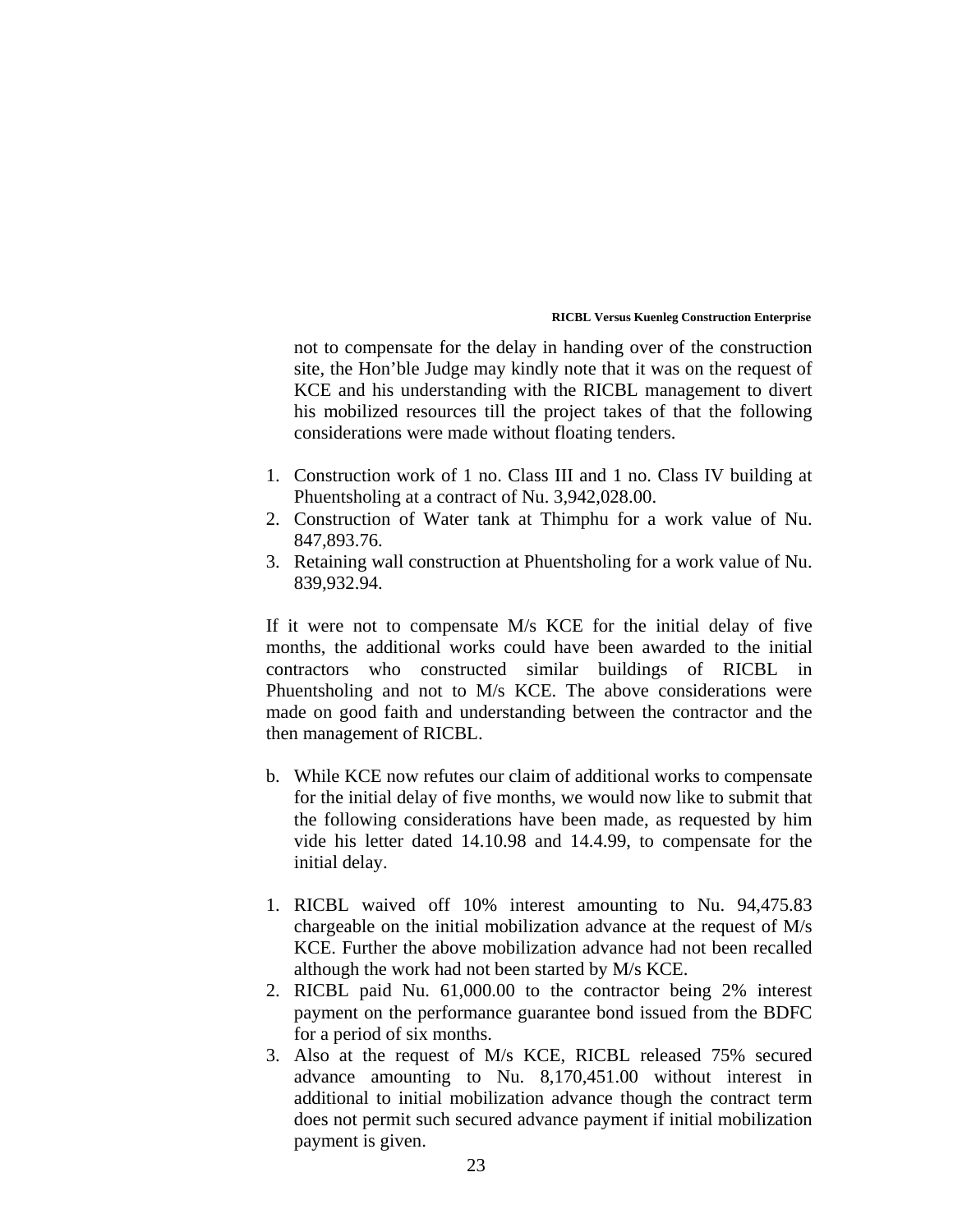not to compensate for the delay in handing over of the construction site, the Hon'ble Judge may kindly note that it was on the request of KCE and his understanding with the RICBL management to divert his mobilized resources till the project takes of that the following considerations were made without floating tenders.

1. Construction work of 1 no. Class III and 1 no. Class IV building at Phuentsholing at a contract of Nu. 3,942,028.00.
2. Construction of Water tank at Thimphu for a work value of Nu. 847,893.76.
3. Retaining wall construction at Phuentsholing for a work value of Nu. 839,932.94.

If it were not to compensate M/s KCE for the initial delay of five months, the additional works could have been awarded to the initial contractors who constructed similar buildings of RICBL in Phuentsholing and not to M/s KCE. The above considerations were made on good faith and understanding between the contractor and the then management of RICBL.

b. While KCE now refutes our claim of additional works to compensate for the initial delay of five months, we would now like to submit that the following considerations have been made, as requested by him vide his letter dated 14.10.98 and 14.4.99, to compensate for the initial delay.

1. RICBL waived off 10% interest amounting to Nu. 94,475.83 chargeable on the initial mobilization advance at the request of M/s KCE. Further the above mobilization advance had not been recalled although the work had not been started by M/s KCE.
2. RICBL paid Nu. 61,000.00 to the contractor being 2% interest payment on the performance guarantee bond issued from the BDFC for a period of six months.
3. Also at the request of M/s KCE, RICBL released 75% secured advance amounting to Nu. 8,170,451.00 without interest in additional to initial mobilization advance though the contract term does not permit such secured advance payment if initial mobilization payment is given.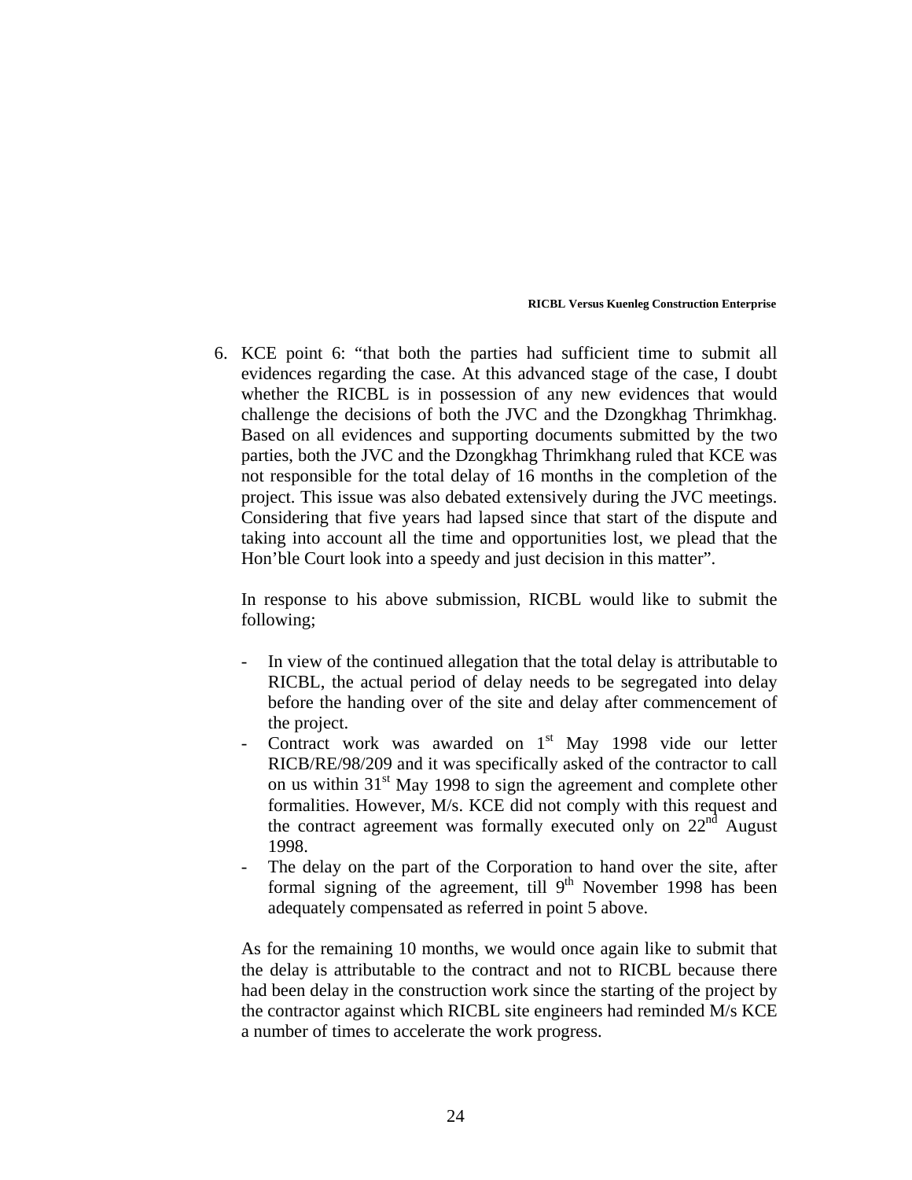6. KCE point 6: "that both the parties had sufficient time to submit all evidences regarding the case. At this advanced stage of the case, I doubt whether the RICBL is in possession of any new evidences that would challenge the decisions of both the JVC and the Dzongkhag Thrimkhag. Based on all evidences and supporting documents submitted by the two parties, both the JVC and the Dzongkhag Thrimkhang ruled that KCE was not responsible for the total delay of 16 months in the completion of the project. This issue was also debated extensively during the JVC meetings. Considering that five years had lapsed since that start of the dispute and taking into account all the time and opportunities lost, we plead that the Hon'ble Court look into a speedy and just decision in this matter".

   In response to his above submission, RICBL would like to submit the following;

   - In view of the continued allegation that the total delay is attributable to RICBL, the actual period of delay needs to be segregated into delay before the handing over of the site and delay after commencement of the project.
   - Contract work was awarded on 1st May 1998 vide our letter RICB/RE/98/209 and it was specifically asked of the contractor to call on us within 31st May 1998 to sign the agreement and complete other formalities. However, M/s. KCE did not comply with this request and the contract agreement was formally executed only on 22nd August 1998.
   - The delay on the part of the Corporation to hand over the site, after formal signing of the agreement, till 9th November 1998 has been adequately compensated as referred in point 5 above.

   As for the remaining 10 months, we would once again like to submit that the delay is attributable to the contract and not to RICBL because there had been delay in the construction work since the starting of the project by the contractor against which RICBL site engineers had reminded M/s KCE a number of times to accelerate the work progress.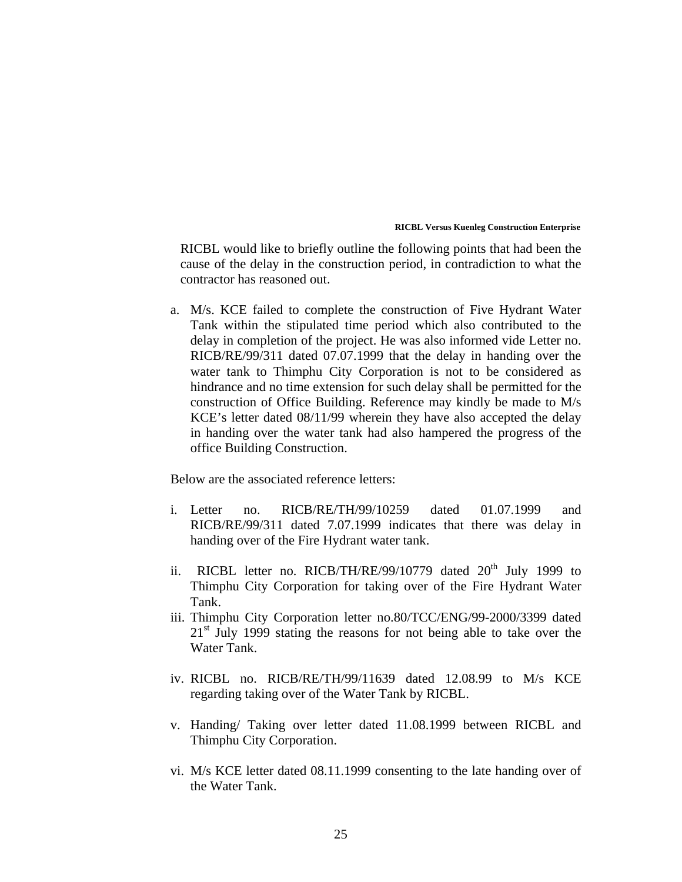RICBL would like to briefly outline the following points that had been the cause of the delay in the construction period, in contradiction to what the contractor has reasoned out.

a. M/s. KCE failed to complete the construction of Five Hydrant Water Tank within the stipulated time period which also contributed to the delay in completion of the project. He was also informed vide Letter no. RICB/RE/99/311 dated 07.07.1999 that the delay in handing over the water tank to Thimphu City Corporation is not to be considered as hindrance and no time extension for such delay shall be permitted for the construction of Office Building. Reference may kindly be made to M/s KCE's letter dated 08/11/99 wherein they have also accepted the delay in handing over the water tank had also hampered the progress of the office Building Construction.

Below are the associated reference letters:

i. Letter no. RICB/RE/TH/99/10259 dated 01.07.1999 and RICB/RE/99/311 dated 7.07.1999 indicates that there was delay in handing over of the Fire Hydrant water tank.

ii. RICBL letter no. RICB/TH/RE/99/10779 dated 20th July 1999 to Thimphu City Corporation for taking over of the Fire Hydrant Water Tank.

iii. Thimphu City Corporation letter no.80/TCC/ENG/99-2000/3399 dated 21st July 1999 stating the reasons for not being able to take over the Water Tank.

iv. RICBL no. RICB/RE/TH/99/11639 dated 12.08.99 to M/s KCE regarding taking over of the Water Tank by RICBL.

v. Handing/ Taking over letter dated 11.08.1999 between RICBL and Thimphu City Corporation.

vi. M/s KCE letter dated 08.11.1999 consenting to the late handing over of the Water Tank.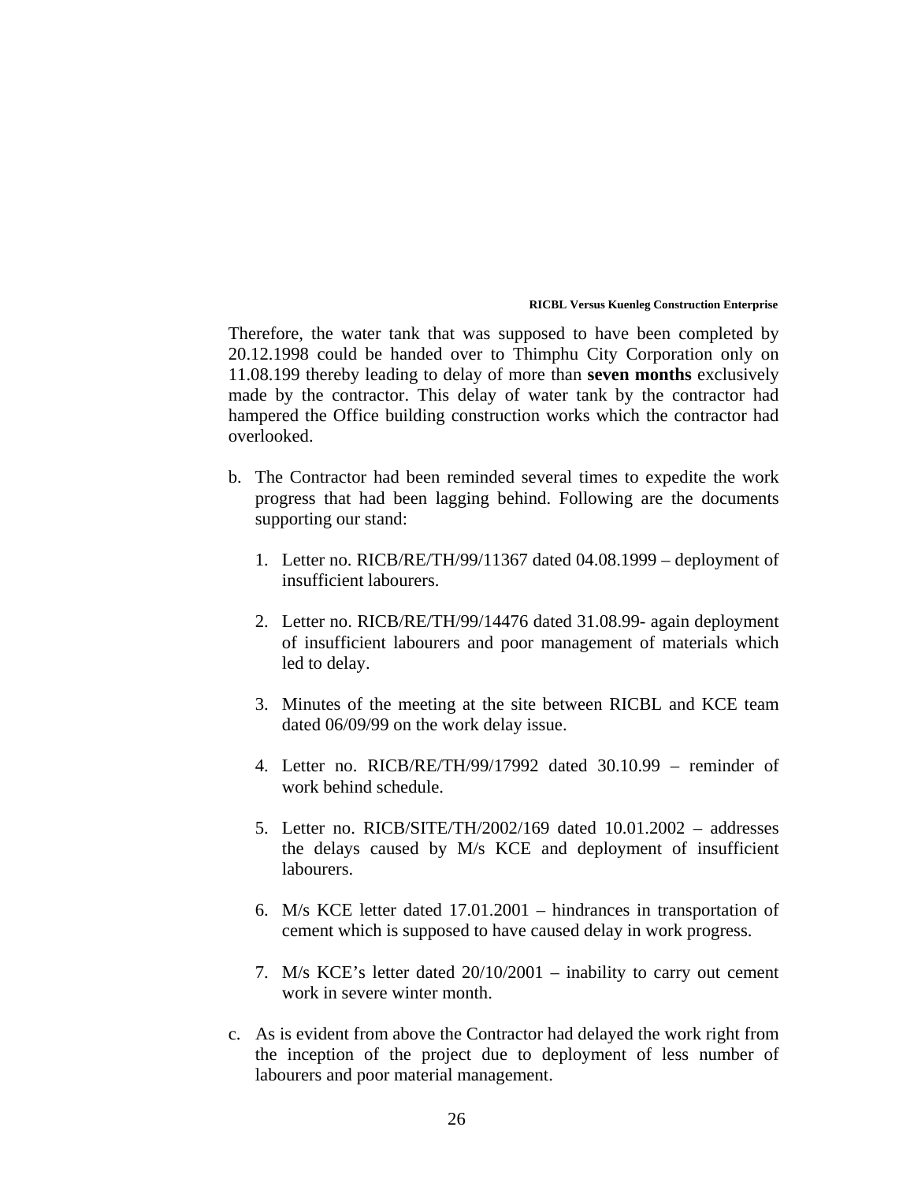Therefore, the water tank that was supposed to have been completed by 20.12.1998 could be handed over to Thimphu City Corporation only on 11.08.199 thereby leading to delay of more than **seven months** exclusively made by the contractor. This delay of water tank by the contractor had hampered the Office building construction works which the contractor had overlooked.

b. The Contractor had been reminded several times to expedite the work progress that had been lagging behind. Following are the documents supporting our stand:

   1. Letter no. RICB/RE/TH/99/11367 dated 04.08.1999 – deployment of insufficient labourers.

   2. Letter no. RICB/RE/TH/99/14476 dated 31.08.99- again deployment of insufficient labourers and poor management of materials which led to delay.

   3. Minutes of the meeting at the site between RICBL and KCE team dated 06/09/99 on the work delay issue.

   4. Letter no. RICB/RE/TH/99/17992 dated 30.10.99 – reminder of work behind schedule.

   5. Letter no. RICB/SITE/TH/2002/169 dated 10.01.2002 – addresses the delays caused by M/s KCE and deployment of insufficient labourers.

   6. M/s KCE letter dated 17.01.2001 – hindrances in transportation of cement which is supposed to have caused delay in work progress.

   7. M/s KCE's letter dated 20/10/2001 – inability to carry out cement work in severe winter month.

c. As is evident from above the Contractor had delayed the work right from the inception of the project due to deployment of less number of labourers and poor material management.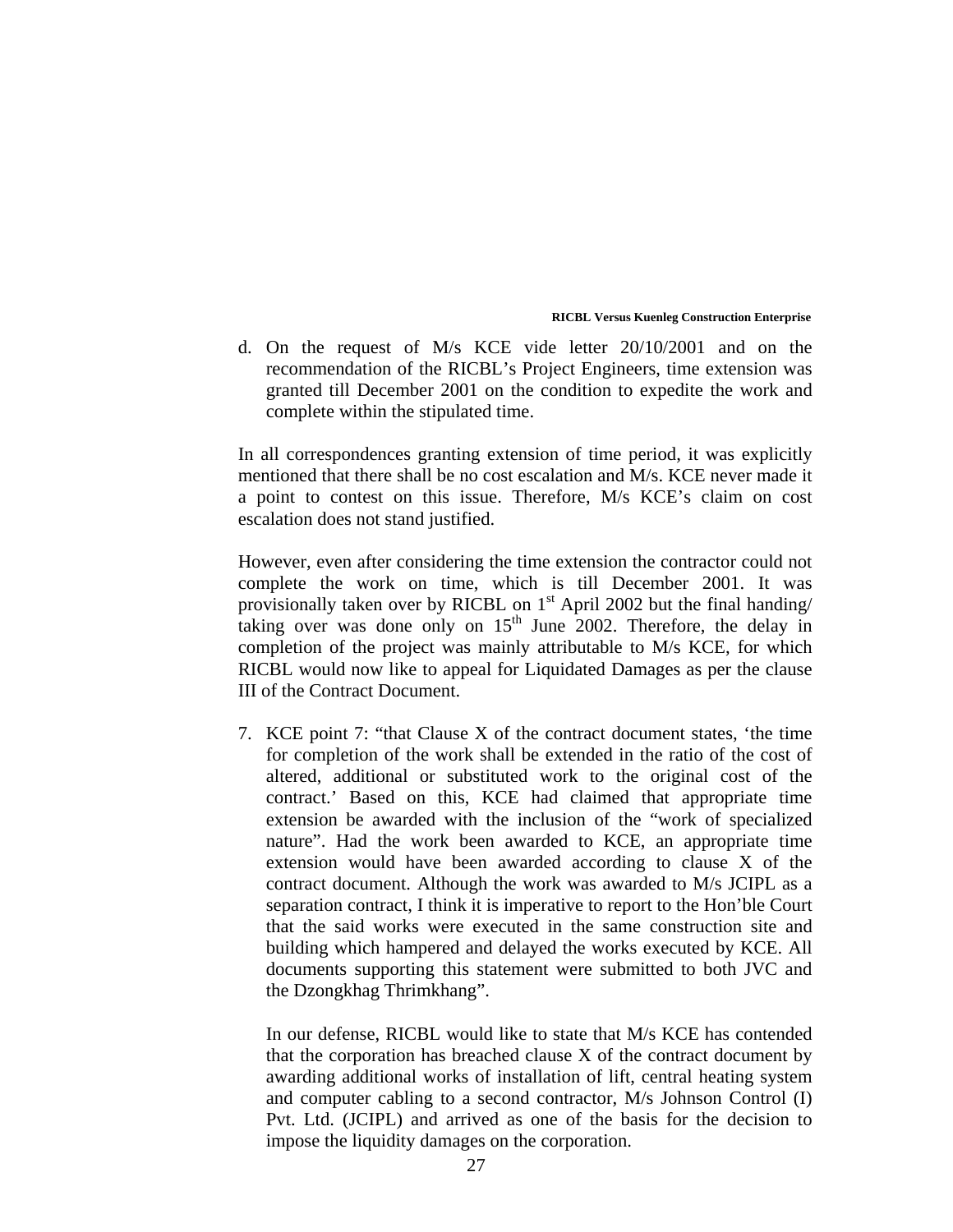d. On the request of M/s KCE vide letter 20/10/2001 and on the recommendation of the RICBL's Project Engineers, time extension was granted till December 2001 on the condition to expedite the work and complete within the stipulated time.

In all correspondences granting extension of time period, it was explicitly mentioned that there shall be no cost escalation and M/s. KCE never made it a point to contest on this issue. Therefore, M/s KCE's claim on cost escalation does not stand justified.

However, even after considering the time extension the contractor could not complete the work on time, which is till December 2001. It was provisionally taken over by RICBL on 1st April 2002 but the final handing/ taking over was done only on 15th June 2002. Therefore, the delay in completion of the project was mainly attributable to M/s KCE, for which RICBL would now like to appeal for Liquidated Damages as per the clause III of the Contract Document.

7. KCE point 7: "that Clause X of the contract document states, 'the time for completion of the work shall be extended in the ratio of the cost of altered, additional or substituted work to the original cost of the contract.' Based on this, KCE had claimed that appropriate time extension be awarded with the inclusion of the "work of specialized nature". Had the work been awarded to KCE, an appropriate time extension would have been awarded according to clause X of the contract document. Although the work was awarded to M/s JCIPL as a separation contract, I think it is imperative to report to the Hon'ble Court that the said works were executed in the same construction site and building which hampered and delayed the works executed by KCE. All documents supporting this statement were submitted to both JVC and the Dzongkhag Thrimkhang".

   In our defense, RICBL would like to state that M/s KCE has contended that the corporation has breached clause X of the contract document by awarding additional works of installation of lift, central heating system and computer cabling to a second contractor, M/s Johnson Control (I) Pvt. Ltd. (JCIPL) and arrived as one of the basis for the decision to impose the liquidity damages on the corporation.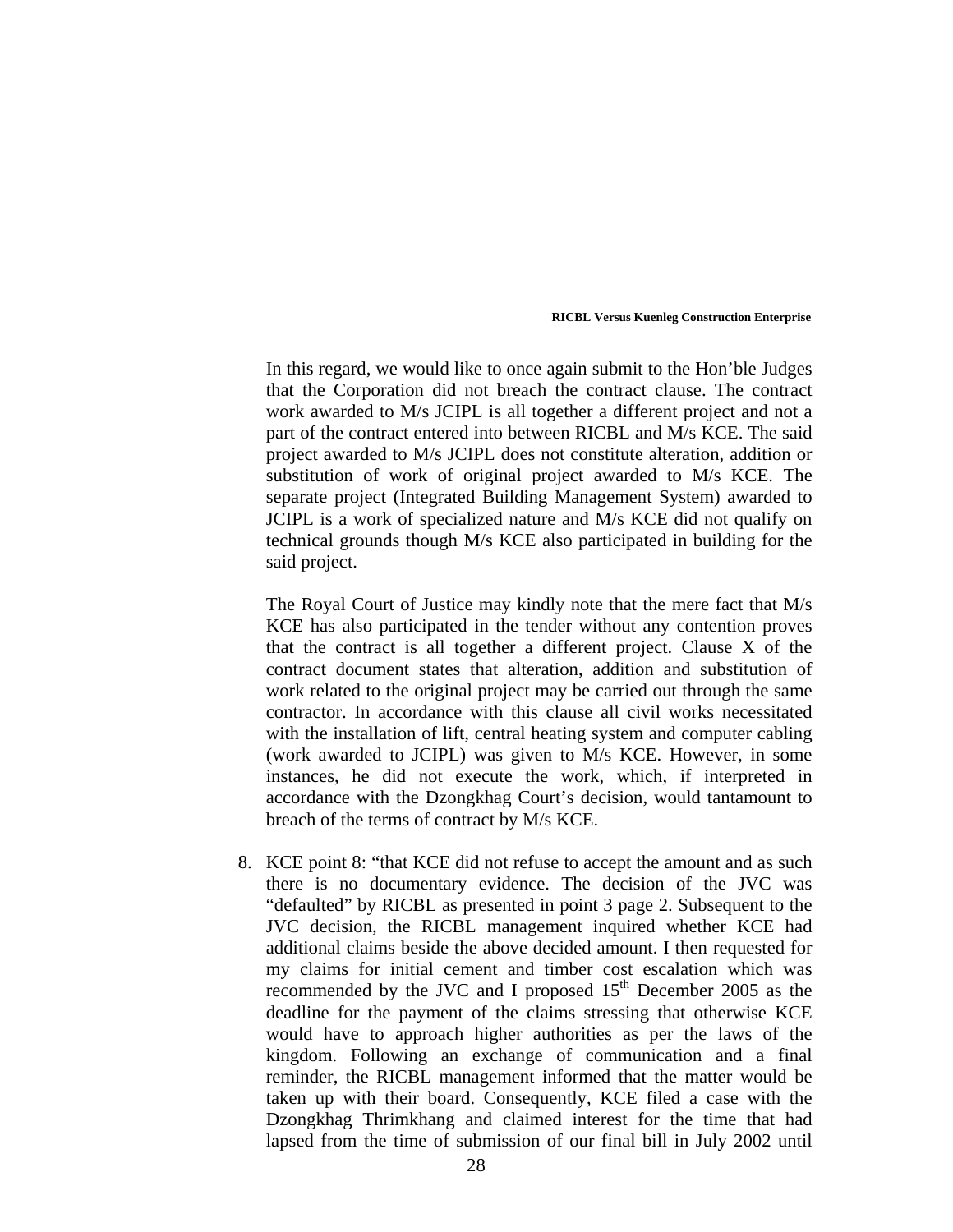In this regard, we would like to once again submit to the Hon'ble Judges that the Corporation did not breach the contract clause. The contract work awarded to M/s JCIPL is all together a different project and not a part of the contract entered into between RICBL and M/s KCE. The said project awarded to M/s JCIPL does not constitute alteration, addition or substitution of work of original project awarded to M/s KCE. The separate project (Integrated Building Management System) awarded to JCIPL is a work of specialized nature and M/s KCE did not qualify on technical grounds though M/s KCE also participated in building for the said project.

The Royal Court of Justice may kindly note that the mere fact that M/s KCE has also participated in the tender without any contention proves that the contract is all together a different project. Clause X of the contract document states that alteration, addition and substitution of work related to the original project may be carried out through the same contractor. In accordance with this clause all civil works necessitated with the installation of lift, central heating system and computer cabling (work awarded to JCIPL) was given to M/s KCE. However, in some instances, he did not execute the work, which, if interpreted in accordance with the Dzongkhag Court's decision, would tantamount to breach of the terms of contract by M/s KCE.

8. KCE point 8: "that KCE did not refuse to accept the amount and as such there is no documentary evidence. The decision of the JVC was "defaulted" by RICBL as presented in point 3 page 2. Subsequent to the JVC decision, the RICBL management inquired whether KCE had additional claims beside the above decided amount. I then requested for my claims for initial cement and timber cost escalation which was recommended by the JVC and I proposed 15th December 2005 as the deadline for the payment of the claims stressing that otherwise KCE would have to approach higher authorities as per the laws of the kingdom. Following an exchange of communication and a final reminder, the RICBL management informed that the matter would be taken up with their board. Consequently, KCE filed a case with the Dzongkhag Thrimkhang and claimed interest for the time that had lapsed from the time of submission of our final bill in July 2002 until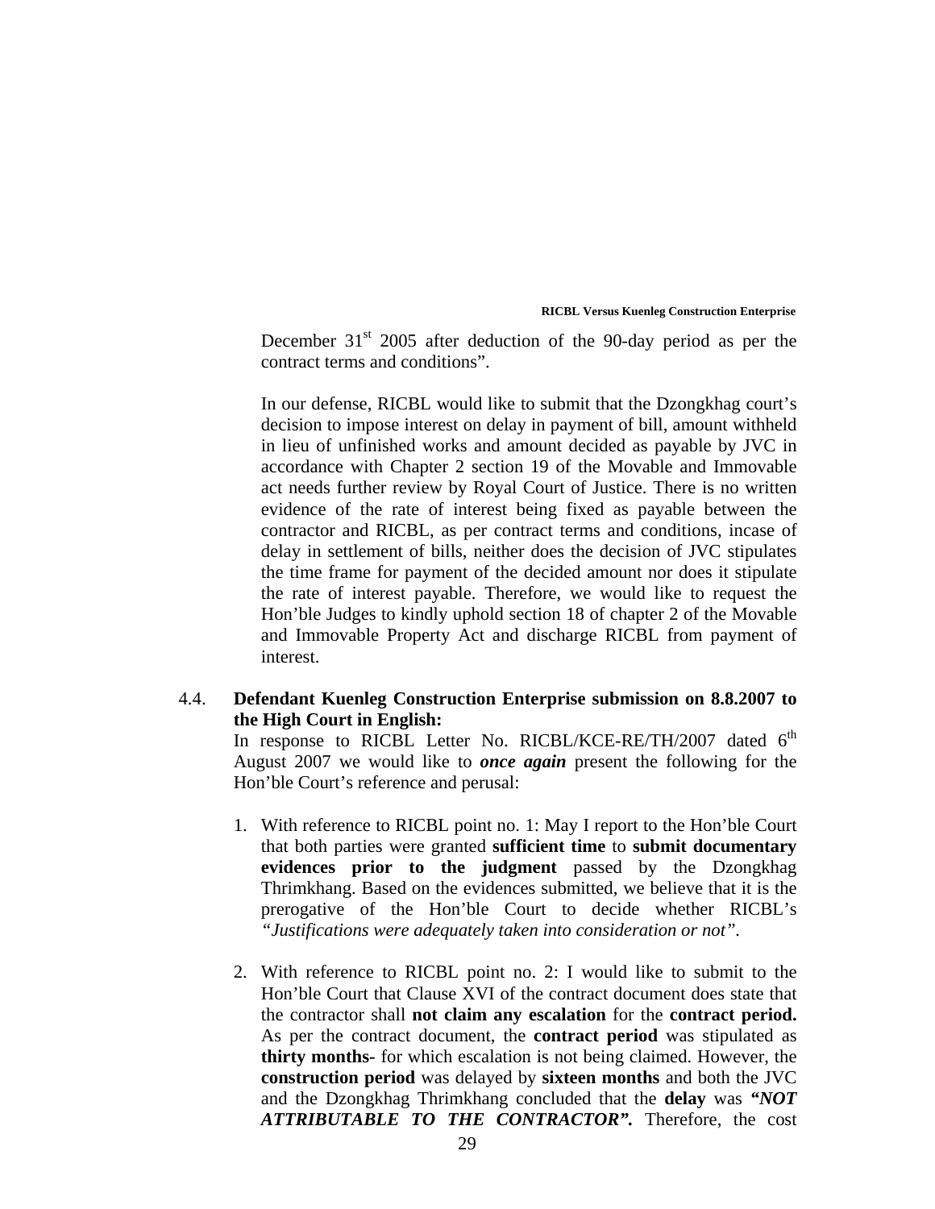December 31st 2005 after deduction of the 90-day period as per the contract terms and conditions".

In our defense, RICBL would like to submit that the Dzongkhag court's decision to impose interest on delay in payment of bill, amount withheld in lieu of unfinished works and amount decided as payable by JVC in accordance with Chapter 2 section 19 of the Movable and Immovable act needs further review by Royal Court of Justice. There is no written evidence of the rate of interest being fixed as payable between the contractor and RICBL, as per contract terms and conditions, incase of delay in settlement of bills, neither does the decision of JVC stipulates the time frame for payment of the decided amount nor does it stipulate the rate of interest payable. Therefore, we would like to request the Hon'ble Judges to kindly uphold section 18 of chapter 2 of the Movable and Immovable Property Act and discharge RICBL from payment of interest.

4.4. **Defendant Kuenleg Construction Enterprise submission on 8.8.2007 to the High Court in English:**

In response to RICBL Letter No. RICBL/KCE-RE/TH/2007 dated 6th August 2007 we would like to ***once again*** present the following for the Hon'ble Court's reference and perusal:

1. With reference to RICBL point no. 1: May I report to the Hon'ble Court that both parties were granted **sufficient time** to **submit documentary evidences prior to the judgment** passed by the Dzongkhag Thrimkhang. Based on the evidences submitted, we believe that it is the prerogative of the Hon'ble Court to decide whether RICBL's *"Justifications were adequately taken into consideration or not".*

2. With reference to RICBL point no. 2: I would like to submit to the Hon'ble Court that Clause XVI of the contract document does state that the contractor shall **not claim any escalation** for the **contract period.** As per the contract document, the **contract period** was stipulated as **thirty months-** for which escalation is not being claimed. However, the **construction period** was delayed by **sixteen months** and both the JVC and the Dzongkhag Thrimkhang concluded that the **delay** was ***"NOT ATTRIBUTABLE TO THE CONTRACTOR".*** Therefore, the cost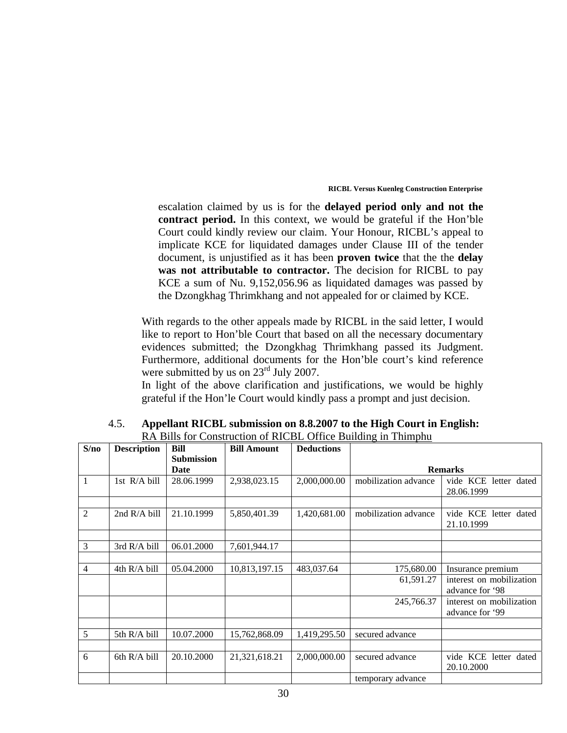escalation claimed by us is for the **delayed period only and not the contract period.** In this context, we would be grateful if the Hon'ble Court could kindly review our claim. Your Honour, RICBL's appeal to implicate KCE for liquidated damages under Clause III of the tender document, is unjustified as it has been **proven twice** that the the **delay was not attributable to contractor.** The decision for RICBL to pay KCE a sum of Nu. 9,152,056.96 as liquidated damages was passed by the Dzongkhag Thrimkhang and not appealed for or claimed by KCE.

With regards to the other appeals made by RICBL in the said letter, I would like to report to Hon'ble Court that based on all the necessary documentary evidences submitted; the Dzongkhag Thrimkhang passed its Judgment. Furthermore, additional documents for the Hon'ble court's kind reference were submitted by us on 23rd July 2007.

In light of the above clarification and justifications, we would be highly grateful if the Hon'le Court would kindly pass a prompt and just decision.

4.5. **Appellant RICBL submission on 8.8.2007 to the High Court in English:**

RA Bills for Construction of RICBL Office Building in Thimphu

| S/no | Description | Bill Submission Date | Bill Amount | Deductions | Remarks | |
|---|---|---|---|---|---|---|
| 1 | 1st R/A bill | 28.06.1999 | 2,938,023.15 | 2,000,000.00 | mobilization advance | vide KCE letter dated 28.06.1999 |
| | | | | | | |
| 2 | 2nd R/A bill | 21.10.1999 | 5,850,401.39 | 1,420,681.00 | mobilization advance | vide KCE letter dated 21.10.1999 |
| | | | | | | |
| 3 | 3rd R/A bill | 06.01.2000 | 7,601,944.17 | | | |
| | | | | | | |
| 4 | 4th R/A bill | 05.04.2000 | 10,813,197.15 | 483,037.64 | 175,680.00 | Insurance premium |
| | | | | | 61,591.27 | interest on mobilization advance for '98 |
| | | | | | 245,766.37 | interest on mobilization advance for '99 |
| | | | | | | |
| 5 | 5th R/A bill | 10.07.2000 | 15,762,868.09 | 1,419,295.50 | secured advance | |
| | | | | | | |
| 6 | 6th R/A bill | 20.10.2000 | 21,321,618.21 | 2,000,000.00 | secured advance | vide KCE letter dated 20.10.2000 |
| | | | | | temporary advance | |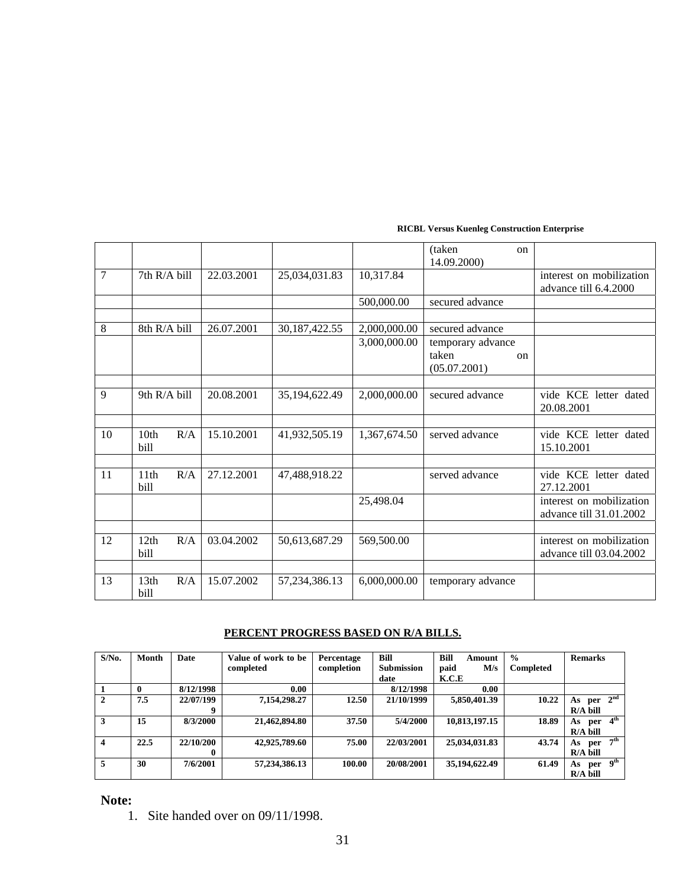| | | | | | (taken on 14.09.2000) | |
|---|---|---|---|---|---|---|
| 7 | 7th R/A bill | 22.03.2001 | 25,034,031.83 | 10,317.84 | | interest on mobilization advance till 6.4.2000 |
| | | | | 500,000.00 | secured advance | |
| | | | | | | |
| 8 | 8th R/A bill | 26.07.2001 | 30,187,422.55 | 2,000,000.00 | secured advance | |
| | | | | 3,000,000.00 | temporary advance taken on (05.07.2001) | |
| | | | | | | |
| 9 | 9th R/A bill | 20.08.2001 | 35,194,622.49 | 2,000,000.00 | secured advance | vide KCE letter dated 20.08.2001 |
| | | | | | | |
| 10 | 10th R/A bill | 15.10.2001 | 41,932,505.19 | 1,367,674.50 | served advance | vide KCE letter dated 15.10.2001 |
| | | | | | | |
| 11 | 11th R/A bill | 27.12.2001 | 47,488,918.22 | | served advance | vide KCE letter dated 27.12.2001 |
| | | | | 25,498.04 | | interest on mobilization advance till 31.01.2002 |
| | | | | | | |
| 12 | 12th R/A bill | 03.04.2002 | 50,613,687.29 | 569,500.00 | | interest on mobilization advance till 03.04.2002 |
| | | | | | | |
| 13 | 13th R/A bill | 15.07.2002 | 57,234,386.13 | 6,000,000.00 | temporary advance | |

**PERCENT PROGRESS BASED ON R/A BILLS.**

| S/No. | Month | Date | Value of work to be completed | Percentage completion | Bill Submission date | Bill Amount paid M/s K.C.E | % Completed | Remarks |
|---|---|---|---|---|---|---|---|---|
| 1 | 0 | 8/12/1998 | 0.00 | | 8/12/1998 | 0.00 | | |
| 2 | 7.5 | 22/07/1999 | 7,154,298.27 | 12.50 | 21/10/1999 | 5,850,401.39 | 10.22 | As per 2nd R/A bill |
| 3 | 15 | 8/3/2000 | 21,462,894.80 | 37.50 | 5/4/2000 | 10,813,197.15 | 18.89 | As per 4th R/A bill |
| 4 | 22.5 | 22/10/2000 | 42,925,789.60 | 75.00 | 22/03/2001 | 25,034,031.83 | 43.74 | As per 7th R/A bill |
| 5 | 30 | 7/6/2001 | 57,234,386.13 | 100.00 | 20/08/2001 | 35,194,622.49 | 61.49 | As per 9th R/A bill |

**Note:**

1. Site handed over on 09/11/1998.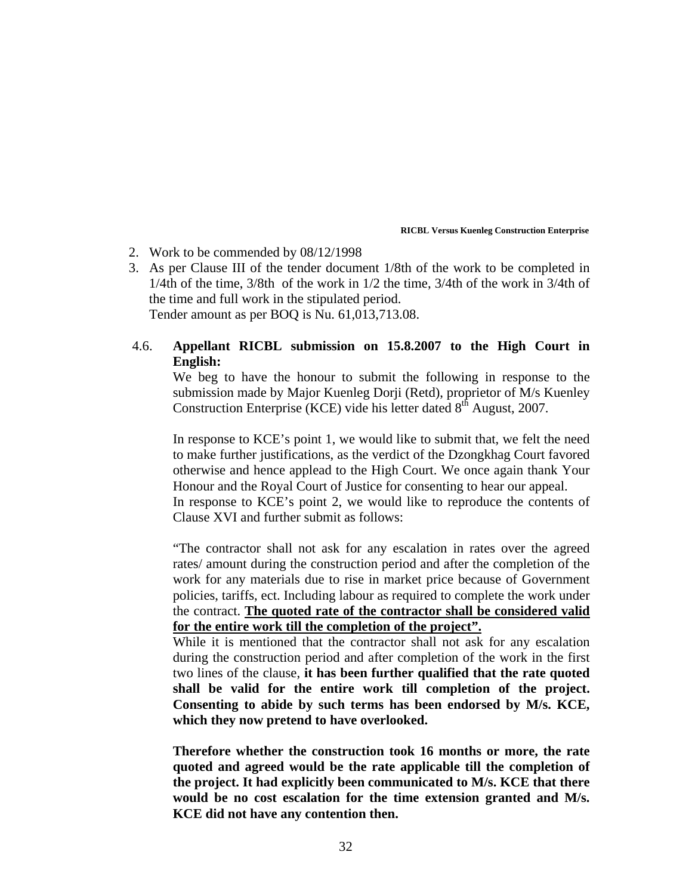2. Work to be commended by 08/12/1998
3. As per Clause III of the tender document 1/8th of the work to be completed in 1/4th of the time, 3/8th of the work in 1/2 the time, 3/4th of the work in 3/4th of the time and full work in the stipulated period.
   Tender amount as per BOQ is Nu. 61,013,713.08.

4.6. **Appellant RICBL submission on 15.8.2007 to the High Court in English:**

We beg to have the honour to submit the following in response to the submission made by Major Kuenleg Dorji (Retd), proprietor of M/s Kuenley Construction Enterprise (KCE) vide his letter dated 8th August, 2007.

In response to KCE's point 1, we would like to submit that, we felt the need to make further justifications, as the verdict of the Dzongkhag Court favored otherwise and hence applead to the High Court. We once again thank Your Honour and the Royal Court of Justice for consenting to hear our appeal.

In response to KCE's point 2, we would like to reproduce the contents of Clause XVI and further submit as follows:

"The contractor shall not ask for any escalation in rates over the agreed rates/ amount during the construction period and after the completion of the work for any materials due to rise in market price because of Government policies, tariffs, ect. Including labour as required to complete the work under the contract. **<u>The quoted rate of the contractor shall be considered valid for the entire work till the completion of the project".</u>**

While it is mentioned that the contractor shall not ask for any escalation during the construction period and after completion of the work in the first two lines of the clause, **it has been further qualified that the rate quoted shall be valid for the entire work till completion of the project. Consenting to abide by such terms has been endorsed by M/s. KCE, which they now pretend to have overlooked.**

**Therefore whether the construction took 16 months or more, the rate quoted and agreed would be the rate applicable till the completion of the project. It had explicitly been communicated to M/s. KCE that there would be no cost escalation for the time extension granted and M/s. KCE did not have any contention then.**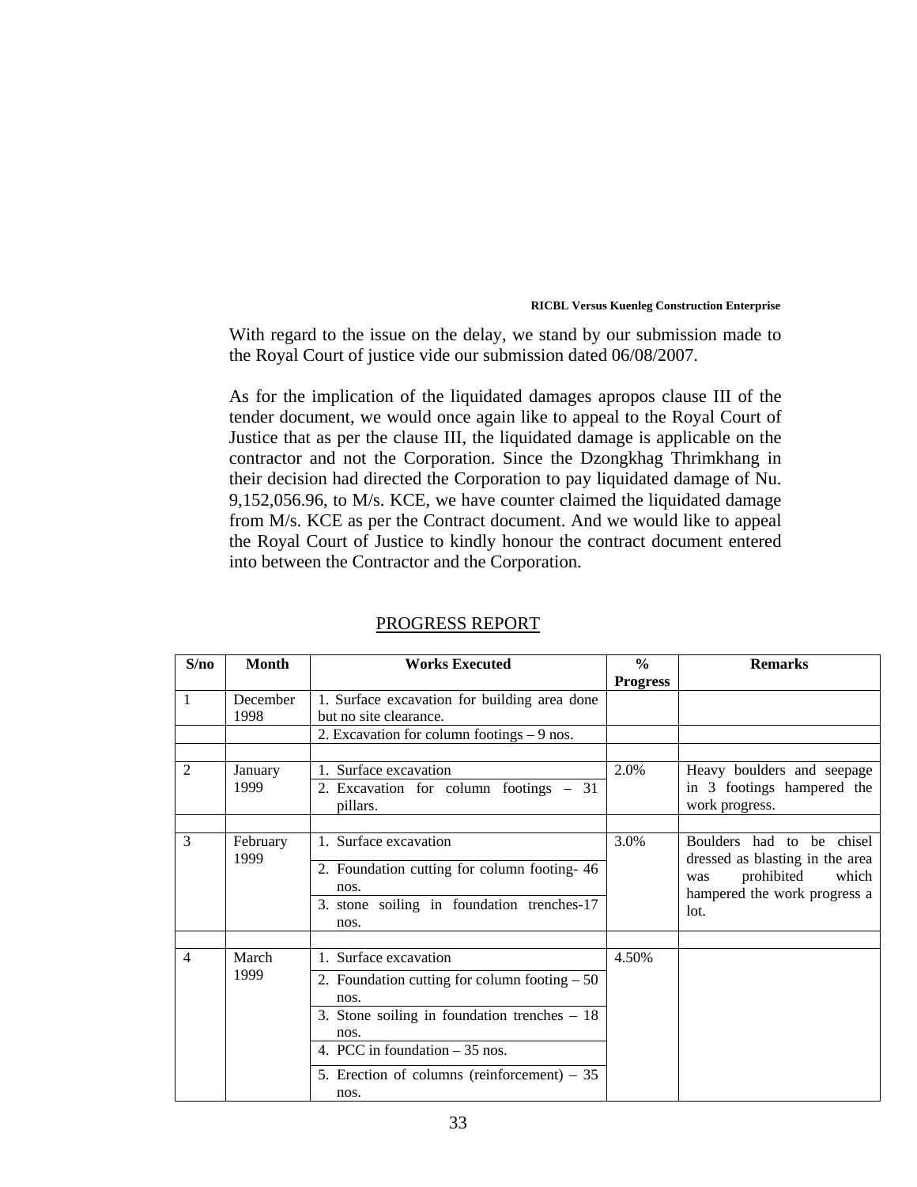With regard to the issue on the delay, we stand by our submission made to the Royal Court of justice vide our submission dated 06/08/2007.

As for the implication of the liquidated damages apropos clause III of the tender document, we would once again like to appeal to the Royal Court of Justice that as per the clause III, the liquidated damage is applicable on the contractor and not the Corporation. Since the Dzongkhag Thrimkhang in their decision had directed the Corporation to pay liquidated damage of Nu. 9,152,056.96, to M/s. KCE, we have counter claimed the liquidated damage from M/s. KCE as per the Contract document. And we would like to appeal the Royal Court of Justice to kindly honour the contract document entered into between the Contractor and the Corporation.

PROGRESS REPORT

| S/no | Month | Works Executed | % Progress | Remarks |
|---|---|---|---|---|
| 1 | December 1998 | 1. Surface excavation for building area done but no site clearance. | | |
| | | 2. Excavation for column footings – 9 nos. | | |
| | | | | |
| 2 | January 1999 | 1. Surface excavation | 2.0% | Heavy boulders and seepage in 3 footings hampered the work progress. |
| | | 2. Excavation for column footings – 31 pillars. | | |
| | | | | |
| 3 | February 1999 | 1. Surface excavation | 3.0% | Boulders had to be chisel dressed as blasting in the area was prohibited which hampered the work progress a lot. |
| | | 2. Foundation cutting for column footing- 46 nos. | | |
| | | 3. stone soiling in foundation trenches-17 nos. | | |
| | | | | |
| 4 | March 1999 | 1. Surface excavation | 4.50% | |
| | | 2. Foundation cutting for column footing – 50 nos. | | |
| | | 3. Stone soiling in foundation trenches – 18 nos. | | |
| | | 4. PCC in foundation – 35 nos. | | |
| | | 5. Erection of columns (reinforcement) – 35 nos. | | |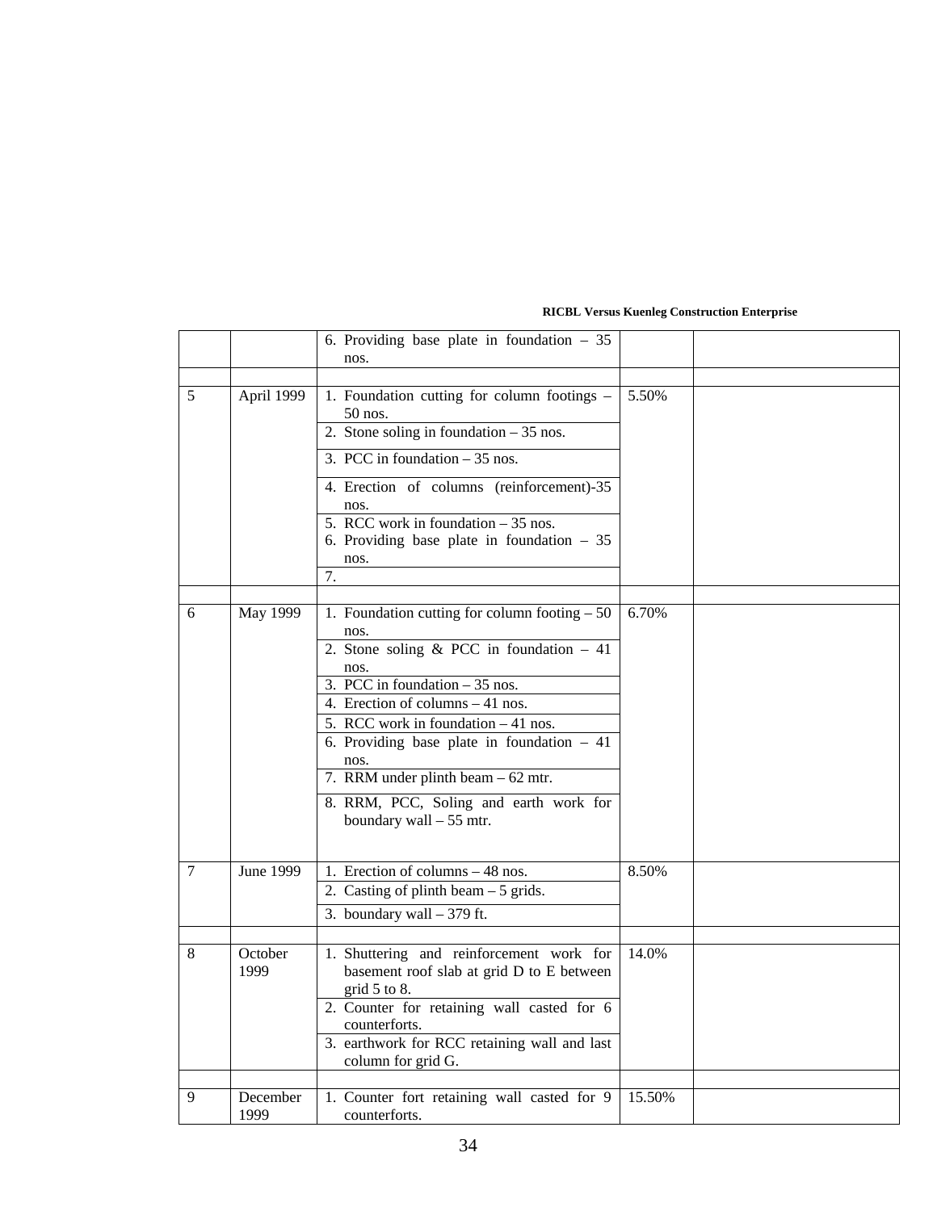| | | | | |
|---|---|---|---|---|
| | | 6. Providing base plate in foundation – 35 nos. | | |
| | | | | |
| 5 | April 1999 | 1. Foundation cutting for column footings – 50 nos.<br>2. Stone soling in foundation – 35 nos.<br>3. PCC in foundation – 35 nos.<br>4. Erection of columns (reinforcement)-35 nos.<br>5. RCC work in foundation – 35 nos.<br>6. Providing base plate in foundation – 35 nos.<br>7. | 5.50% | |
| | | | | |
| 6 | May 1999 | 1. Foundation cutting for column footing – 50 nos.<br>2. Stone soling & PCC in foundation – 41 nos.<br>3. PCC in foundation – 35 nos.<br>4. Erection of columns – 41 nos.<br>5. RCC work in foundation – 41 nos.<br>6. Providing base plate in foundation – 41 nos.<br>7. RRM under plinth beam – 62 mtr.<br>8. RRM, PCC, Soling and earth work for boundary wall – 55 mtr. | 6.70% | |
| 7 | June 1999 | 1. Erection of columns – 48 nos.<br>2. Casting of plinth beam – 5 grids.<br>3. boundary wall – 379 ft. | 8.50% | |
| | | | | |
| 8 | October 1999 | 1. Shuttering and reinforcement work for basement roof slab at grid D to E between grid 5 to 8.<br>2. Counter for retaining wall casted for 6 counterforts.<br>3. earthwork for RCC retaining wall and last column for grid G. | 14.0% | |
| | | | | |
| 9 | December 1999 | 1. Counter fort retaining wall casted for 9 counterforts. | 15.50% | |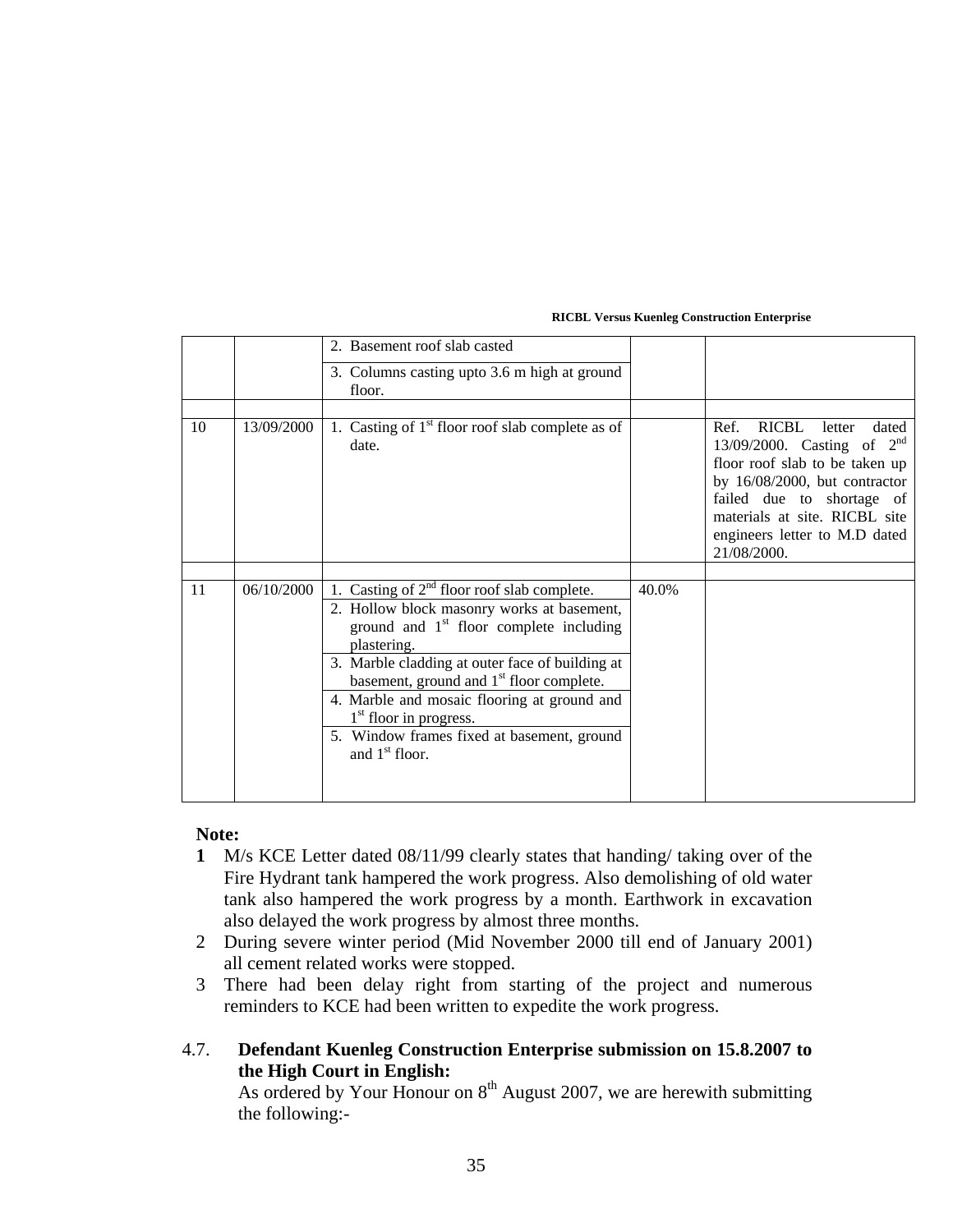| | | | | |
|---|---|---|---|---|
| | | 2. Basement roof slab casted | | |
| | | 3. Columns casting upto 3.6 m high at ground floor. | | |
| | | | | |
| 10 | 13/09/2000 | 1. Casting of 1st floor roof slab complete as of date. | | Ref. RICBL letter dated 13/09/2000. Casting of 2nd floor roof slab to be taken up by 16/08/2000, but contractor failed due to shortage of materials at site. RICBL site engineers letter to M.D dated 21/08/2000. |
| | | | | |
| 11 | 06/10/2000 | 1. Casting of 2nd floor roof slab complete. | 40.0% | |
| | | 2. Hollow block masonry works at basement, ground and 1st floor complete including plastering. | | |
| | | 3. Marble cladding at outer face of building at basement, ground and 1st floor complete. | | |
| | | 4. Marble and mosaic flooring at ground and 1st floor in progress. | | |
| | | 5. Window frames fixed at basement, ground and 1st floor. | | |

**Note:**

**1** M/s KCE Letter dated 08/11/99 clearly states that handing/ taking over of the Fire Hydrant tank hampered the work progress. Also demolishing of old water tank also hampered the work progress by a month. Earthwork in excavation also delayed the work progress by almost three months.

2 During severe winter period (Mid November 2000 till end of January 2001) all cement related works were stopped.

3 There had been delay right from starting of the project and numerous reminders to KCE had been written to expedite the work progress.

4.7. **Defendant Kuenleg Construction Enterprise submission on 15.8.2007 to the High Court in English:**

As ordered by Your Honour on 8th August 2007, we are herewith submitting the following:-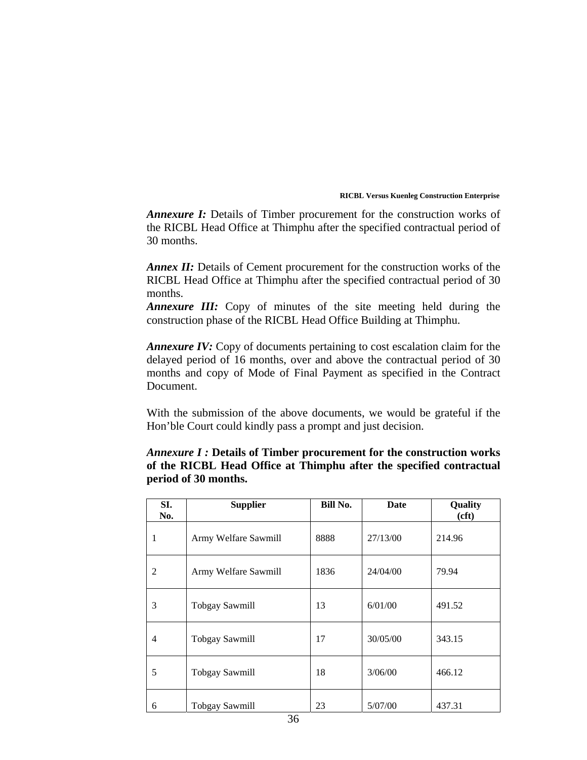*Annexure I:* Details of Timber procurement for the construction works of the RICBL Head Office at Thimphu after the specified contractual period of 30 months.

*Annex II:* Details of Cement procurement for the construction works of the RICBL Head Office at Thimphu after the specified contractual period of 30 months.

*Annexure III:* Copy of minutes of the site meeting held during the construction phase of the RICBL Head Office Building at Thimphu.

*Annexure IV:* Copy of documents pertaining to cost escalation claim for the delayed period of 16 months, over and above the contractual period of 30 months and copy of Mode of Final Payment as specified in the Contract Document.

With the submission of the above documents, we would be grateful if the Hon'ble Court could kindly pass a prompt and just decision.

***Annexure I :*** **Details of Timber procurement for the construction works of the RICBL Head Office at Thimphu after the specified contractual period of 30 months.**

| SI. No. | Supplier | Bill No. | Date | Quality (cft) |
|---|---|---|---|---|
| 1 | Army Welfare Sawmill | 8888 | 27/13/00 | 214.96 |
| 2 | Army Welfare Sawmill | 1836 | 24/04/00 | 79.94 |
| 3 | Tobgay Sawmill | 13 | 6/01/00 | 491.52 |
| 4 | Tobgay Sawmill | 17 | 30/05/00 | 343.15 |
| 5 | Tobgay Sawmill | 18 | 3/06/00 | 466.12 |
| 6 | Tobgay Sawmill | 23 | 5/07/00 | 437.31 |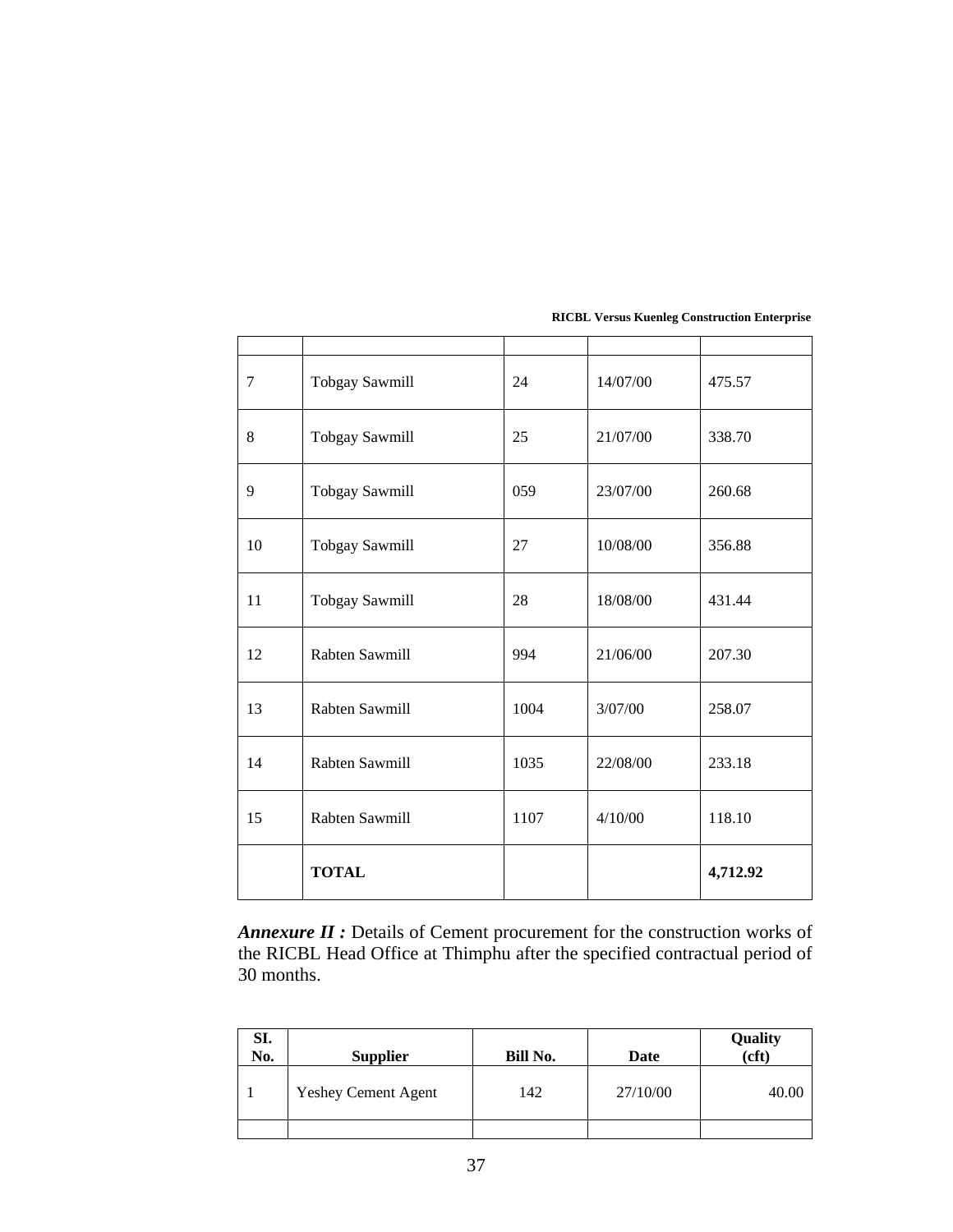| | | | | |
|---|---|---|---|---|
| 7 | Tobgay Sawmill | 24 | 14/07/00 | 475.57 |
| 8 | Tobgay Sawmill | 25 | 21/07/00 | 338.70 |
| 9 | Tobgay Sawmill | 059 | 23/07/00 | 260.68 |
| 10 | Tobgay Sawmill | 27 | 10/08/00 | 356.88 |
| 11 | Tobgay Sawmill | 28 | 18/08/00 | 431.44 |
| 12 | Rabten Sawmill | 994 | 21/06/00 | 207.30 |
| 13 | Rabten Sawmill | 1004 | 3/07/00 | 258.07 |
| 14 | Rabten Sawmill | 1035 | 22/08/00 | 233.18 |
| 15 | Rabten Sawmill | 1107 | 4/10/00 | 118.10 |
| | **TOTAL** | | | **4,712.92** |

***Annexure II :*** Details of Cement procurement for the construction works of the RICBL Head Office at Thimphu after the specified contractual period of 30 months.

| SI. No. | Supplier | Bill No. | Date | Quality (cft) |
|---|---|---|---|---|
| 1 | Yeshey Cement Agent | 142 | 27/10/00 | 40.00 |
| | | | | |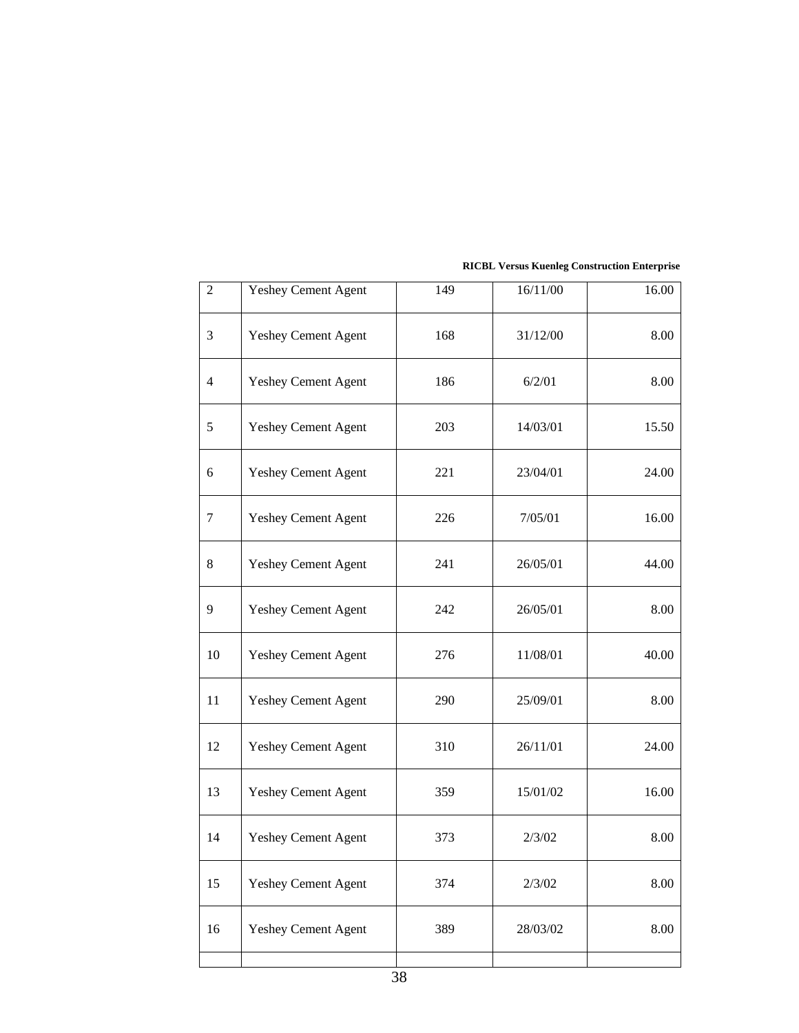| | | | | |
|---|---|---|---|---|
| 2 | Yeshey Cement Agent | 149 | 16/11/00 | 16.00 |
| 3 | Yeshey Cement Agent | 168 | 31/12/00 | 8.00 |
| 4 | Yeshey Cement Agent | 186 | 6/2/01 | 8.00 |
| 5 | Yeshey Cement Agent | 203 | 14/03/01 | 15.50 |
| 6 | Yeshey Cement Agent | 221 | 23/04/01 | 24.00 |
| 7 | Yeshey Cement Agent | 226 | 7/05/01 | 16.00 |
| 8 | Yeshey Cement Agent | 241 | 26/05/01 | 44.00 |
| 9 | Yeshey Cement Agent | 242 | 26/05/01 | 8.00 |
| 10 | Yeshey Cement Agent | 276 | 11/08/01 | 40.00 |
| 11 | Yeshey Cement Agent | 290 | 25/09/01 | 8.00 |
| 12 | Yeshey Cement Agent | 310 | 26/11/01 | 24.00 |
| 13 | Yeshey Cement Agent | 359 | 15/01/02 | 16.00 |
| 14 | Yeshey Cement Agent | 373 | 2/3/02 | 8.00 |
| 15 | Yeshey Cement Agent | 374 | 2/3/02 | 8.00 |
| 16 | Yeshey Cement Agent | 389 | 28/03/02 | 8.00 |
| | | | | |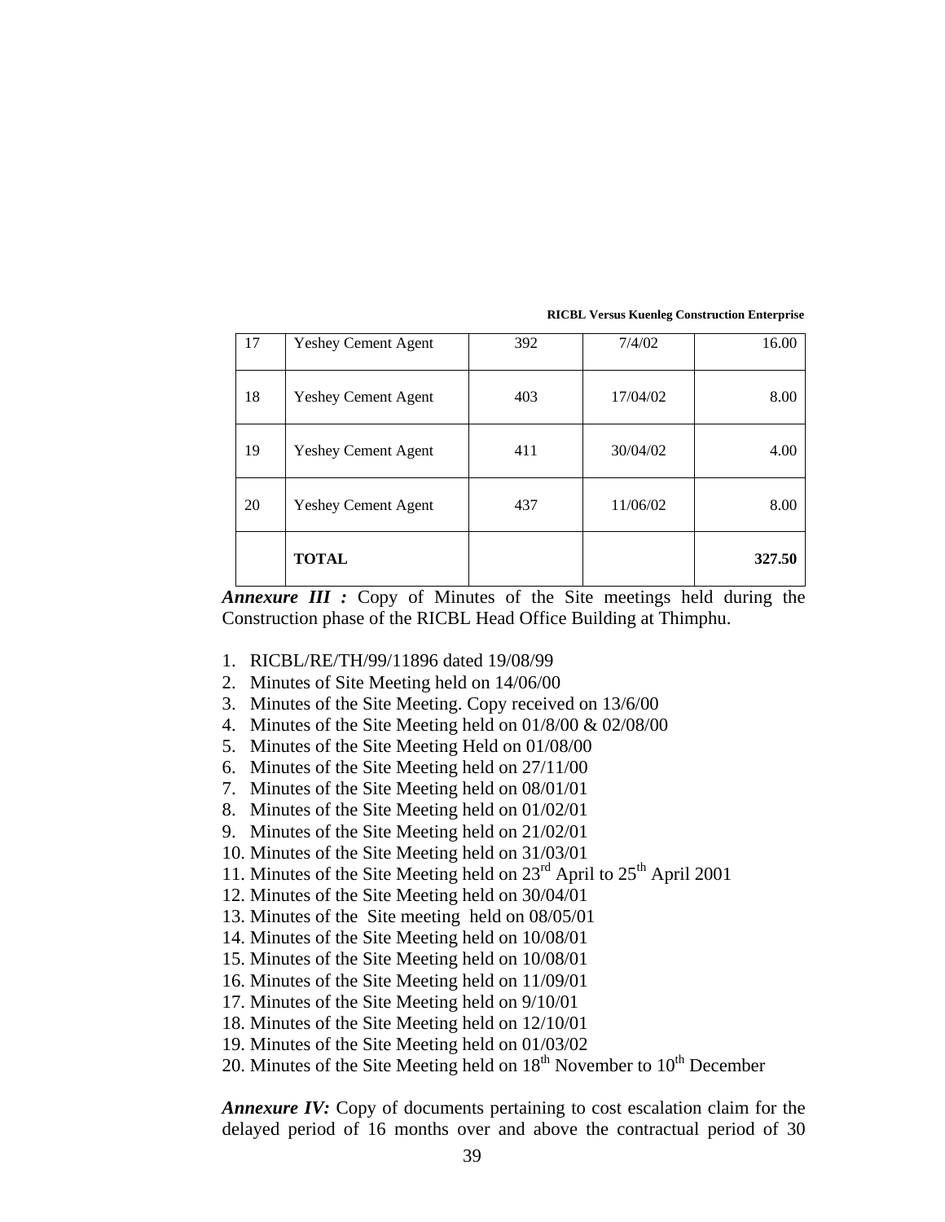| 17 | Yeshey Cement Agent | 392 | 7/4/02 | 16.00 |
|---|---|---|---|---|
| 18 | Yeshey Cement Agent | 403 | 17/04/02 | 8.00 |
| 19 | Yeshey Cement Agent | 411 | 30/04/02 | 4.00 |
| 20 | Yeshey Cement Agent | 437 | 11/06/02 | 8.00 |
| | **TOTAL** | | | **327.50** |

***Annexure III :*** Copy of Minutes of the Site meetings held during the Construction phase of the RICBL Head Office Building at Thimphu.

1. RICBL/RE/TH/99/11896 dated 19/08/99
2. Minutes of Site Meeting held on 14/06/00
3. Minutes of the Site Meeting. Copy received on 13/6/00
4. Minutes of the Site Meeting held on 01/8/00 & 02/08/00
5. Minutes of the Site Meeting Held on 01/08/00
6. Minutes of the Site Meeting held on 27/11/00
7. Minutes of the Site Meeting held on 08/01/01
8. Minutes of the Site Meeting held on 01/02/01
9. Minutes of the Site Meeting held on 21/02/01
10. Minutes of the Site Meeting held on 31/03/01
11. Minutes of the Site Meeting held on 23rd April to 25th April 2001
12. Minutes of the Site Meeting held on 30/04/01
13. Minutes of the Site meeting held on 08/05/01
14. Minutes of the Site Meeting held on 10/08/01
15. Minutes of the Site Meeting held on 10/08/01
16. Minutes of the Site Meeting held on 11/09/01
17. Minutes of the Site Meeting held on 9/10/01
18. Minutes of the Site Meeting held on 12/10/01
19. Minutes of the Site Meeting held on 01/03/02
20. Minutes of the Site Meeting held on 18th November to 10th December

***Annexure IV:*** Copy of documents pertaining to cost escalation claim for the delayed period of 16 months over and above the contractual period of 30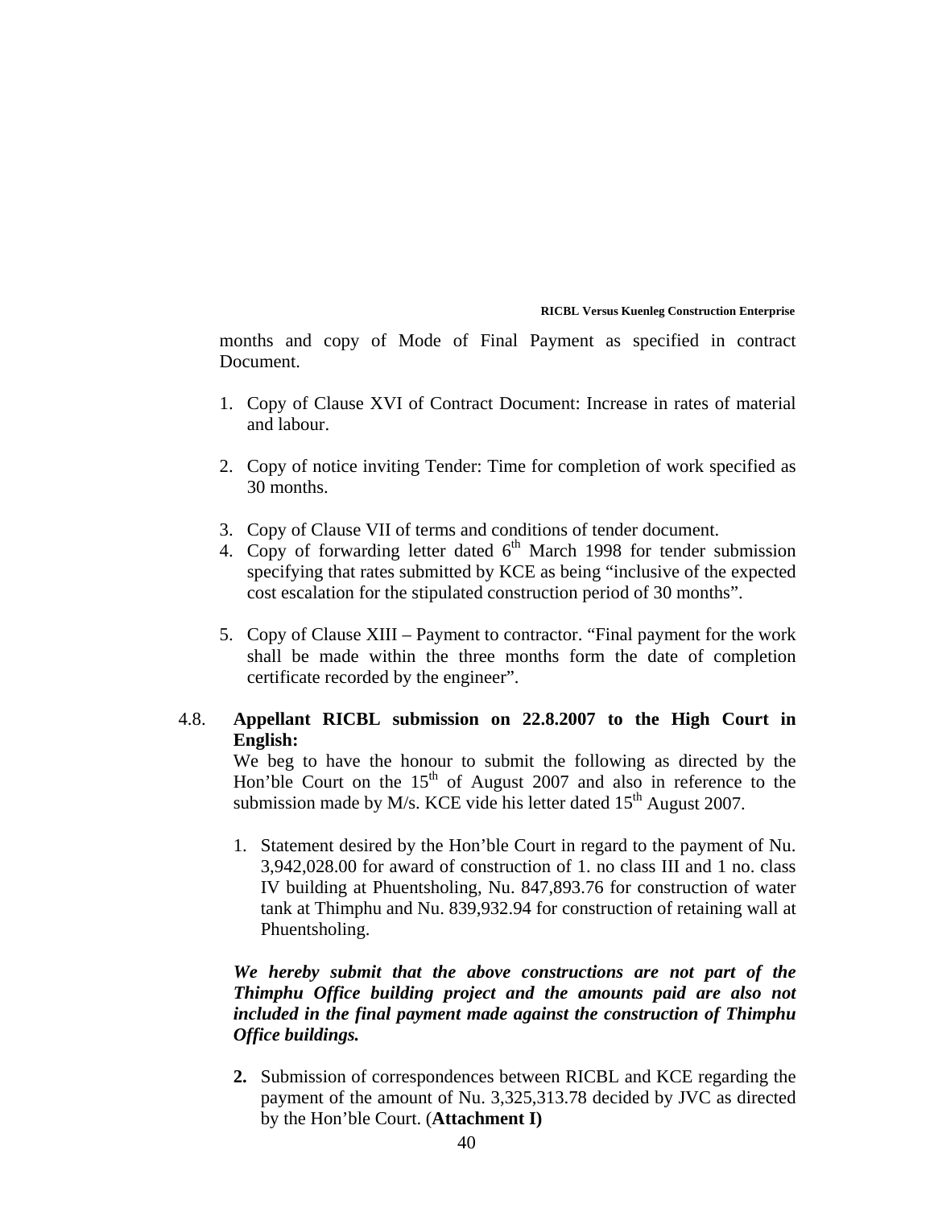months and copy of Mode of Final Payment as specified in contract Document.

1. Copy of Clause XVI of Contract Document: Increase in rates of material and labour.

2. Copy of notice inviting Tender: Time for completion of work specified as 30 months.

3. Copy of Clause VII of terms and conditions of tender document.
4. Copy of forwarding letter dated 6th March 1998 for tender submission specifying that rates submitted by KCE as being "inclusive of the expected cost escalation for the stipulated construction period of 30 months".

5. Copy of Clause XIII – Payment to contractor. "Final payment for the work shall be made within the three months form the date of completion certificate recorded by the engineer".

4.8. **Appellant RICBL submission on 22.8.2007 to the High Court in English:**

We beg to have the honour to submit the following as directed by the Hon'ble Court on the 15th of August 2007 and also in reference to the submission made by M/s. KCE vide his letter dated 15th August 2007.

1. Statement desired by the Hon'ble Court in regard to the payment of Nu. 3,942,028.00 for award of construction of 1. no class III and 1 no. class IV building at Phuentsholing, Nu. 847,893.76 for construction of water tank at Thimphu and Nu. 839,932.94 for construction of retaining wall at Phuentsholing.

***We hereby submit that the above constructions are not part of the Thimphu Office building project and the amounts paid are also not included in the final payment made against the construction of Thimphu Office buildings.***

2. Submission of correspondences between RICBL and KCE regarding the payment of the amount of Nu. 3,325,313.78 decided by JVC as directed by the Hon'ble Court. (**Attachment I)**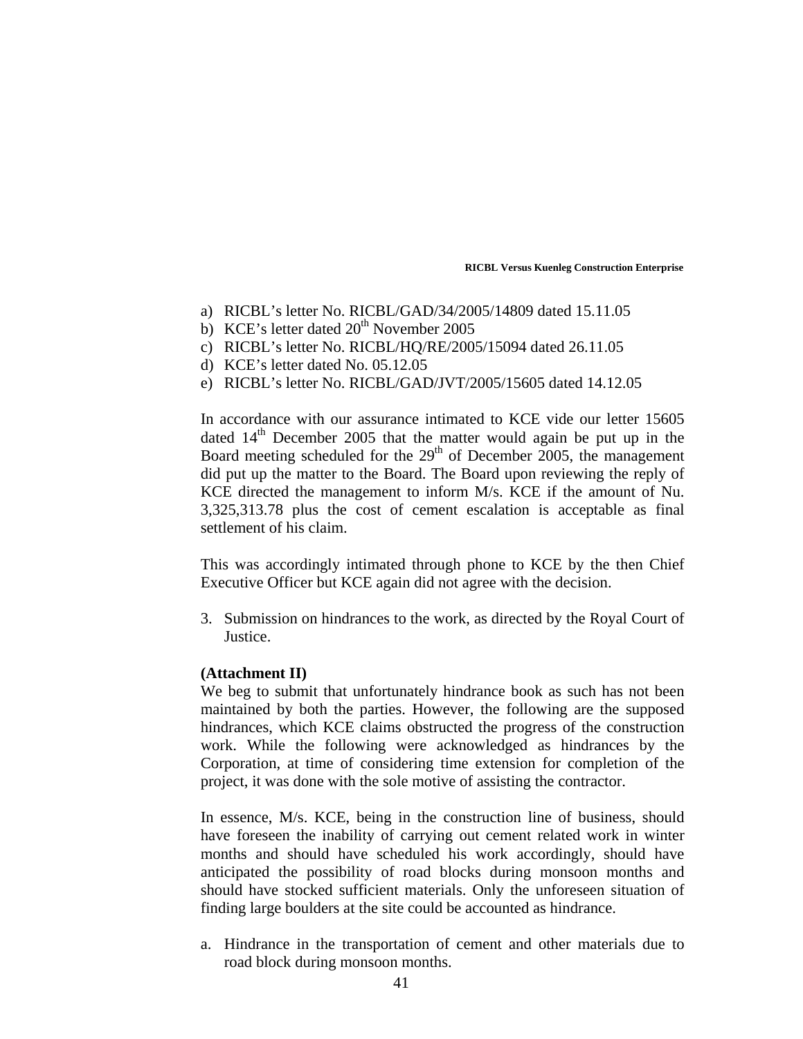a) RICBL's letter No. RICBL/GAD/34/2005/14809 dated 15.11.05
b) KCE's letter dated 20th November 2005
c) RICBL's letter No. RICBL/HQ/RE/2005/15094 dated 26.11.05
d) KCE's letter dated No. 05.12.05
e) RICBL's letter No. RICBL/GAD/JVT/2005/15605 dated 14.12.05

In accordance with our assurance intimated to KCE vide our letter 15605 dated 14th December 2005 that the matter would again be put up in the Board meeting scheduled for the 29th of December 2005, the management did put up the matter to the Board. The Board upon reviewing the reply of KCE directed the management to inform M/s. KCE if the amount of Nu. 3,325,313.78 plus the cost of cement escalation is acceptable as final settlement of his claim.

This was accordingly intimated through phone to KCE by the then Chief Executive Officer but KCE again did not agree with the decision.

3. Submission on hindrances to the work, as directed by the Royal Court of Justice.

**(Attachment II)**

We beg to submit that unfortunately hindrance book as such has not been maintained by both the parties. However, the following are the supposed hindrances, which KCE claims obstructed the progress of the construction work. While the following were acknowledged as hindrances by the Corporation, at time of considering time extension for completion of the project, it was done with the sole motive of assisting the contractor.

In essence, M/s. KCE, being in the construction line of business, should have foreseen the inability of carrying out cement related work in winter months and should have scheduled his work accordingly, should have anticipated the possibility of road blocks during monsoon months and should have stocked sufficient materials. Only the unforeseen situation of finding large boulders at the site could be accounted as hindrance.

a. Hindrance in the transportation of cement and other materials due to road block during monsoon months.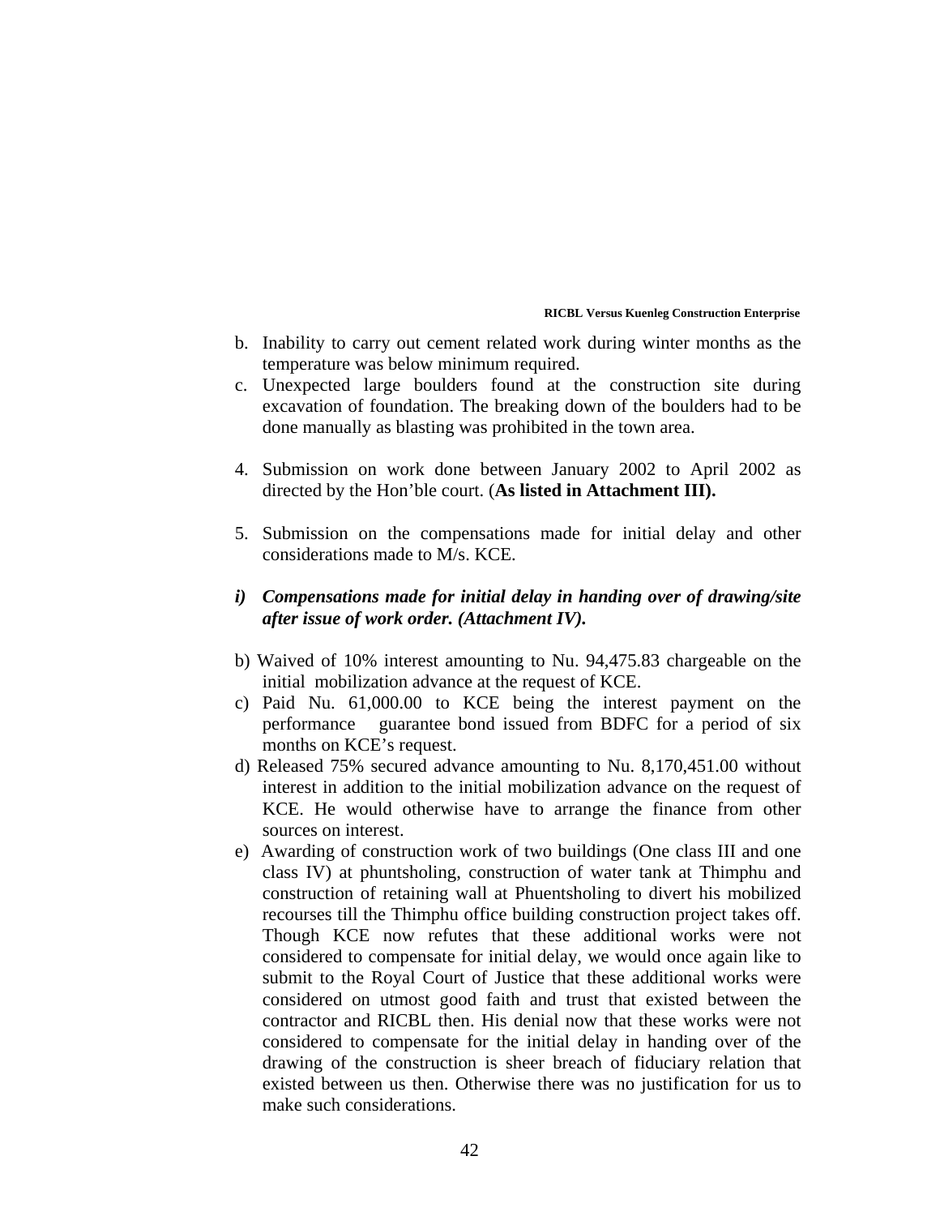b. Inability to carry out cement related work during winter months as the temperature was below minimum required.
c. Unexpected large boulders found at the construction site during excavation of foundation. The breaking down of the boulders had to be done manually as blasting was prohibited in the town area.

4. Submission on work done between January 2002 to April 2002 as directed by the Hon'ble court. (**As listed in Attachment III).**

5. Submission on the compensations made for initial delay and other considerations made to M/s. KCE.

***i) Compensations made for initial delay in handing over of drawing/site after issue of work order. (Attachment IV).***

b) Waived of 10% interest amounting to Nu. 94,475.83 chargeable on the initial mobilization advance at the request of KCE.
c) Paid Nu. 61,000.00 to KCE being the interest payment on the performance guarantee bond issued from BDFC for a period of six months on KCE's request.
d) Released 75% secured advance amounting to Nu. 8,170,451.00 without interest in addition to the initial mobilization advance on the request of KCE. He would otherwise have to arrange the finance from other sources on interest.
e) Awarding of construction work of two buildings (One class III and one class IV) at phuntsholing, construction of water tank at Thimphu and construction of retaining wall at Phuentsholing to divert his mobilized recourses till the Thimphu office building construction project takes off. Though KCE now refutes that these additional works were not considered to compensate for initial delay, we would once again like to submit to the Royal Court of Justice that these additional works were considered on utmost good faith and trust that existed between the contractor and RICBL then. His denial now that these works were not considered to compensate for the initial delay in handing over of the drawing of the construction is sheer breach of fiduciary relation that existed between us then. Otherwise there was no justification for us to make such considerations.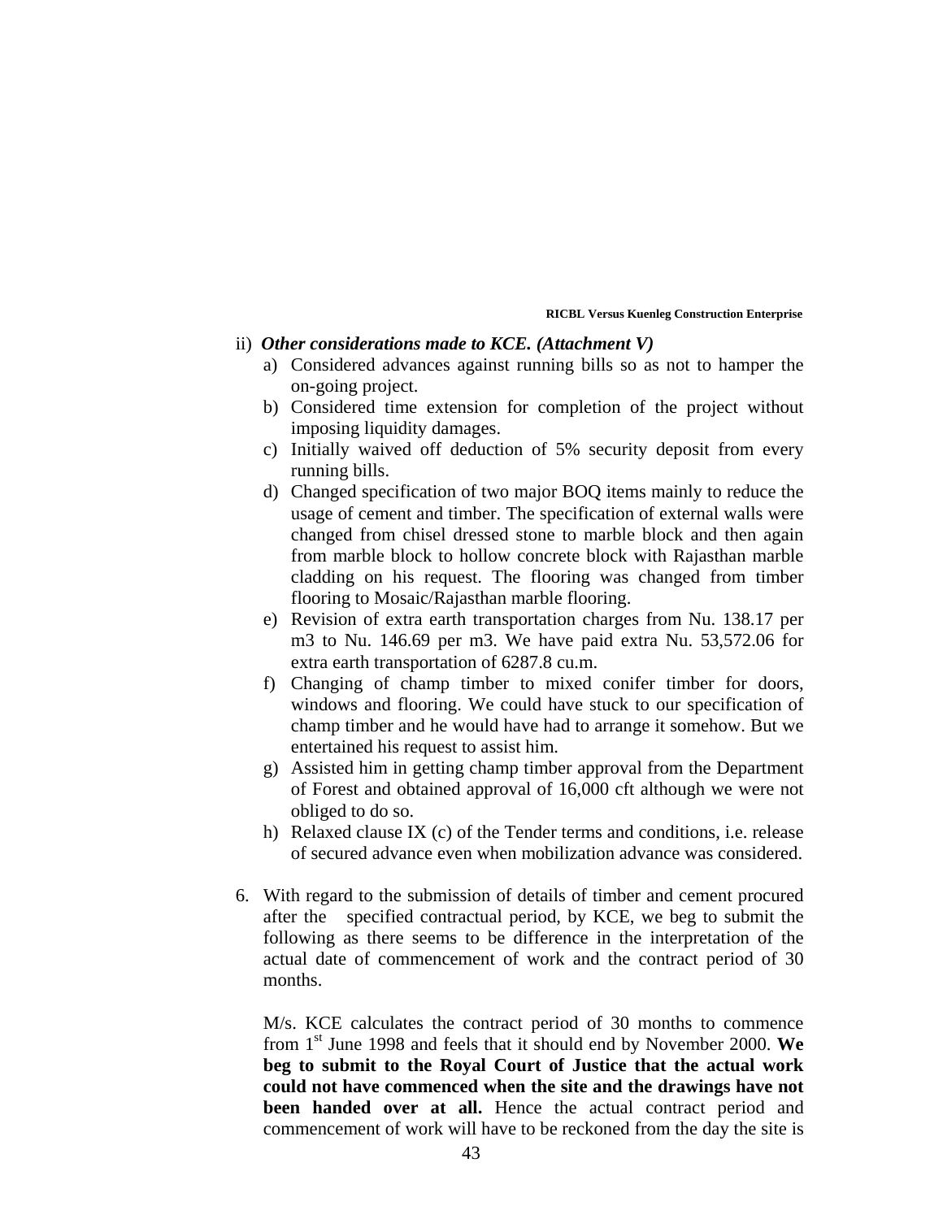ii) ***Other considerations made to KCE. (Attachment V)***

a) Considered advances against running bills so as not to hamper the on-going project.
b) Considered time extension for completion of the project without imposing liquidity damages.
c) Initially waived off deduction of 5% security deposit from every running bills.
d) Changed specification of two major BOQ items mainly to reduce the usage of cement and timber. The specification of external walls were changed from chisel dressed stone to marble block and then again from marble block to hollow concrete block with Rajasthan marble cladding on his request. The flooring was changed from timber flooring to Mosaic/Rajasthan marble flooring.
e) Revision of extra earth transportation charges from Nu. 138.17 per m3 to Nu. 146.69 per m3. We have paid extra Nu. 53,572.06 for extra earth transportation of 6287.8 cu.m.
f) Changing of champ timber to mixed conifer timber for doors, windows and flooring. We could have stuck to our specification of champ timber and he would have had to arrange it somehow. But we entertained his request to assist him.
g) Assisted him in getting champ timber approval from the Department of Forest and obtained approval of 16,000 cft although we were not obliged to do so.
h) Relaxed clause IX (c) of the Tender terms and conditions, i.e. release of secured advance even when mobilization advance was considered.

6. With regard to the submission of details of timber and cement procured after the specified contractual period, by KCE, we beg to submit the following as there seems to be difference in the interpretation of the actual date of commencement of work and the contract period of 30 months.

   M/s. KCE calculates the contract period of 30 months to commence from 1st June 1998 and feels that it should end by November 2000. **We beg to submit to the Royal Court of Justice that the actual work could not have commenced when the site and the drawings have not been handed over at all.** Hence the actual contract period and commencement of work will have to be reckoned from the day the site is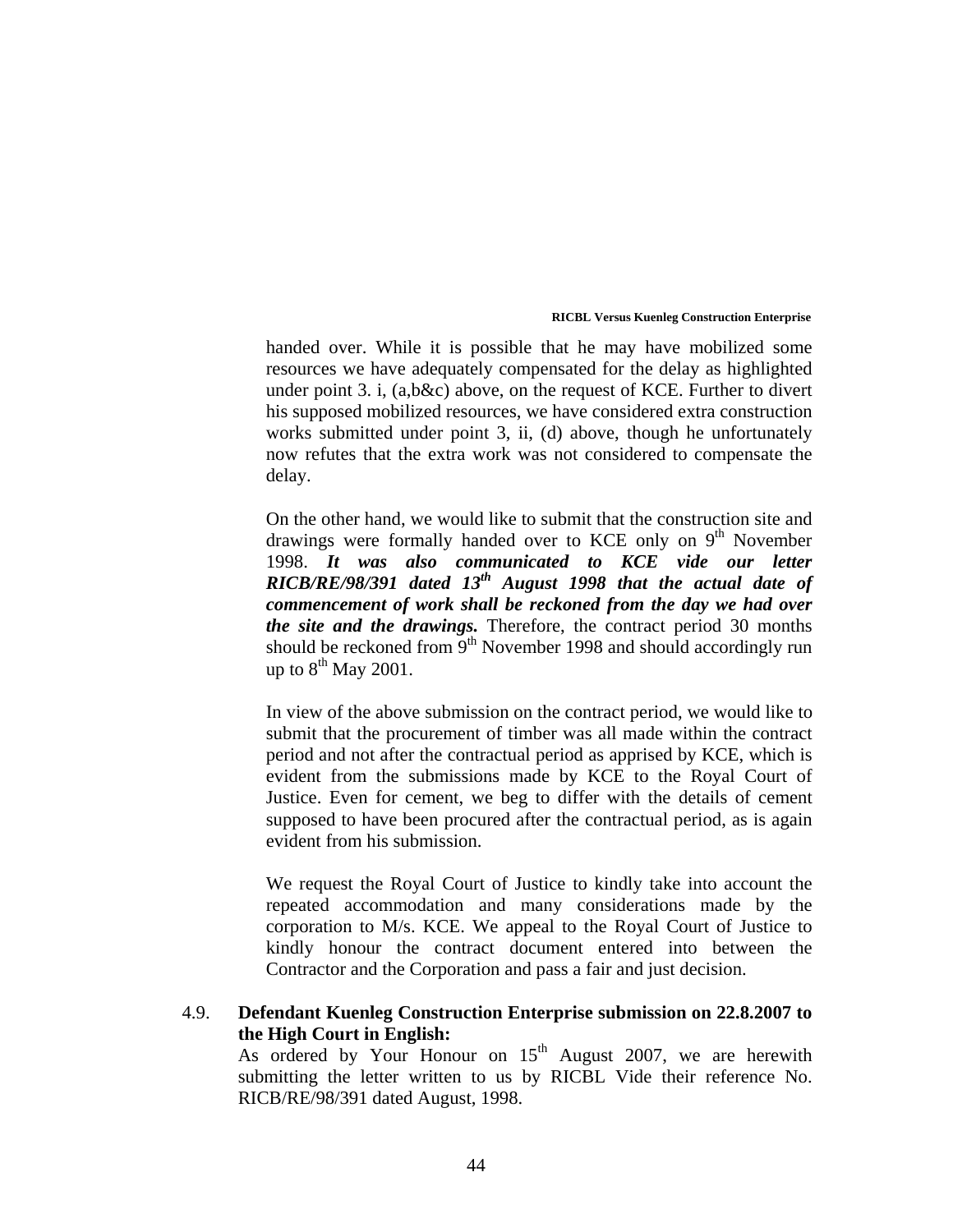handed over. While it is possible that he may have mobilized some resources we have adequately compensated for the delay as highlighted under point 3. i, (a,b&c) above, on the request of KCE. Further to divert his supposed mobilized resources, we have considered extra construction works submitted under point 3, ii, (d) above, though he unfortunately now refutes that the extra work was not considered to compensate the delay.

On the other hand, we would like to submit that the construction site and drawings were formally handed over to KCE only on 9th November 1998. ***It was also communicated to KCE vide our letter RICB/RE/98/391 dated 13th August 1998 that the actual date of commencement of work shall be reckoned from the day we had over the site and the drawings.*** Therefore, the contract period 30 months should be reckoned from 9th November 1998 and should accordingly run up to 8th May 2001.

In view of the above submission on the contract period, we would like to submit that the procurement of timber was all made within the contract period and not after the contractual period as apprised by KCE, which is evident from the submissions made by KCE to the Royal Court of Justice. Even for cement, we beg to differ with the details of cement supposed to have been procured after the contractual period, as is again evident from his submission.

We request the Royal Court of Justice to kindly take into account the repeated accommodation and many considerations made by the corporation to M/s. KCE. We appeal to the Royal Court of Justice to kindly honour the contract document entered into between the Contractor and the Corporation and pass a fair and just decision.

4.9. **Defendant Kuenleg Construction Enterprise submission on 22.8.2007 to the High Court in English:**

As ordered by Your Honour on 15th August 2007, we are herewith submitting the letter written to us by RICBL Vide their reference No. RICB/RE/98/391 dated August, 1998.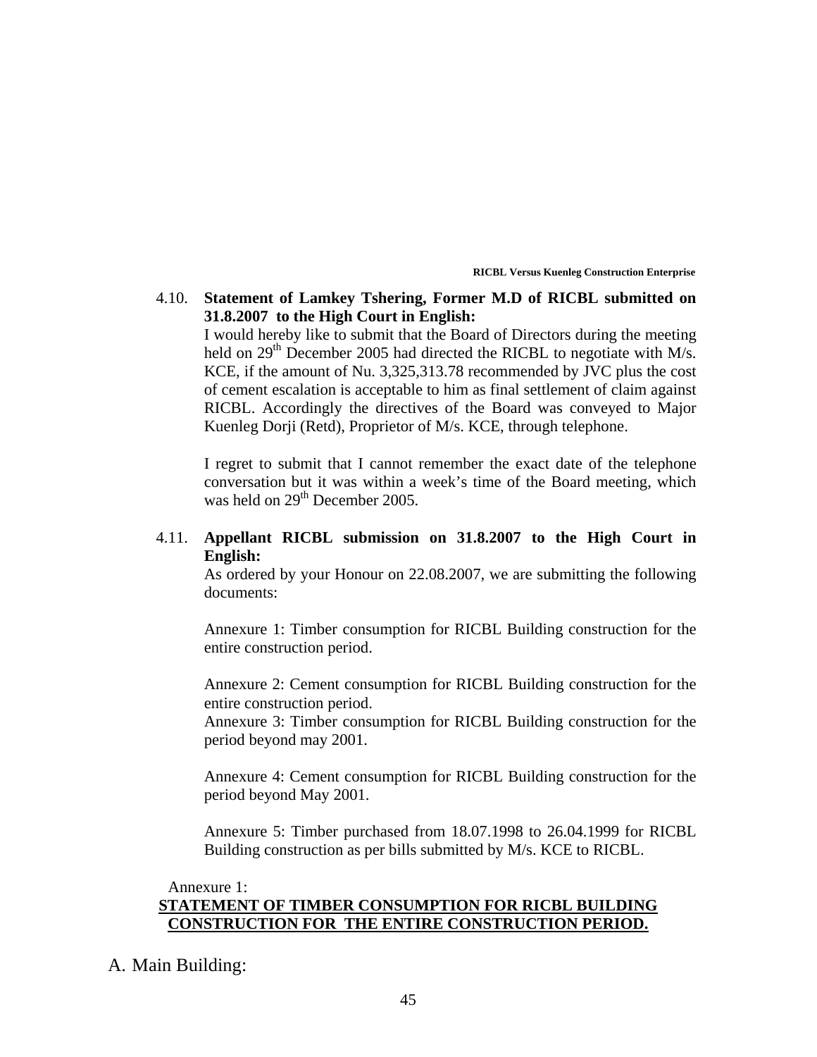4.10. **Statement of Lamkey Tshering, Former M.D of RICBL submitted on 31.8.2007 to the High Court in English:**

I would hereby like to submit that the Board of Directors during the meeting held on 29th December 2005 had directed the RICBL to negotiate with M/s. KCE, if the amount of Nu. 3,325,313.78 recommended by JVC plus the cost of cement escalation is acceptable to him as final settlement of claim against RICBL. Accordingly the directives of the Board was conveyed to Major Kuenleg Dorji (Retd), Proprietor of M/s. KCE, through telephone.

I regret to submit that I cannot remember the exact date of the telephone conversation but it was within a week's time of the Board meeting, which was held on 29th December 2005.

4.11. **Appellant RICBL submission on 31.8.2007 to the High Court in English:**

As ordered by your Honour on 22.08.2007, we are submitting the following documents:

Annexure 1: Timber consumption for RICBL Building construction for the entire construction period.

Annexure 2: Cement consumption for RICBL Building construction for the entire construction period.

Annexure 3: Timber consumption for RICBL Building construction for the period beyond may 2001.

Annexure 4: Cement consumption for RICBL Building construction for the period beyond May 2001.

Annexure 5: Timber purchased from 18.07.1998 to 26.04.1999 for RICBL Building construction as per bills submitted by M/s. KCE to RICBL.

Annexure 1:

**STATEMENT OF TIMBER CONSUMPTION FOR RICBL BUILDING CONSTRUCTION FOR THE ENTIRE CONSTRUCTION PERIOD.**

A. Main Building: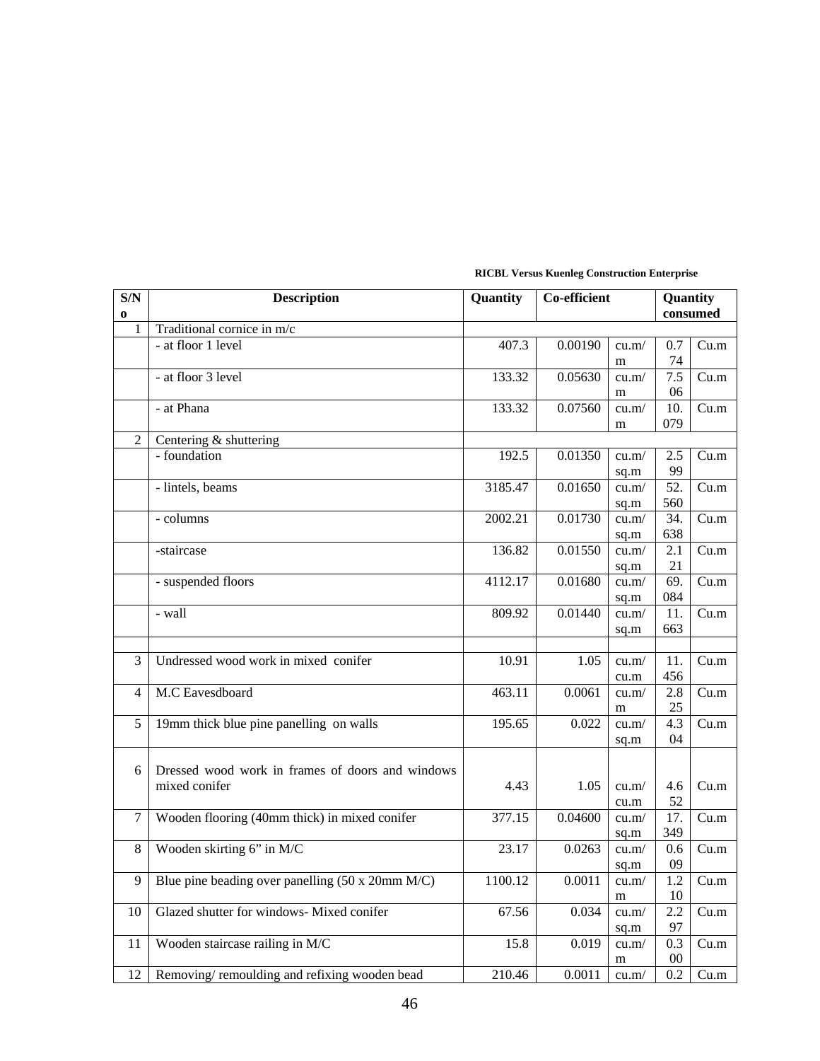**RICBL Versus Kuenleg Construction Enterprise**

| S/No | Description | Quantity | Co-efficient | | Quantity consumed | |
|---|---|---|---|---|---|---|
| 1 | Traditional cornice in m/c | | | | | |
| | - at floor 1 level | 407.3 | 0.00190 | cu.m/m | 0.774 | Cu.m |
| | - at floor 3 level | 133.32 | 0.05630 | cu.m/m | 7.506 | Cu.m |
| | - at Phana | 133.32 | 0.07560 | cu.m/m | 10.079 | Cu.m |
| 2 | Centering & shuttering | | | | | |
| | - foundation | 192.5 | 0.01350 | cu.m/sq.m | 2.599 | Cu.m |
| | - lintels, beams | 3185.47 | 0.01650 | cu.m/sq.m | 52.560 | Cu.m |
| | - columns | 2002.21 | 0.01730 | cu.m/sq.m | 34.638 | Cu.m |
| | -staircase | 136.82 | 0.01550 | cu.m/sq.m | 2.121 | Cu.m |
| | - suspended floors | 4112.17 | 0.01680 | cu.m/sq.m | 69.084 | Cu.m |
| | - wall | 809.92 | 0.01440 | cu.m/sq.m | 11.663 | Cu.m |
| | | | | | | |
| 3 | Undressed wood work in mixed conifer | 10.91 | 1.05 | cu.m/cu.m | 11.456 | Cu.m |
| 4 | M.C Eavesdboard | 463.11 | 0.0061 | cu.m/m | 2.825 | Cu.m |
| 5 | 19mm thick blue pine panelling on walls | 195.65 | 0.022 | cu.m/sq.m | 4.304 | Cu.m |
| 6 | Dressed wood work in frames of doors and windows mixed conifer | 4.43 | 1.05 | cu.m/cu.m | 4.652 | Cu.m |
| 7 | Wooden flooring (40mm thick) in mixed conifer | 377.15 | 0.04600 | cu.m/sq.m | 17.349 | Cu.m |
| 8 | Wooden skirting 6" in M/C | 23.17 | 0.0263 | cu.m/sq.m | 0.609 | Cu.m |
| 9 | Blue pine beading over panelling (50 x 20mm M/C) | 1100.12 | 0.0011 | cu.m/m | 1.210 | Cu.m |
| 10 | Glazed shutter for windows- Mixed conifer | 67.56 | 0.034 | cu.m/sq.m | 2.297 | Cu.m |
| 11 | Wooden staircase railing in M/C | 15.8 | 0.019 | cu.m/m | 0.300 | Cu.m |
| 12 | Removing/ remoulding and refixing wooden bead | 210.46 | 0.0011 | cu.m/ | 0.2 | Cu.m |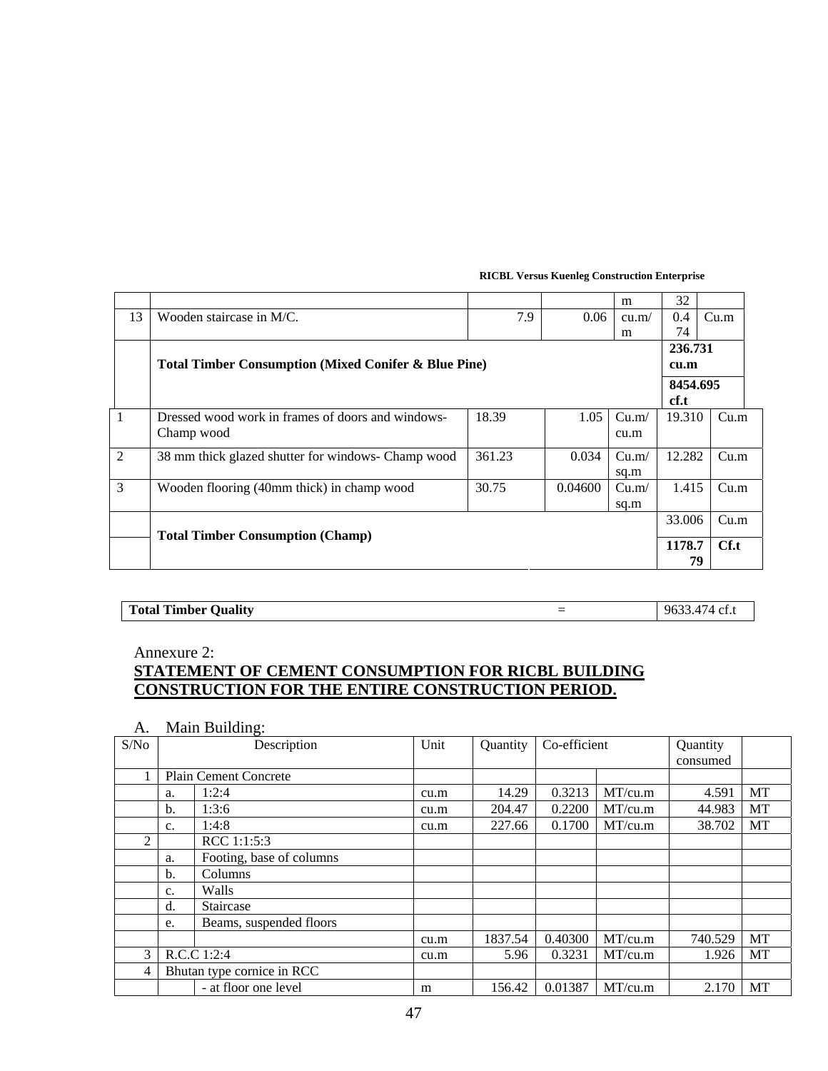| | | | | m | 32 | |
|---|---|---|---|---|---|---|
| 13 | Wooden staircase in M/C. | 7.9 | 0.06 | cu.m/m | 0.474 | Cu.m |
| | **Total Timber Consumption (Mixed Conifer & Blue Pine)** | | | | **236.731 cu.m** | |
| | | | | | **8454.695 cf.t** | |
| 1 | Dressed wood work in frames of doors and windows- Champ wood | 18.39 | 1.05 | Cu.m/cu.m | 19.310 | Cu.m |
| 2 | 38 mm thick glazed shutter for windows- Champ wood | 361.23 | 0.034 | Cu.m/sq.m | 12.282 | Cu.m |
| 3 | Wooden flooring (40mm thick) in champ wood | 30.75 | 0.04600 | Cu.m/sq.m | 1.415 | Cu.m |
| | **Total Timber Consumption (Champ)** | | | | 33.006 | Cu.m |
| | | | | | **1178.779** | **Cf.t** |

| **Total Timber Quality** | = | 9633.474 cf.t |
|---|---|---|

Annexure 2:

**STATEMENT OF CEMENT CONSUMPTION FOR RICBL BUILDING CONSTRUCTION FOR THE ENTIRE CONSTRUCTION PERIOD.**

A. Main Building:

| S/No | | Description | Unit | Quantity | Co-efficient | | Quantity consumed | |
|---|---|---|---|---|---|---|---|---|
| 1 | Plain Cement Concrete | | | | | | | |
| | a. | 1:2:4 | cu.m | 14.29 | 0.3213 | MT/cu.m | 4.591 | MT |
| | b. | 1:3:6 | cu.m | 204.47 | 0.2200 | MT/cu.m | 44.983 | MT |
| | c. | 1:4:8 | cu.m | 227.66 | 0.1700 | MT/cu.m | 38.702 | MT |
| 2 | | RCC 1:1:5:3 | | | | | | |
| | a. | Footing, base of columns | | | | | | |
| | b. | Columns | | | | | | |
| | c. | Walls | | | | | | |
| | d. | Staircase | | | | | | |
| | e. | Beams, suspended floors | | | | | | |
| | | | cu.m | 1837.54 | 0.40300 | MT/cu.m | 740.529 | MT |
| 3 | R.C.C 1:2:4 | | cu.m | 5.96 | 0.3231 | MT/cu.m | 1.926 | MT |
| 4 | Bhutan type cornice in RCC | | | | | | | |
| | | - at floor one level | m | 156.42 | 0.01387 | MT/cu.m | 2.170 | MT |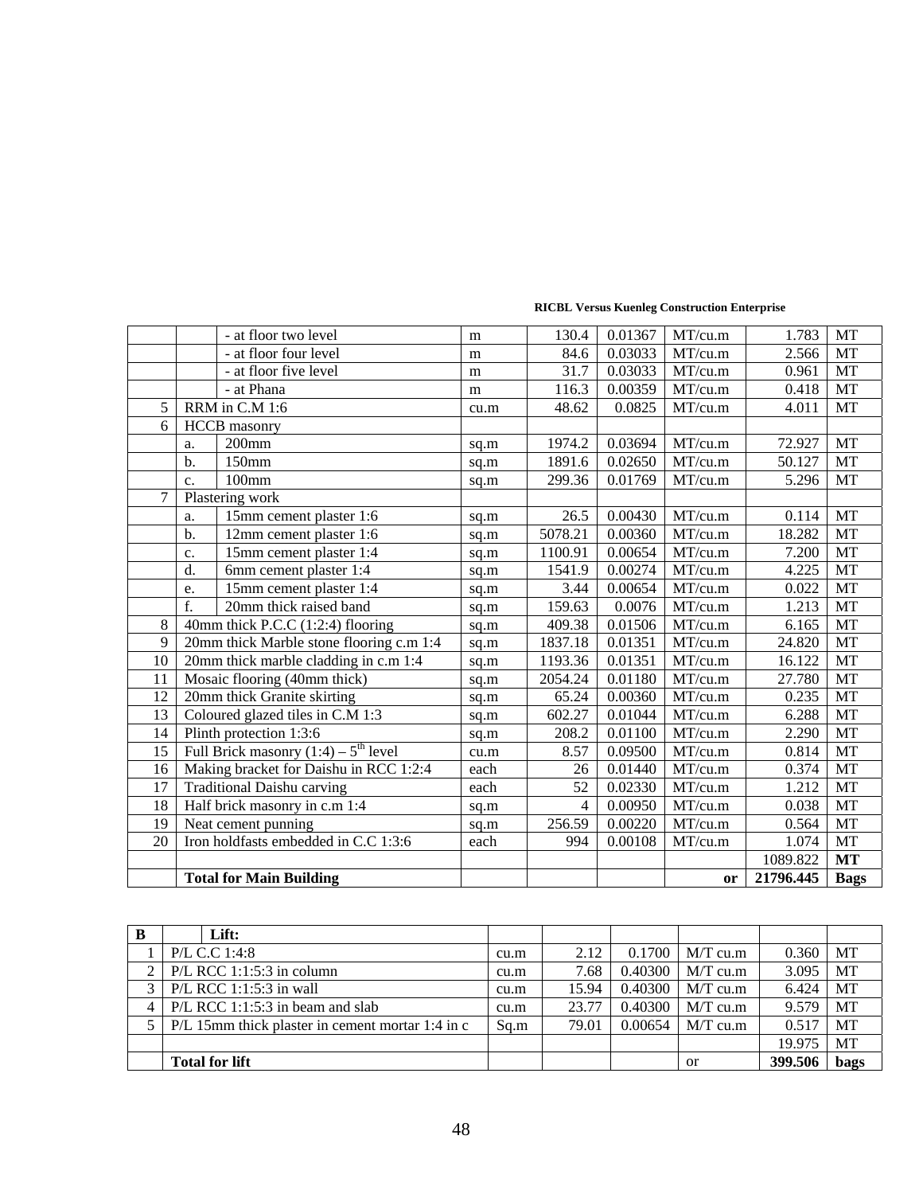| | | - at floor two level | m | 130.4 | 0.01367 | MT/cu.m | 1.783 | MT |
|---|---|---|---|---|---|---|---|---|
| | | - at floor four level | m | 84.6 | 0.03033 | MT/cu.m | 2.566 | MT |
| | | - at floor five level | m | 31.7 | 0.03033 | MT/cu.m | 0.961 | MT |
| | | - at Phana | m | 116.3 | 0.00359 | MT/cu.m | 0.418 | MT |
| 5 | RRM in C.M 1:6 | | cu.m | 48.62 | 0.0825 | MT/cu.m | 4.011 | MT |
| 6 | HCCB masonry | | | | | | | |
| | a. | 200mm | sq.m | 1974.2 | 0.03694 | MT/cu.m | 72.927 | MT |
| | b. | 150mm | sq.m | 1891.6 | 0.02650 | MT/cu.m | 50.127 | MT |
| | c. | 100mm | sq.m | 299.36 | 0.01769 | MT/cu.m | 5.296 | MT |
| 7 | Plastering work | | | | | | | |
| | a. | 15mm cement plaster 1:6 | sq.m | 26.5 | 0.00430 | MT/cu.m | 0.114 | MT |
| | b. | 12mm cement plaster 1:6 | sq.m | 5078.21 | 0.00360 | MT/cu.m | 18.282 | MT |
| | c. | 15mm cement plaster 1:4 | sq.m | 1100.91 | 0.00654 | MT/cu.m | 7.200 | MT |
| | d. | 6mm cement plaster 1:4 | sq.m | 1541.9 | 0.00274 | MT/cu.m | 4.225 | MT |
| | e. | 15mm cement plaster 1:4 | sq.m | 3.44 | 0.00654 | MT/cu.m | 0.022 | MT |
| | f. | 20mm thick raised band | sq.m | 159.63 | 0.0076 | MT/cu.m | 1.213 | MT |
| 8 | 40mm thick P.C.C (1:2:4) flooring | | sq.m | 409.38 | 0.01506 | MT/cu.m | 6.165 | MT |
| 9 | 20mm thick Marble stone flooring c.m 1:4 | | sq.m | 1837.18 | 0.01351 | MT/cu.m | 24.820 | MT |
| 10 | 20mm thick marble cladding in c.m 1:4 | | sq.m | 1193.36 | 0.01351 | MT/cu.m | 16.122 | MT |
| 11 | Mosaic flooring (40mm thick) | | sq.m | 2054.24 | 0.01180 | MT/cu.m | 27.780 | MT |
| 12 | 20mm thick Granite skirting | | sq.m | 65.24 | 0.00360 | MT/cu.m | 0.235 | MT |
| 13 | Coloured glazed tiles in C.M 1:3 | | sq.m | 602.27 | 0.01044 | MT/cu.m | 6.288 | MT |
| 14 | Plinth protection 1:3:6 | | sq.m | 208.2 | 0.01100 | MT/cu.m | 2.290 | MT |
| 15 | Full Brick masonry (1:4) – 5th level | | cu.m | 8.57 | 0.09500 | MT/cu.m | 0.814 | MT |
| 16 | Making bracket for Daishu in RCC 1:2:4 | | each | 26 | 0.01440 | MT/cu.m | 0.374 | MT |
| 17 | Traditional Daishu carving | | each | 52 | 0.02330 | MT/cu.m | 1.212 | MT |
| 18 | Half brick masonry in c.m 1:4 | | sq.m | 4 | 0.00950 | MT/cu.m | 0.038 | MT |
| 19 | Neat cement punning | | sq.m | 256.59 | 0.00220 | MT/cu.m | 0.564 | MT |
| 20 | Iron holdfasts embedded in C.C 1:3:6 | | each | 994 | 0.00108 | MT/cu.m | 1.074 | MT |
| | | | | | | | 1089.822 | **MT** |
| | **Total for Main Building** | | | | | **or** | **21796.445** | **Bags** |

| **B** | **Lift:** | | | | | | |
|---|---|---|---|---|---|---|---|
| 1 | P/L C.C 1:4:8 | cu.m | 2.12 | 0.1700 | M/T cu.m | 0.360 | MT |
| 2 | P/L RCC 1:1:5:3 in column | cu.m | 7.68 | 0.40300 | M/T cu.m | 3.095 | MT |
| 3 | P/L RCC 1:1:5:3 in wall | cu.m | 15.94 | 0.40300 | M/T cu.m | 6.424 | MT |
| 4 | P/L RCC 1:1:5:3 in beam and slab | cu.m | 23.77 | 0.40300 | M/T cu.m | 9.579 | MT |
| 5 | P/L 15mm thick plaster in cement mortar 1:4 in c | Sq.m | 79.01 | 0.00654 | M/T cu.m | 0.517 | MT |
| | | | | | | 19.975 | MT |
| | **Total for lift** | | | | or | **399.506** | **bags** |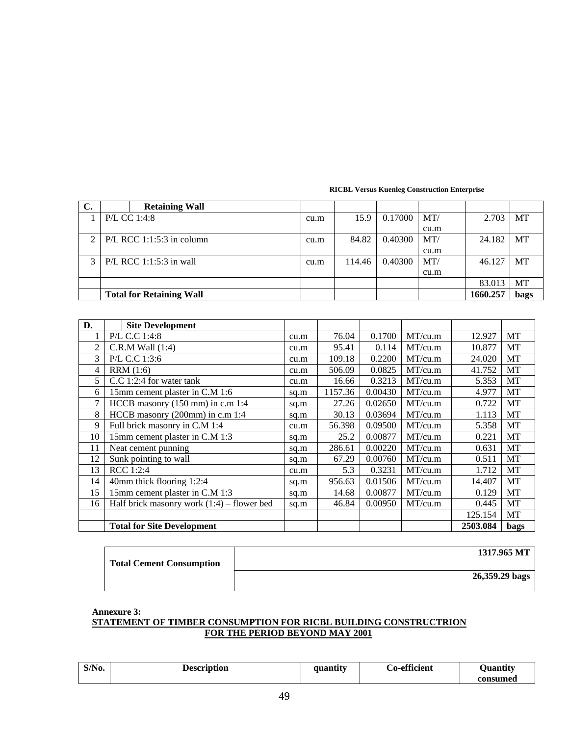| C. | Retaining Wall | | | | | |
|---|---|---|---|---|---|---|
| 1 | P/L CC 1:4:8 | cu.m | 15.9 | 0.17000 | MT/ cu.m | 2.703 | MT |
| 2 | P/L RCC 1:1:5:3 in column | cu.m | 84.82 | 0.40300 | MT/ cu.m | 24.182 | MT |
| 3 | P/L RCC 1:1:5:3 in wall | cu.m | 114.46 | 0.40300 | MT/ cu.m | 46.127 | MT |
| | | | | | | 83.013 | MT |
| | **Total for Retaining Wall** | | | | | **1660.257** | **bags** |

| D. | Site Development | | | | | | |
|---|---|---|---|---|---|---|---|
| 1 | P/L C.C 1:4:8 | cu.m | 76.04 | 0.1700 | MT/cu.m | 12.927 | MT |
| 2 | C.R.M Wall (1:4) | cu.m | 95.41 | 0.114 | MT/cu.m | 10.877 | MT |
| 3 | P/L C.C 1:3:6 | cu.m | 109.18 | 0.2200 | MT/cu.m | 24.020 | MT |
| 4 | RRM (1:6) | cu.m | 506.09 | 0.0825 | MT/cu.m | 41.752 | MT |
| 5 | C.C 1:2:4 for water tank | cu.m | 16.66 | 0.3213 | MT/cu.m | 5.353 | MT |
| 6 | 15mm cement plaster in C.M 1:6 | sq.m | 1157.36 | 0.00430 | MT/cu.m | 4.977 | MT |
| 7 | HCCB masonry (150 mm) in c.m 1:4 | sq.m | 27.26 | 0.02650 | MT/cu.m | 0.722 | MT |
| 8 | HCCB masonry (200mm) in c.m 1:4 | sq.m | 30.13 | 0.03694 | MT/cu.m | 1.113 | MT |
| 9 | Full brick masonry in C.M 1:4 | cu.m | 56.398 | 0.09500 | MT/cu.m | 5.358 | MT |
| 10 | 15mm cement plaster in C.M 1:3 | sq.m | 25.2 | 0.00877 | MT/cu.m | 0.221 | MT |
| 11 | Neat cement punning | sq.m | 286.61 | 0.00220 | MT/cu.m | 0.631 | MT |
| 12 | Sunk pointing to wall | sq.m | 67.29 | 0.00760 | MT/cu.m | 0.511 | MT |
| 13 | RCC 1:2:4 | cu.m | 5.3 | 0.3231 | MT/cu.m | 1.712 | MT |
| 14 | 40mm thick flooring 1:2:4 | sq.m | 956.63 | 0.01506 | MT/cu.m | 14.407 | MT |
| 15 | 15mm cement plaster in C.M 1:3 | sq.m | 14.68 | 0.00877 | MT/cu.m | 0.129 | MT |
| 16 | Half brick masonry work (1:4) – flower bed | sq.m | 46.84 | 0.00950 | MT/cu.m | 0.445 | MT |
| | | | | | | 125.154 | MT |
| | **Total for Site Development** | | | | | **2503.084** | **bags** |

| **Total Cement Consumption** | **1317.965 MT** |
|---|---|
| | **26,359.29 bags** |

**Annexure 3:**

**STATEMENT OF TIMBER CONSUMPTION FOR RICBL BUILDING CONSTRUCTRION FOR THE PERIOD BEYOND MAY 2001**

| S/No. | Description | quantity | Co-efficient | Quantity consumed |
|---|---|---|---|---|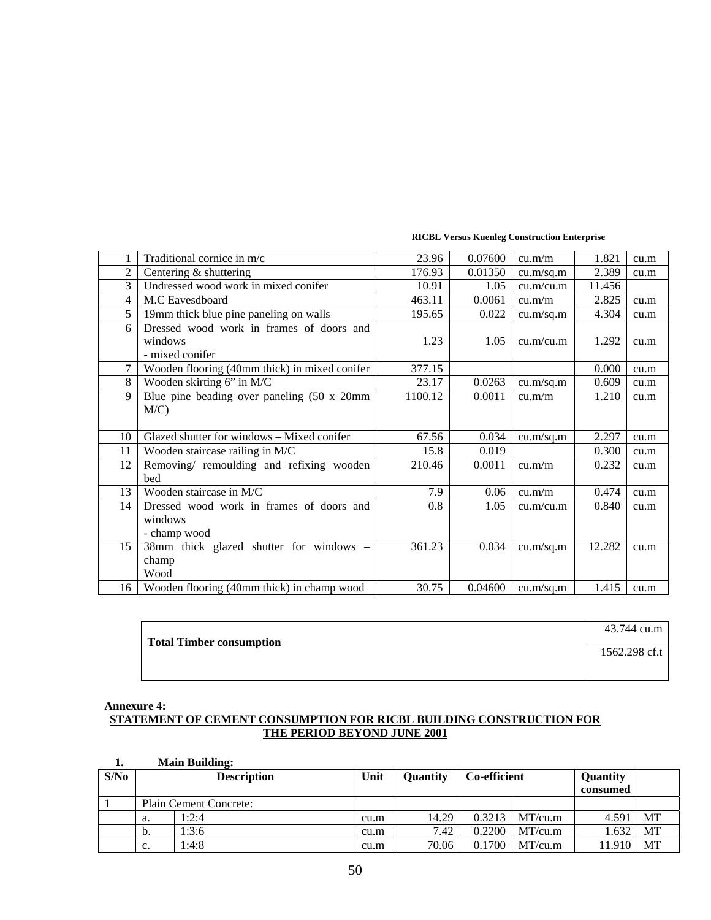| | | | | | | |
|---|---|---|---|---|---|---|
| 1 | Traditional cornice in m/c | 23.96 | 0.07600 | cu.m/m | 1.821 | cu.m |
| 2 | Centering & shuttering | 176.93 | 0.01350 | cu.m/sq.m | 2.389 | cu.m |
| 3 | Undressed wood work in mixed conifer | 10.91 | 1.05 | cu.m/cu.m | 11.456 | |
| 4 | M.C Eavesdboard | 463.11 | 0.0061 | cu.m/m | 2.825 | cu.m |
| 5 | 19mm thick blue pine paneling on walls | 195.65 | 0.022 | cu.m/sq.m | 4.304 | cu.m |
| 6 | Dressed wood work in frames of doors and windows - mixed conifer | 1.23 | 1.05 | cu.m/cu.m | 1.292 | cu.m |
| 7 | Wooden flooring (40mm thick) in mixed conifer | 377.15 | | | 0.000 | cu.m |
| 8 | Wooden skirting 6" in M/C | 23.17 | 0.0263 | cu.m/sq.m | 0.609 | cu.m |
| 9 | Blue pine beading over paneling (50 x 20mm M/C) | 1100.12 | 0.0011 | cu.m/m | 1.210 | cu.m |
| 10 | Glazed shutter for windows – Mixed conifer | 67.56 | 0.034 | cu.m/sq.m | 2.297 | cu.m |
| 11 | Wooden staircase railing in M/C | 15.8 | 0.019 | | 0.300 | cu.m |
| 12 | Removing/ remoulding and refixing wooden bed | 210.46 | 0.0011 | cu.m/m | 0.232 | cu.m |
| 13 | Wooden staircase in M/C | 7.9 | 0.06 | cu.m/m | 0.474 | cu.m |
| 14 | Dressed wood work in frames of doors and windows - champ wood | 0.8 | 1.05 | cu.m/cu.m | 0.840 | cu.m |
| 15 | 38mm thick glazed shutter for windows – champ Wood | 361.23 | 0.034 | cu.m/sq.m | 12.282 | cu.m |
| 16 | Wooden flooring (40mm thick) in champ wood | 30.75 | 0.04600 | cu.m/sq.m | 1.415 | cu.m |

| | |
|---|---|
| **Total Timber consumption** | 43.744 cu.m |
| | 1562.298 cf.t |

**Annexure 4:**

**STATEMENT OF CEMENT CONSUMPTION FOR RICBL BUILDING CONSTRUCTION FOR THE PERIOD BEYOND JUNE 2001**

**1. Main Building:**

| S/No | Description | | Unit | Quantity | Co-efficient | | Quantity consumed | |
|---|---|---|---|---|---|---|---|---|
| 1 | Plain Cement Concrete: | | | | | | | |
| | a. | 1:2:4 | cu.m | 14.29 | 0.3213 | MT/cu.m | 4.591 | MT |
| | b. | 1:3:6 | cu.m | 7.42 | 0.2200 | MT/cu.m | 1.632 | MT |
| | c. | 1:4:8 | cu.m | 70.06 | 0.1700 | MT/cu.m | 11.910 | MT |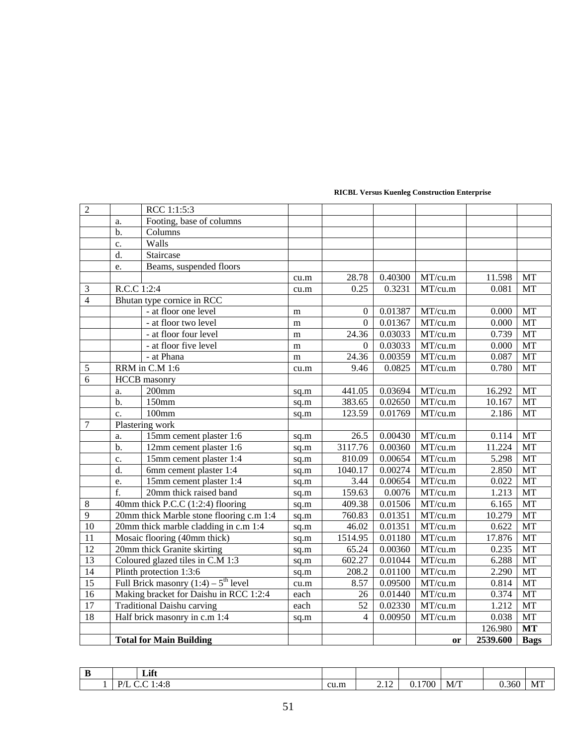| | | | | | | | | |
|---|---|---|---|---|---|---|---|---|
| 2 | | RCC 1:1:5:3 | | | | | | |
| | a. | Footing, base of columns | | | | | | |
| | b. | Columns | | | | | | |
| | c. | Walls | | | | | | |
| | d. | Staircase | | | | | | |
| | e. | Beams, suspended floors | | | | | | |
| | | | cu.m | 28.78 | 0.40300 | MT/cu.m | 11.598 | MT |
| 3 | R.C.C 1:2:4 | | cu.m | 0.25 | 0.3231 | MT/cu.m | 0.081 | MT |
| 4 | Bhutan type cornice in RCC | | | | | | | |
| | | - at floor one level | m | 0 | 0.01387 | MT/cu.m | 0.000 | MT |
| | | - at floor two level | m | 0 | 0.01367 | MT/cu.m | 0.000 | MT |
| | | - at floor four level | m | 24.36 | 0.03033 | MT/cu.m | 0.739 | MT |
| | | - at floor five level | m | 0 | 0.03033 | MT/cu.m | 0.000 | MT |
| | | - at Phana | m | 24.36 | 0.00359 | MT/cu.m | 0.087 | MT |
| 5 | RRM in C.M 1:6 | | cu.m | 9.46 | 0.0825 | MT/cu.m | 0.780 | MT |
| 6 | HCCB masonry | | | | | | | |
| | a. | 200mm | sq.m | 441.05 | 0.03694 | MT/cu.m | 16.292 | MT |
| | b. | 150mm | sq.m | 383.65 | 0.02650 | MT/cu.m | 10.167 | MT |
| | c. | 100mm | sq.m | 123.59 | 0.01769 | MT/cu.m | 2.186 | MT |
| 7 | Plastering work | | | | | | | |
| | a. | 15mm cement plaster 1:6 | sq.m | 26.5 | 0.00430 | MT/cu.m | 0.114 | MT |
| | b. | 12mm cement plaster 1:6 | sq.m | 3117.76 | 0.00360 | MT/cu.m | 11.224 | MT |
| | c. | 15mm cement plaster 1:4 | sq.m | 810.09 | 0.00654 | MT/cu.m | 5.298 | MT |
| | d. | 6mm cement plaster 1:4 | sq.m | 1040.17 | 0.00274 | MT/cu.m | 2.850 | MT |
| | e. | 15mm cement plaster 1:4 | sq.m | 3.44 | 0.00654 | MT/cu.m | 0.022 | MT |
| | f. | 20mm thick raised band | sq.m | 159.63 | 0.0076 | MT/cu.m | 1.213 | MT |
| 8 | 40mm thick P.C.C (1:2:4) flooring | | sq.m | 409.38 | 0.01506 | MT/cu.m | 6.165 | MT |
| 9 | 20mm thick Marble stone flooring c.m 1:4 | | sq.m | 760.83 | 0.01351 | MT/cu.m | 10.279 | MT |
| 10 | 20mm thick marble cladding in c.m 1:4 | | sq.m | 46.02 | 0.01351 | MT/cu.m | 0.622 | MT |
| 11 | Mosaic flooring (40mm thick) | | sq.m | 1514.95 | 0.01180 | MT/cu.m | 17.876 | MT |
| 12 | 20mm thick Granite skirting | | sq.m | 65.24 | 0.00360 | MT/cu.m | 0.235 | MT |
| 13 | Coloured glazed tiles in C.M 1:3 | | sq.m | 602.27 | 0.01044 | MT/cu.m | 6.288 | MT |
| 14 | Plinth protection 1:3:6 | | sq.m | 208.2 | 0.01100 | MT/cu.m | 2.290 | MT |
| 15 | Full Brick masonry (1:4) – 5th level | | cu.m | 8.57 | 0.09500 | MT/cu.m | 0.814 | MT |
| 16 | Making bracket for Daishu in RCC 1:2:4 | | each | 26 | 0.01440 | MT/cu.m | 0.374 | MT |
| 17 | Traditional Daishu carving | | each | 52 | 0.02330 | MT/cu.m | 1.212 | MT |
| 18 | Half brick masonry in c.m 1:4 | | sq.m | 4 | 0.00950 | MT/cu.m | 0.038 | MT |
| | | | | | | | 126.980 | **MT** |
| | **Total for Main Building** | | | | | **or** | **2539.600** | **Bags** |

| | | | | | | | | |
|---|---|---|---|---|---|---|---|---|
| **B** | | **Lift** | | | | | | |
| 1 | P/L C.C 1:4:8 | | cu.m | 2.12 | 0.1700 | M/T | 0.360 | MT |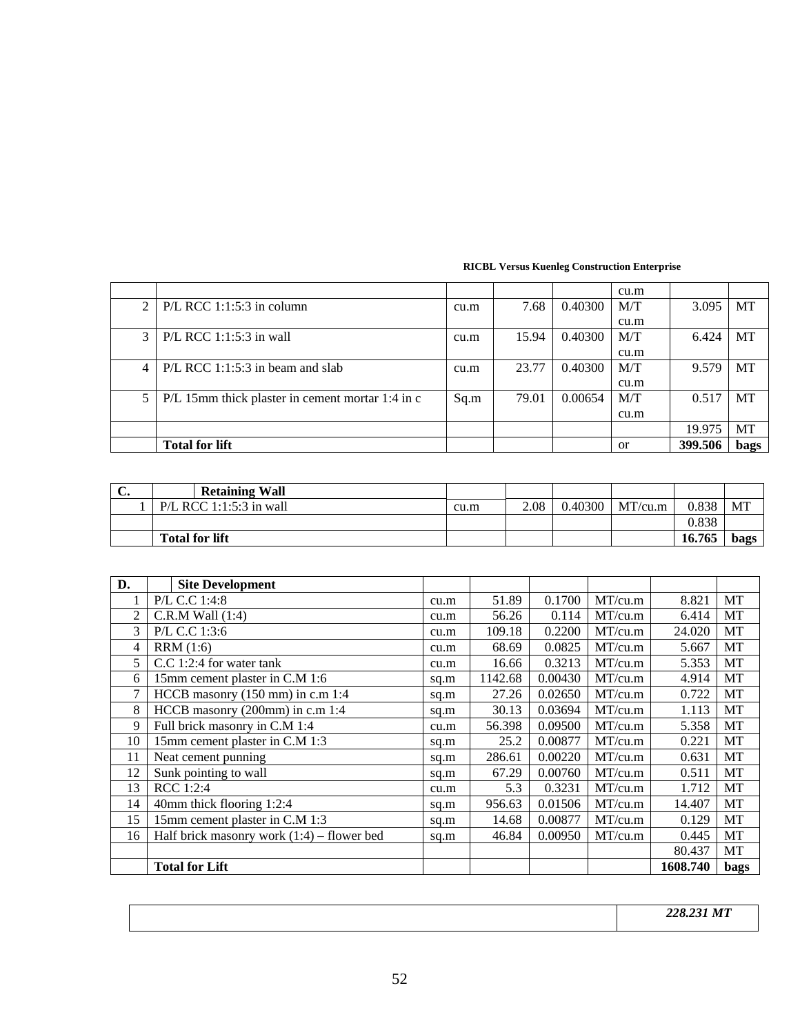| | | | | | cu.m | | |
|---|---|---|---|---|---|---|---|
| 2 | P/L RCC 1:1:5:3 in column | cu.m | 7.68 | 0.40300 | M/T cu.m | 3.095 | MT |
| 3 | P/L RCC 1:1:5:3 in wall | cu.m | 15.94 | 0.40300 | M/T cu.m | 6.424 | MT |
| 4 | P/L RCC 1:1:5:3 in beam and slab | cu.m | 23.77 | 0.40300 | M/T cu.m | 9.579 | MT |
| 5 | P/L 15mm thick plaster in cement mortar 1:4 in c | Sq.m | 79.01 | 0.00654 | M/T cu.m | 0.517 | MT |
| | | | | | | 19.975 | MT |
| | **Total for lift** | | | | or | **399.506** | **bags** |

| **C.** | **Retaining Wall** | | | | | | |
|---|---|---|---|---|---|---|---|
| 1 | P/L RCC 1:1:5:3 in wall | cu.m | 2.08 | 0.40300 | MT/cu.m | 0.838 | MT |
| | | | | | | 0.838 | |
| | **Total for lift** | | | | | **16.765** | **bags** |

| **D.** | **Site Development** | | | | | | |
|---|---|---|---|---|---|---|---|
| 1 | P/L C.C 1:4:8 | cu.m | 51.89 | 0.1700 | MT/cu.m | 8.821 | MT |
| 2 | C.R.M Wall (1:4) | cu.m | 56.26 | 0.114 | MT/cu.m | 6.414 | MT |
| 3 | P/L C.C 1:3:6 | cu.m | 109.18 | 0.2200 | MT/cu.m | 24.020 | MT |
| 4 | RRM (1:6) | cu.m | 68.69 | 0.0825 | MT/cu.m | 5.667 | MT |
| 5 | C.C 1:2:4 for water tank | cu.m | 16.66 | 0.3213 | MT/cu.m | 5.353 | MT |
| 6 | 15mm cement plaster in C.M 1:6 | sq.m | 1142.68 | 0.00430 | MT/cu.m | 4.914 | MT |
| 7 | HCCB masonry (150 mm) in c.m 1:4 | sq.m | 27.26 | 0.02650 | MT/cu.m | 0.722 | MT |
| 8 | HCCB masonry (200mm) in c.m 1:4 | sq.m | 30.13 | 0.03694 | MT/cu.m | 1.113 | MT |
| 9 | Full brick masonry in C.M 1:4 | cu.m | 56.398 | 0.09500 | MT/cu.m | 5.358 | MT |
| 10 | 15mm cement plaster in C.M 1:3 | sq.m | 25.2 | 0.00877 | MT/cu.m | 0.221 | MT |
| 11 | Neat cement punning | sq.m | 286.61 | 0.00220 | MT/cu.m | 0.631 | MT |
| 12 | Sunk pointing to wall | sq.m | 67.29 | 0.00760 | MT/cu.m | 0.511 | MT |
| 13 | RCC 1:2:4 | cu.m | 5.3 | 0.3231 | MT/cu.m | 1.712 | MT |
| 14 | 40mm thick flooring 1:2:4 | sq.m | 956.63 | 0.01506 | MT/cu.m | 14.407 | MT |
| 15 | 15mm cement plaster in C.M 1:3 | sq.m | 14.68 | 0.00877 | MT/cu.m | 0.129 | MT |
| 16 | Half brick masonry work (1:4) – flower bed | sq.m | 46.84 | 0.00950 | MT/cu.m | 0.445 | MT |
| | | | | | | 80.437 | MT |
| | **Total for Lift** | | | | | **1608.740** | **bags** |

| | |
|---|---|
| | ***228.231 MT*** |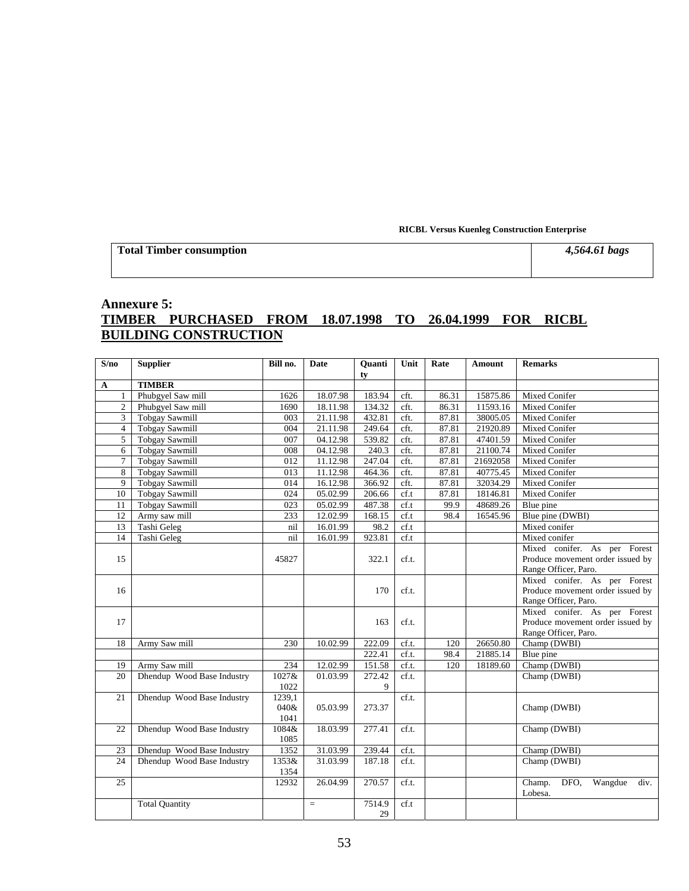| **Total Timber consumption** | ***4,564.61 bags*** |
|---|---|

## Annexure 5:
## TIMBER PURCHASED FROM 18.07.1998 TO 26.04.1999 FOR RICBL BUILDING CONSTRUCTION

| S/no | Supplier | Bill no. | Date | Quantity | Unit | Rate | Amount | Remarks |
|---|---|---|---|---|---|---|---|---|
| **A** | **TIMBER** | | | | | | | |
| 1 | Phubgyel Saw mill | 1626 | 18.07.98 | 183.94 | cft. | 86.31 | 15875.86 | Mixed Conifer |
| 2 | Phubgyel Saw mill | 1690 | 18.11.98 | 134.32 | cft. | 86.31 | 11593.16 | Mixed Conifer |
| 3 | Tobgay Sawmill | 003 | 21.11.98 | 432.81 | cft. | 87.81 | 38005.05 | Mixed Conifer |
| 4 | Tobgay Sawmill | 004 | 21.11.98 | 249.64 | cft. | 87.81 | 21920.89 | Mixed Conifer |
| 5 | Tobgay Sawmill | 007 | 04.12.98 | 539.82 | cft. | 87.81 | 47401.59 | Mixed Conifer |
| 6 | Tobgay Sawmill | 008 | 04.12.98 | 240.3 | cft. | 87.81 | 21100.74 | Mixed Conifer |
| 7 | Tobgay Sawmill | 012 | 11.12.98 | 247.04 | cft. | 87.81 | 21692058 | Mixed Conifer |
| 8 | Tobgay Sawmill | 013 | 11.12.98 | 464.36 | cft. | 87.81 | 40775.45 | Mixed Conifer |
| 9 | Tobgay Sawmill | 014 | 16.12.98 | 366.92 | cft. | 87.81 | 32034.29 | Mixed Conifer |
| 10 | Tobgay Sawmill | 024 | 05.02.99 | 206.66 | cf.t | 87.81 | 18146.81 | Mixed Conifer |
| 11 | Tobgay Sawmill | 023 | 05.02.99 | 487.38 | cf.t | 99.9 | 48689.26 | Blue pine |
| 12 | Army saw mill | 233 | 12.02.99 | 168.15 | cf.t | 98.4 | 16545.96 | Blue pine (DWBI) |
| 13 | Tashi Geleg | nil | 16.01.99 | 98.2 | cf.t | | | Mixed conifer |
| 14 | Tashi Geleg | nil | 16.01.99 | 923.81 | cf.t | | | Mixed conifer |
| 15 | | 45827 | | 322.1 | cf.t. | | | Mixed conifer. As per Forest Produce movement order issued by Range Officer, Paro. |
| 16 | | | | 170 | cf.t. | | | Mixed conifer. As per Forest Produce movement order issued by Range Officer, Paro. |
| 17 | | | | 163 | cf.t. | | | Mixed conifer. As per Forest Produce movement order issued by Range Officer, Paro. |
| 18 | Army Saw mill | 230 | 10.02.99 | 222.09 | cf.t. | 120 | 26650.80 | Champ (DWBI) |
| | | | | 222.41 | cf.t. | 98.4 | 21885.14 | Blue pine |
| 19 | Army Saw mill | 234 | 12.02.99 | 151.58 | cf.t. | 120 | 18189.60 | Champ (DWBI) |
| 20 | Dhendup Wood Base Industry | 1027& 1022 | 01.03.99 | 272.429 | cf.t. | | | Champ (DWBI) |
| 21 | Dhendup Wood Base Industry | 1239,1 040& 1041 | 05.03.99 | 273.37 | cf.t. | | | Champ (DWBI) |
| 22 | Dhendup Wood Base Industry | 1084& 1085 | 18.03.99 | 277.41 | cf.t. | | | Champ (DWBI) |
| 23 | Dhendup Wood Base Industry | 1352 | 31.03.99 | 239.44 | cf.t. | | | Champ (DWBI) |
| 24 | Dhendup Wood Base Industry | 1353& 1354 | 31.03.99 | 187.18 | cf.t. | | | Champ (DWBI) |
| 25 | | 12932 | 26.04.99 | 270.57 | cf.t. | | | Champ. DFO, Wangdue div. Lobesa. |
| | Total Quantity | | = | 7514.929 | cf.t | | | |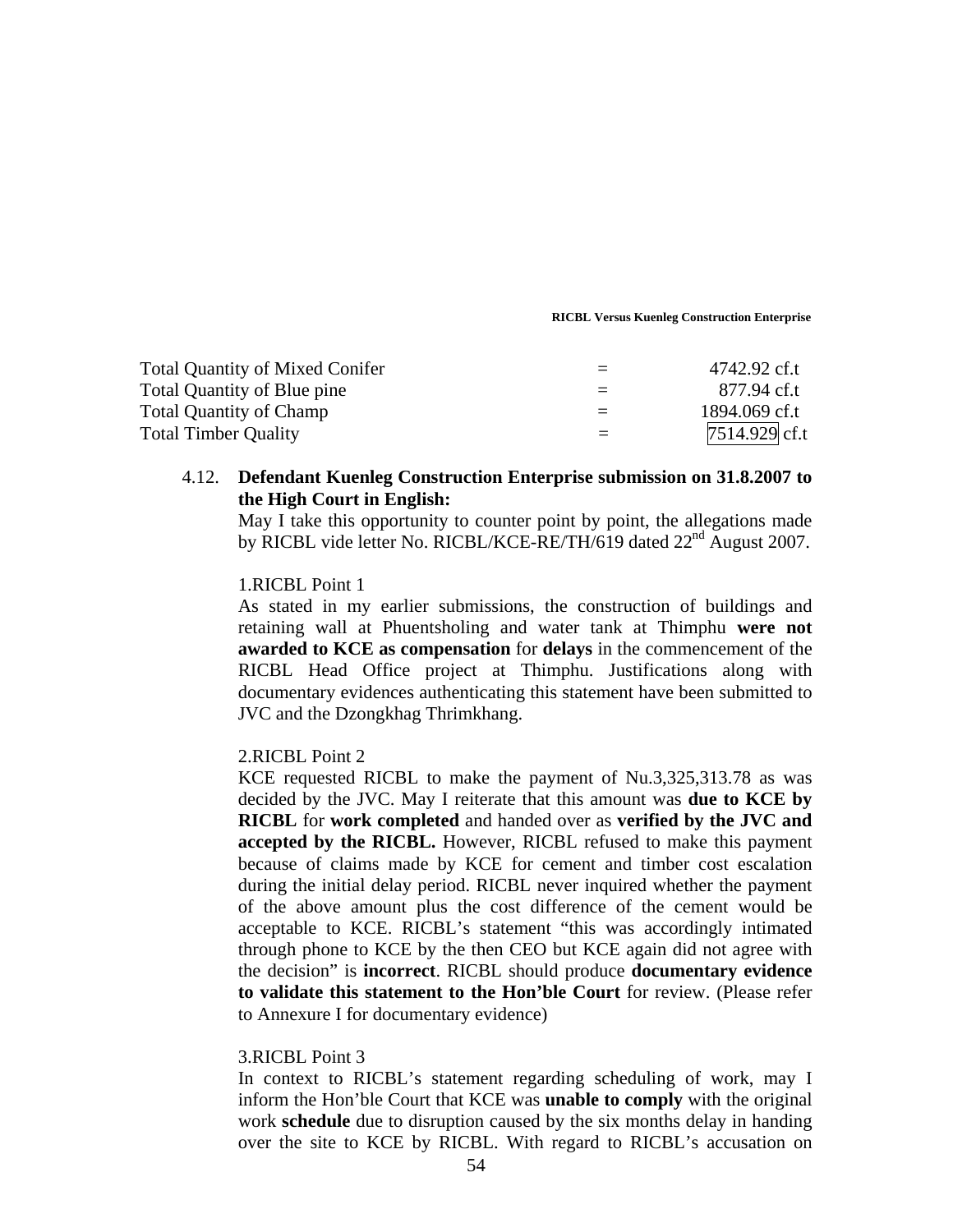| | | |
|---|---|---|
| Total Quantity of Mixed Conifer | = | 4742.92 cf.t |
| Total Quantity of Blue pine | = | 877.94 cf.t |
| Total Quantity of Champ | = | 1894.069 cf.t |
| Total Timber Quality | = | 7514.929 cf.t |

4.12. **Defendant Kuenleg Construction Enterprise submission on 31.8.2007 to the High Court in English:**

May I take this opportunity to counter point by point, the allegations made by RICBL vide letter No. RICBL/KCE-RE/TH/619 dated 22nd August 2007.

1.RICBL Point 1

As stated in my earlier submissions, the construction of buildings and retaining wall at Phuentsholing and water tank at Thimphu **were not awarded to KCE as compensation** for **delays** in the commencement of the RICBL Head Office project at Thimphu. Justifications along with documentary evidences authenticating this statement have been submitted to JVC and the Dzongkhag Thrimkhang.

2.RICBL Point 2

KCE requested RICBL to make the payment of Nu.3,325,313.78 as was decided by the JVC. May I reiterate that this amount was **due to KCE by RICBL** for **work completed** and handed over as **verified by the JVC and accepted by the RICBL.** However, RICBL refused to make this payment because of claims made by KCE for cement and timber cost escalation during the initial delay period. RICBL never inquired whether the payment of the above amount plus the cost difference of the cement would be acceptable to KCE. RICBL's statement "this was accordingly intimated through phone to KCE by the then CEO but KCE again did not agree with the decision" is **incorrect**. RICBL should produce **documentary evidence to validate this statement to the Hon'ble Court** for review. (Please refer to Annexure I for documentary evidence)

3.RICBL Point 3

In context to RICBL's statement regarding scheduling of work, may I inform the Hon'ble Court that KCE was **unable to comply** with the original work **schedule** due to disruption caused by the six months delay in handing over the site to KCE by RICBL. With regard to RICBL's accusation on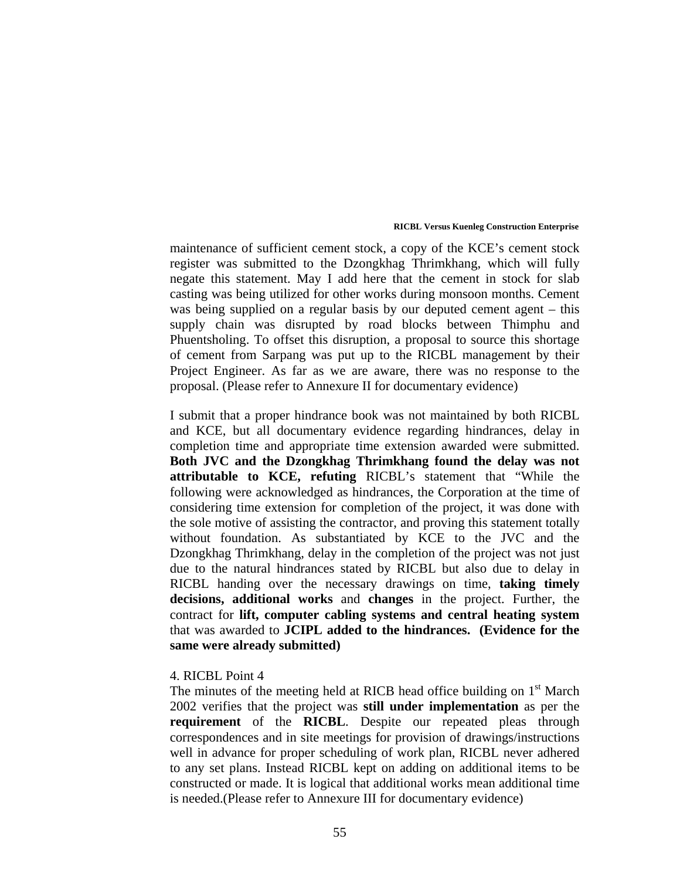maintenance of sufficient cement stock, a copy of the KCE's cement stock register was submitted to the Dzongkhag Thrimkhang, which will fully negate this statement. May I add here that the cement in stock for slab casting was being utilized for other works during monsoon months. Cement was being supplied on a regular basis by our deputed cement agent – this supply chain was disrupted by road blocks between Thimphu and Phuentsholing. To offset this disruption, a proposal to source this shortage of cement from Sarpang was put up to the RICBL management by their Project Engineer. As far as we are aware, there was no response to the proposal. (Please refer to Annexure II for documentary evidence)

I submit that a proper hindrance book was not maintained by both RICBL and KCE, but all documentary evidence regarding hindrances, delay in completion time and appropriate time extension awarded were submitted. **Both JVC and the Dzongkhag Thrimkhang found the delay was not attributable to KCE, refuting** RICBL's statement that "While the following were acknowledged as hindrances, the Corporation at the time of considering time extension for completion of the project, it was done with the sole motive of assisting the contractor, and proving this statement totally without foundation. As substantiated by KCE to the JVC and the Dzongkhag Thrimkhang, delay in the completion of the project was not just due to the natural hindrances stated by RICBL but also due to delay in RICBL handing over the necessary drawings on time, **taking timely decisions, additional works** and **changes** in the project. Further, the contract for **lift, computer cabling systems and central heating system** that was awarded to **JCIPL added to the hindrances. (Evidence for the same were already submitted)**

4. RICBL Point 4

The minutes of the meeting held at RICB head office building on 1st March 2002 verifies that the project was **still under implementation** as per the **requirement** of the **RICBL**. Despite our repeated pleas through correspondences and in site meetings for provision of drawings/instructions well in advance for proper scheduling of work plan, RICBL never adhered to any set plans. Instead RICBL kept on adding on additional items to be constructed or made. It is logical that additional works mean additional time is needed.(Please refer to Annexure III for documentary evidence)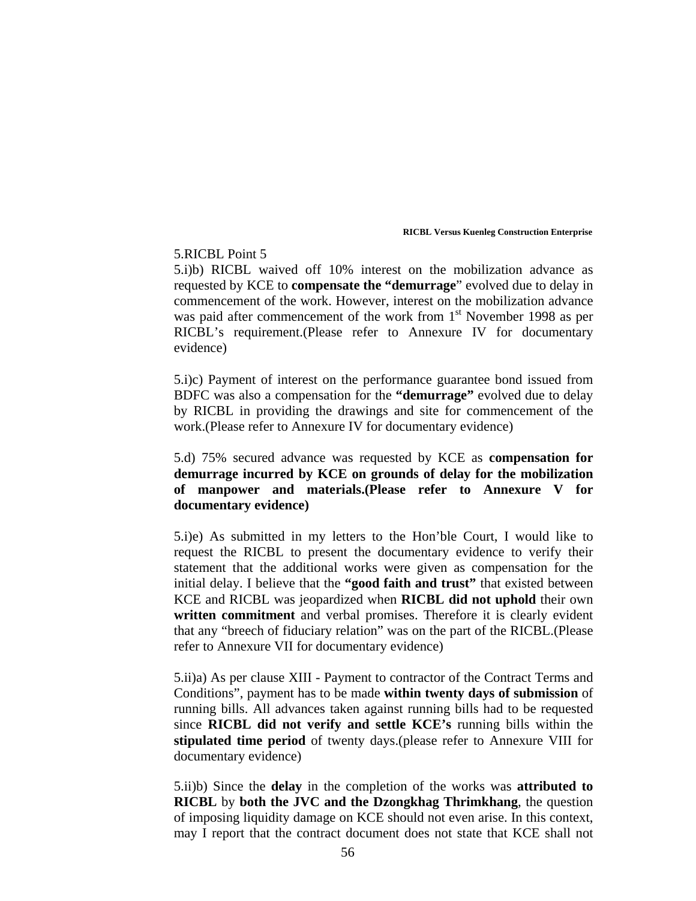5.RICBL Point 5

5.i)b) RICBL waived off 10% interest on the mobilization advance as requested by KCE to **compensate the "demurrage**" evolved due to delay in commencement of the work. However, interest on the mobilization advance was paid after commencement of the work from 1st November 1998 as per RICBL's requirement.(Please refer to Annexure IV for documentary evidence)

5.i)c) Payment of interest on the performance guarantee bond issued from BDFC was also a compensation for the **"demurrage"** evolved due to delay by RICBL in providing the drawings and site for commencement of the work.(Please refer to Annexure IV for documentary evidence)

5.d) 75% secured advance was requested by KCE as **compensation for demurrage incurred by KCE on grounds of delay for the mobilization of manpower and materials.(Please refer to Annexure V for documentary evidence)**

5.i)e) As submitted in my letters to the Hon'ble Court, I would like to request the RICBL to present the documentary evidence to verify their statement that the additional works were given as compensation for the initial delay. I believe that the **"good faith and trust"** that existed between KCE and RICBL was jeopardized when **RICBL did not uphold** their own **written commitment** and verbal promises. Therefore it is clearly evident that any "breech of fiduciary relation" was on the part of the RICBL.(Please refer to Annexure VII for documentary evidence)

5.ii)a) As per clause XIII - Payment to contractor of the Contract Terms and Conditions", payment has to be made **within twenty days of submission** of running bills. All advances taken against running bills had to be requested since **RICBL did not verify and settle KCE's** running bills within the **stipulated time period** of twenty days.(please refer to Annexure VIII for documentary evidence)

5.ii)b) Since the **delay** in the completion of the works was **attributed to RICBL** by **both the JVC and the Dzongkhag Thrimkhang**, the question of imposing liquidity damage on KCE should not even arise. In this context, may I report that the contract document does not state that KCE shall not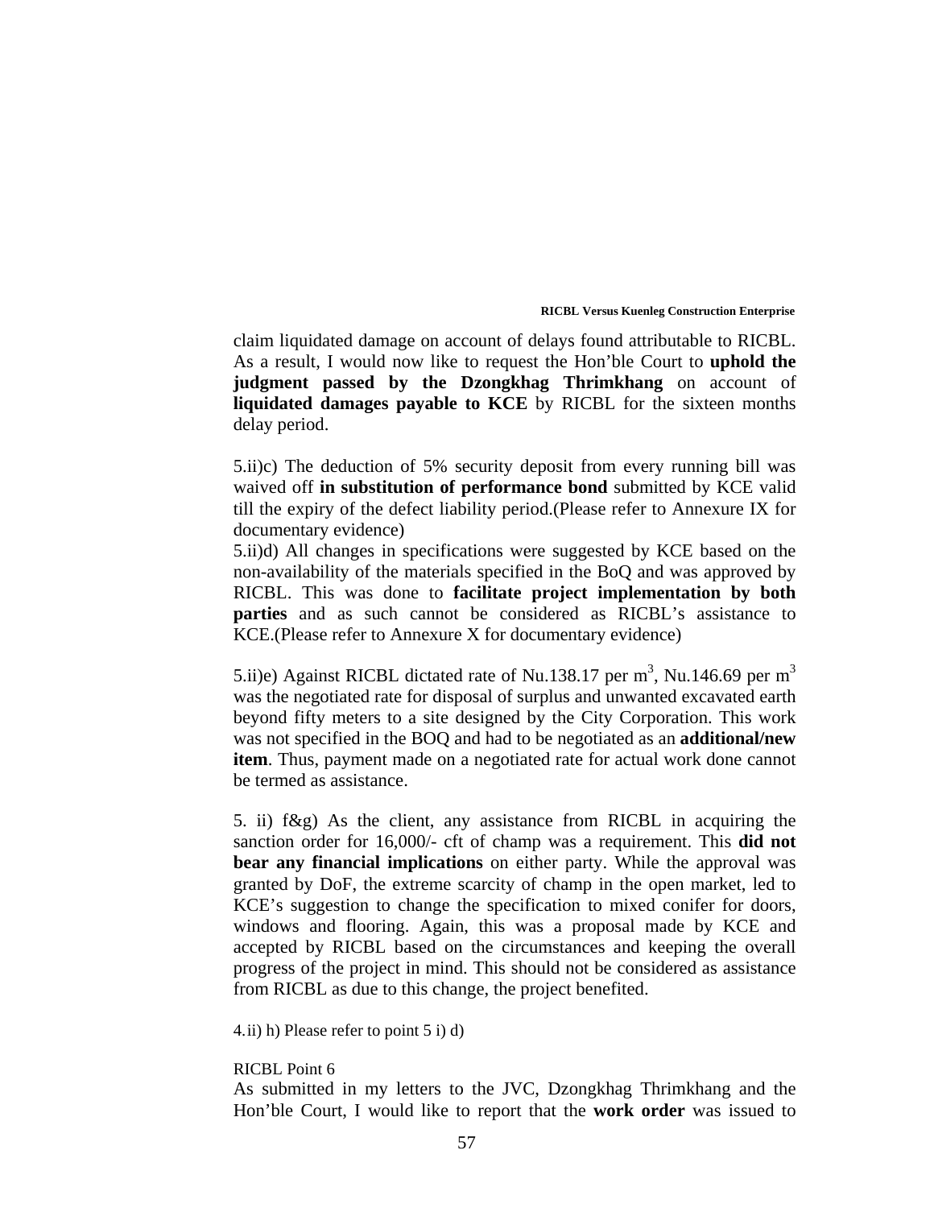claim liquidated damage on account of delays found attributable to RICBL. As a result, I would now like to request the Hon'ble Court to **uphold the judgment passed by the Dzongkhag Thrimkhang** on account of **liquidated damages payable to KCE** by RICBL for the sixteen months delay period.

5.ii)c) The deduction of 5% security deposit from every running bill was waived off **in substitution of performance bond** submitted by KCE valid till the expiry of the defect liability period.(Please refer to Annexure IX for documentary evidence)

5.ii)d) All changes in specifications were suggested by KCE based on the non-availability of the materials specified in the BoQ and was approved by RICBL. This was done to **facilitate project implementation by both parties** and as such cannot be considered as RICBL's assistance to KCE.(Please refer to Annexure X for documentary evidence)

5.ii)e) Against RICBL dictated rate of Nu.138.17 per $m^3$, Nu.146.69 per $m^3$ was the negotiated rate for disposal of surplus and unwanted excavated earth beyond fifty meters to a site designed by the City Corporation. This work was not specified in the BOQ and had to be negotiated as an **additional/new item**. Thus, payment made on a negotiated rate for actual work done cannot be termed as assistance.

5. ii) f&g) As the client, any assistance from RICBL in acquiring the sanction order for 16,000/- cft of champ was a requirement. This **did not bear any financial implications** on either party. While the approval was granted by DoF, the extreme scarcity of champ in the open market, led to KCE's suggestion to change the specification to mixed conifer for doors, windows and flooring. Again, this was a proposal made by KCE and accepted by RICBL based on the circumstances and keeping the overall progress of the project in mind. This should not be considered as assistance from RICBL as due to this change, the project benefited.

4.ii) h) Please refer to point 5 i) d)

RICBL Point 6

As submitted in my letters to the JVC, Dzongkhag Thrimkhang and the Hon'ble Court, I would like to report that the **work order** was issued to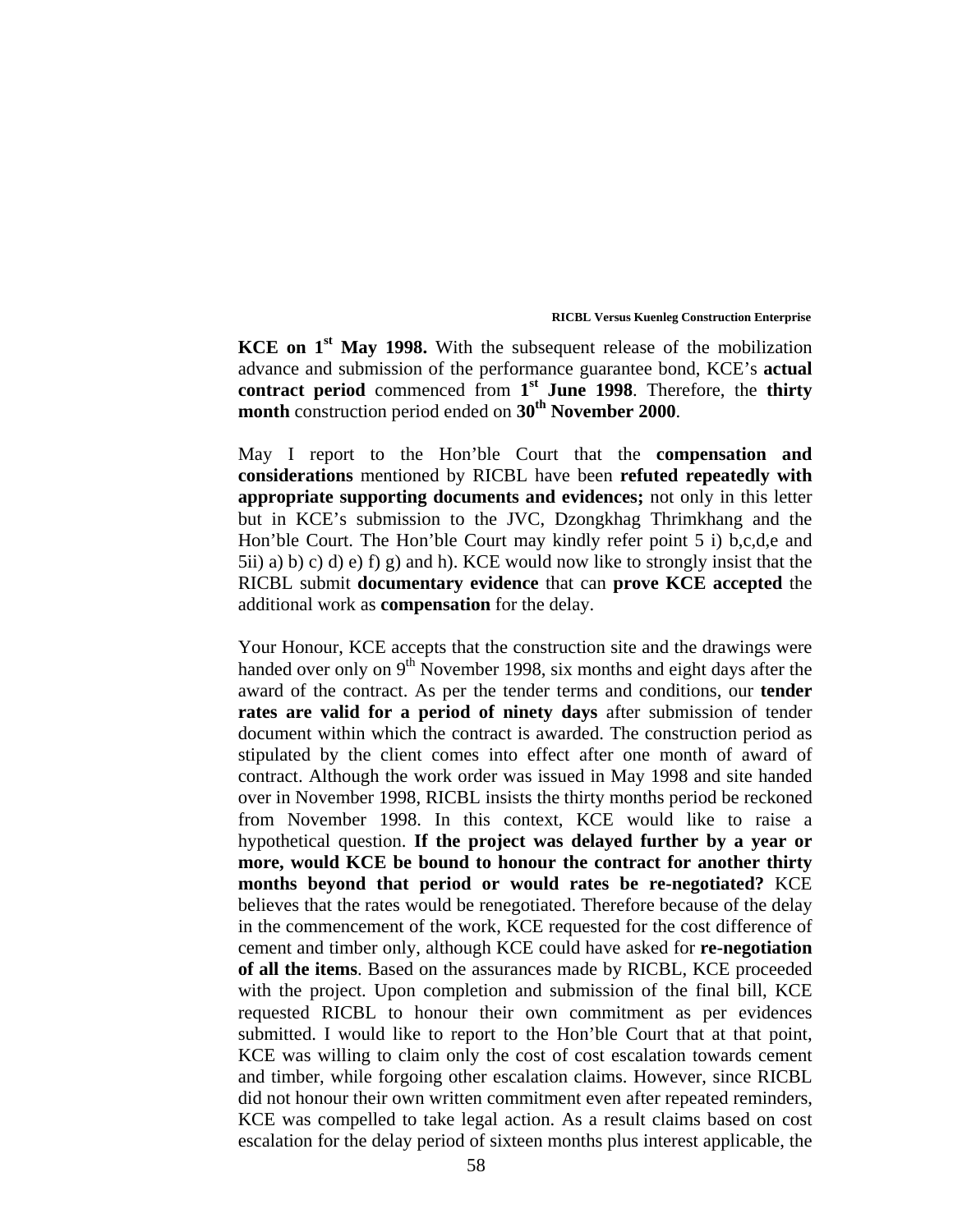**KCE on 1st May 1998.** With the subsequent release of the mobilization advance and submission of the performance guarantee bond, KCE's **actual contract period** commenced from **1st June 1998**. Therefore, the **thirty month** construction period ended on **30th November 2000**.

May I report to the Hon'ble Court that the **compensation and considerations** mentioned by RICBL have been **refuted repeatedly with appropriate supporting documents and evidences;** not only in this letter but in KCE's submission to the JVC, Dzongkhag Thrimkhang and the Hon'ble Court. The Hon'ble Court may kindly refer point 5 i) b,c,d,e and 5ii) a) b) c) d) e) f) g) and h). KCE would now like to strongly insist that the RICBL submit **documentary evidence** that can **prove KCE accepted** the additional work as **compensation** for the delay.

Your Honour, KCE accepts that the construction site and the drawings were handed over only on 9th November 1998, six months and eight days after the award of the contract. As per the tender terms and conditions, our **tender rates are valid for a period of ninety days** after submission of tender document within which the contract is awarded. The construction period as stipulated by the client comes into effect after one month of award of contract. Although the work order was issued in May 1998 and site handed over in November 1998, RICBL insists the thirty months period be reckoned from November 1998. In this context, KCE would like to raise a hypothetical question. **If the project was delayed further by a year or more, would KCE be bound to honour the contract for another thirty months beyond that period or would rates be re-negotiated?** KCE believes that the rates would be renegotiated. Therefore because of the delay in the commencement of the work, KCE requested for the cost difference of cement and timber only, although KCE could have asked for **re-negotiation of all the items**. Based on the assurances made by RICBL, KCE proceeded with the project. Upon completion and submission of the final bill, KCE requested RICBL to honour their own commitment as per evidences submitted. I would like to report to the Hon'ble Court that at that point, KCE was willing to claim only the cost of cost escalation towards cement and timber, while forgoing other escalation claims. However, since RICBL did not honour their own written commitment even after repeated reminders, KCE was compelled to take legal action. As a result claims based on cost escalation for the delay period of sixteen months plus interest applicable, the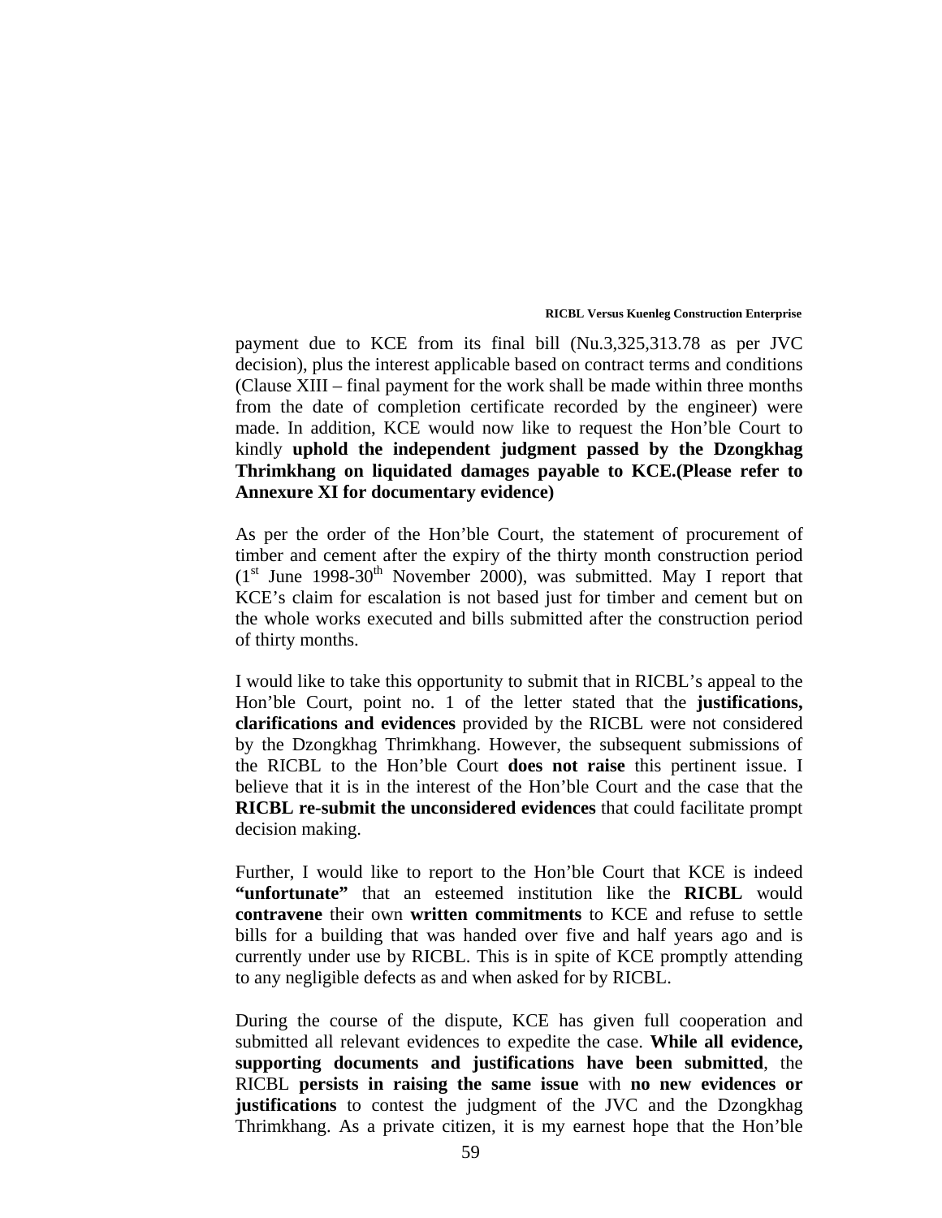payment due to KCE from its final bill (Nu.3,325,313.78 as per JVC decision), plus the interest applicable based on contract terms and conditions (Clause XIII – final payment for the work shall be made within three months from the date of completion certificate recorded by the engineer) were made. In addition, KCE would now like to request the Hon'ble Court to kindly **uphold the independent judgment passed by the Dzongkhag Thrimkhang on liquidated damages payable to KCE.(Please refer to Annexure XI for documentary evidence)**

As per the order of the Hon'ble Court, the statement of procurement of timber and cement after the expiry of the thirty month construction period (1st June 1998-30th November 2000), was submitted. May I report that KCE's claim for escalation is not based just for timber and cement but on the whole works executed and bills submitted after the construction period of thirty months.

I would like to take this opportunity to submit that in RICBL's appeal to the Hon'ble Court, point no. 1 of the letter stated that the **justifications, clarifications and evidences** provided by the RICBL were not considered by the Dzongkhag Thrimkhang. However, the subsequent submissions of the RICBL to the Hon'ble Court **does not raise** this pertinent issue. I believe that it is in the interest of the Hon'ble Court and the case that the **RICBL re-submit the unconsidered evidences** that could facilitate prompt decision making.

Further, I would like to report to the Hon'ble Court that KCE is indeed **"unfortunate"** that an esteemed institution like the **RICBL** would **contravene** their own **written commitments** to KCE and refuse to settle bills for a building that was handed over five and half years ago and is currently under use by RICBL. This is in spite of KCE promptly attending to any negligible defects as and when asked for by RICBL.

During the course of the dispute, KCE has given full cooperation and submitted all relevant evidences to expedite the case. **While all evidence, supporting documents and justifications have been submitted**, the RICBL **persists in raising the same issue** with **no new evidences or justifications** to contest the judgment of the JVC and the Dzongkhag Thrimkhang. As a private citizen, it is my earnest hope that the Hon'ble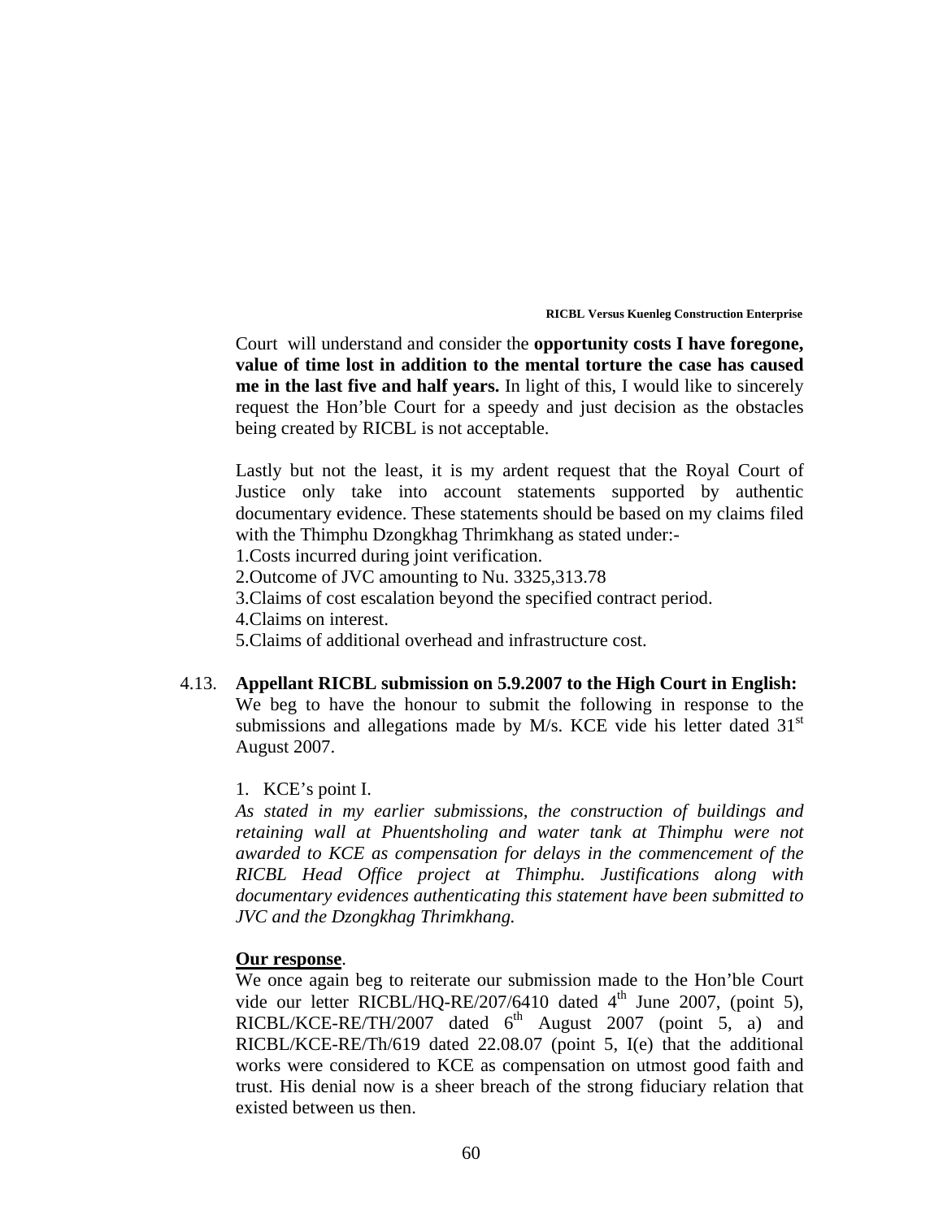Court will understand and consider the **opportunity costs I have foregone, value of time lost in addition to the mental torture the case has caused me in the last five and half years.** In light of this, I would like to sincerely request the Hon'ble Court for a speedy and just decision as the obstacles being created by RICBL is not acceptable.

Lastly but not the least, it is my ardent request that the Royal Court of Justice only take into account statements supported by authentic documentary evidence. These statements should be based on my claims filed with the Thimphu Dzongkhag Thrimkhang as stated under:-

1.Costs incurred during joint verification.
2.Outcome of JVC amounting to Nu. 3325,313.78
3.Claims of cost escalation beyond the specified contract period.
4.Claims on interest.
5.Claims of additional overhead and infrastructure cost.

4.13. **Appellant RICBL submission on 5.9.2007 to the High Court in English:**

We beg to have the honour to submit the following in response to the submissions and allegations made by M/s. KCE vide his letter dated 31st August 2007.

1. KCE's point I.

*As stated in my earlier submissions, the construction of buildings and retaining wall at Phuentsholing and water tank at Thimphu were not awarded to KCE as compensation for delays in the commencement of the RICBL Head Office project at Thimphu. Justifications along with documentary evidences authenticating this statement have been submitted to JVC and the Dzongkhag Thrimkhang.*

**Our response**.

We once again beg to reiterate our submission made to the Hon'ble Court vide our letter RICBL/HQ-RE/207/6410 dated 4th June 2007, (point 5), RICBL/KCE-RE/TH/2007 dated 6th August 2007 (point 5, a) and RICBL/KCE-RE/Th/619 dated 22.08.07 (point 5, I(e) that the additional works were considered to KCE as compensation on utmost good faith and trust. His denial now is a sheer breach of the strong fiduciary relation that existed between us then.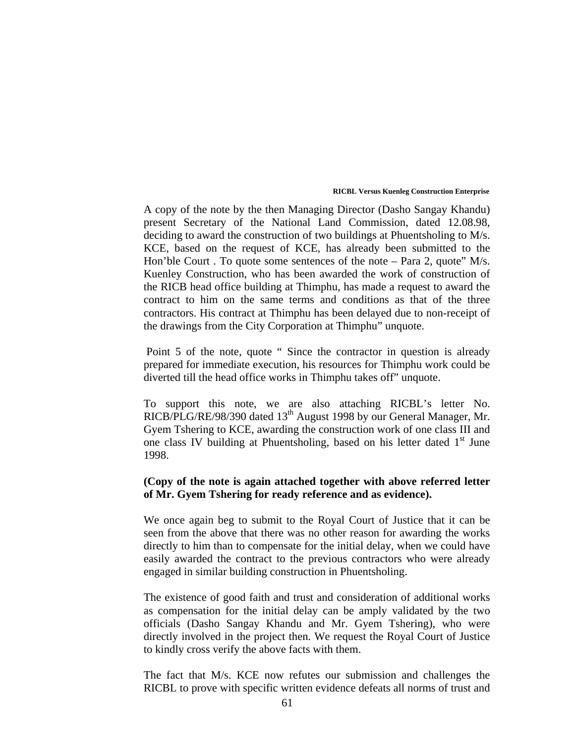A copy of the note by the then Managing Director (Dasho Sangay Khandu) present Secretary of the National Land Commission, dated 12.08.98, deciding to award the construction of two buildings at Phuentsholing to M/s. KCE, based on the request of KCE, has already been submitted to the Hon'ble Court . To quote some sentences of the note – Para 2, quote" M/s. Kuenley Construction, who has been awarded the work of construction of the RICB head office building at Thimphu, has made a request to award the contract to him on the same terms and conditions as that of the three contractors. His contract at Thimphu has been delayed due to non-receipt of the drawings from the City Corporation at Thimphu" unquote.

Point 5 of the note, quote " Since the contractor in question is already prepared for immediate execution, his resources for Thimphu work could be diverted till the head office works in Thimphu takes off" unquote.

To support this note, we are also attaching RICBL's letter No. RICB/PLG/RE/98/390 dated 13th August 1998 by our General Manager, Mr. Gyem Tshering to KCE, awarding the construction work of one class III and one class IV building at Phuentsholing, based on his letter dated 1st June 1998.

**(Copy of the note is again attached together with above referred letter of Mr. Gyem Tshering for ready reference and as evidence).**

We once again beg to submit to the Royal Court of Justice that it can be seen from the above that there was no other reason for awarding the works directly to him than to compensate for the initial delay, when we could have easily awarded the contract to the previous contractors who were already engaged in similar building construction in Phuentsholing.

The existence of good faith and trust and consideration of additional works as compensation for the initial delay can be amply validated by the two officials (Dasho Sangay Khandu and Mr. Gyem Tshering), who were directly involved in the project then. We request the Royal Court of Justice to kindly cross verify the above facts with them.

The fact that M/s. KCE now refutes our submission and challenges the RICBL to prove with specific written evidence defeats all norms of trust and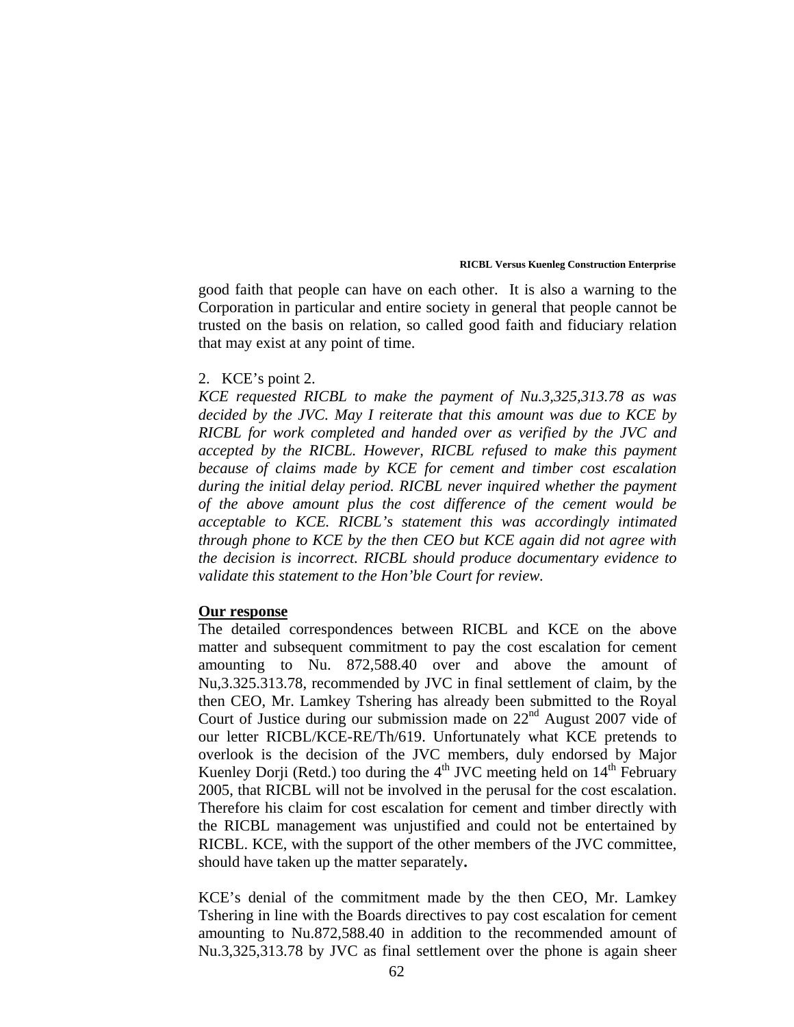good faith that people can have on each other. It is also a warning to the Corporation in particular and entire society in general that people cannot be trusted on the basis on relation, so called good faith and fiduciary relation that may exist at any point of time.

2. KCE's point 2.

*KCE requested RICBL to make the payment of Nu.3,325,313.78 as was decided by the JVC. May I reiterate that this amount was due to KCE by RICBL for work completed and handed over as verified by the JVC and accepted by the RICBL. However, RICBL refused to make this payment because of claims made by KCE for cement and timber cost escalation during the initial delay period. RICBL never inquired whether the payment of the above amount plus the cost difference of the cement would be acceptable to KCE. RICBL's statement this was accordingly intimated through phone to KCE by the then CEO but KCE again did not agree with the decision is incorrect. RICBL should produce documentary evidence to validate this statement to the Hon'ble Court for review.*

**Our response**

The detailed correspondences between RICBL and KCE on the above matter and subsequent commitment to pay the cost escalation for cement amounting to Nu. 872,588.40 over and above the amount of Nu,3.325.313.78, recommended by JVC in final settlement of claim, by the then CEO, Mr. Lamkey Tshering has already been submitted to the Royal Court of Justice during our submission made on 22nd August 2007 vide of our letter RICBL/KCE-RE/Th/619. Unfortunately what KCE pretends to overlook is the decision of the JVC members, duly endorsed by Major Kuenley Dorji (Retd.) too during the 4th JVC meeting held on 14th February 2005, that RICBL will not be involved in the perusal for the cost escalation. Therefore his claim for cost escalation for cement and timber directly with the RICBL management was unjustified and could not be entertained by RICBL. KCE, with the support of the other members of the JVC committee, should have taken up the matter separately**.**

KCE's denial of the commitment made by the then CEO, Mr. Lamkey Tshering in line with the Boards directives to pay cost escalation for cement amounting to Nu.872,588.40 in addition to the recommended amount of Nu.3,325,313.78 by JVC as final settlement over the phone is again sheer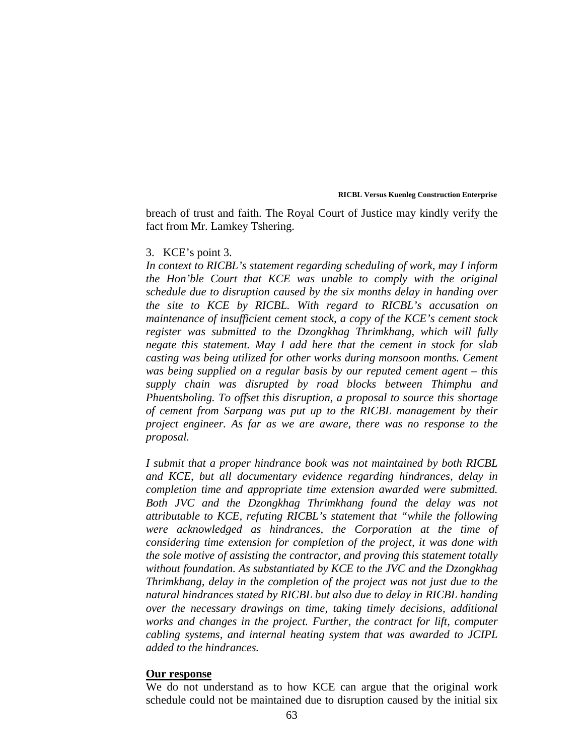breach of trust and faith. The Royal Court of Justice may kindly verify the fact from Mr. Lamkey Tshering.

3. KCE's point 3.

*In context to RICBL's statement regarding scheduling of work, may I inform the Hon'ble Court that KCE was unable to comply with the original schedule due to disruption caused by the six months delay in handing over the site to KCE by RICBL. With regard to RICBL's accusation on maintenance of insufficient cement stock, a copy of the KCE's cement stock register was submitted to the Dzongkhag Thrimkhang, which will fully negate this statement. May I add here that the cement in stock for slab casting was being utilized for other works during monsoon months. Cement was being supplied on a regular basis by our reputed cement agent – this supply chain was disrupted by road blocks between Thimphu and Phuentsholing. To offset this disruption, a proposal to source this shortage of cement from Sarpang was put up to the RICBL management by their project engineer. As far as we are aware, there was no response to the proposal.*

*I submit that a proper hindrance book was not maintained by both RICBL and KCE, but all documentary evidence regarding hindrances, delay in completion time and appropriate time extension awarded were submitted. Both JVC and the Dzongkhag Thrimkhang found the delay was not attributable to KCE, refuting RICBL's statement that "while the following were acknowledged as hindrances, the Corporation at the time of considering time extension for completion of the project, it was done with the sole motive of assisting the contractor, and proving this statement totally without foundation. As substantiated by KCE to the JVC and the Dzongkhag Thrimkhang, delay in the completion of the project was not just due to the natural hindrances stated by RICBL but also due to delay in RICBL handing over the necessary drawings on time, taking timely decisions, additional works and changes in the project. Further, the contract for lift, computer cabling systems, and internal heating system that was awarded to JCIPL added to the hindrances.*

**Our response**

We do not understand as to how KCE can argue that the original work schedule could not be maintained due to disruption caused by the initial six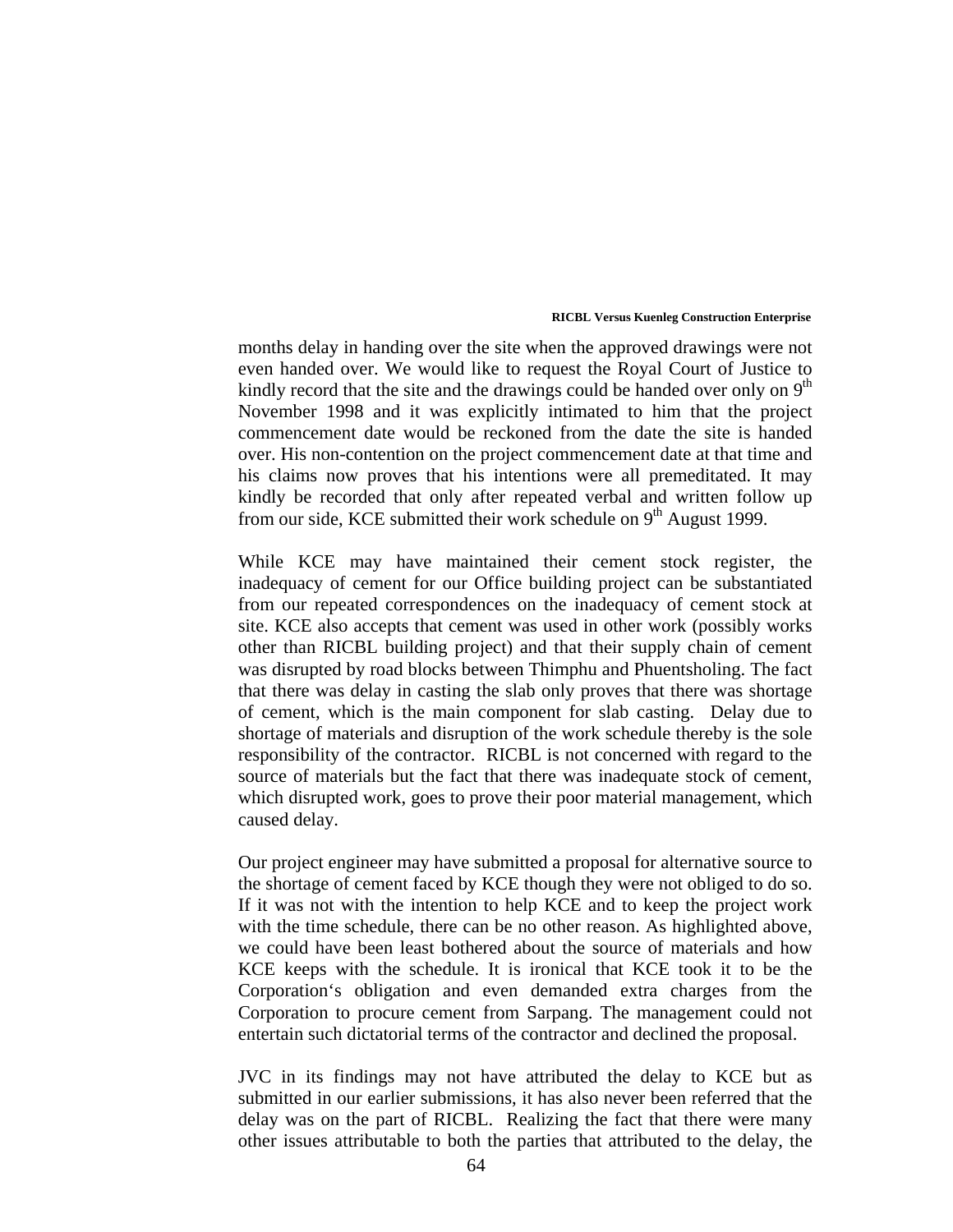months delay in handing over the site when the approved drawings were not even handed over. We would like to request the Royal Court of Justice to kindly record that the site and the drawings could be handed over only on 9th November 1998 and it was explicitly intimated to him that the project commencement date would be reckoned from the date the site is handed over. His non-contention on the project commencement date at that time and his claims now proves that his intentions were all premeditated. It may kindly be recorded that only after repeated verbal and written follow up from our side, KCE submitted their work schedule on 9th August 1999.

While KCE may have maintained their cement stock register, the inadequacy of cement for our Office building project can be substantiated from our repeated correspondences on the inadequacy of cement stock at site. KCE also accepts that cement was used in other work (possibly works other than RICBL building project) and that their supply chain of cement was disrupted by road blocks between Thimphu and Phuentsholing. The fact that there was delay in casting the slab only proves that there was shortage of cement, which is the main component for slab casting. Delay due to shortage of materials and disruption of the work schedule thereby is the sole responsibility of the contractor. RICBL is not concerned with regard to the source of materials but the fact that there was inadequate stock of cement, which disrupted work, goes to prove their poor material management, which caused delay.

Our project engineer may have submitted a proposal for alternative source to the shortage of cement faced by KCE though they were not obliged to do so. If it was not with the intention to help KCE and to keep the project work with the time schedule, there can be no other reason. As highlighted above, we could have been least bothered about the source of materials and how KCE keeps with the schedule. It is ironical that KCE took it to be the Corporation's obligation and even demanded extra charges from the Corporation to procure cement from Sarpang. The management could not entertain such dictatorial terms of the contractor and declined the proposal.

JVC in its findings may not have attributed the delay to KCE but as submitted in our earlier submissions, it has also never been referred that the delay was on the part of RICBL. Realizing the fact that there were many other issues attributable to both the parties that attributed to the delay, the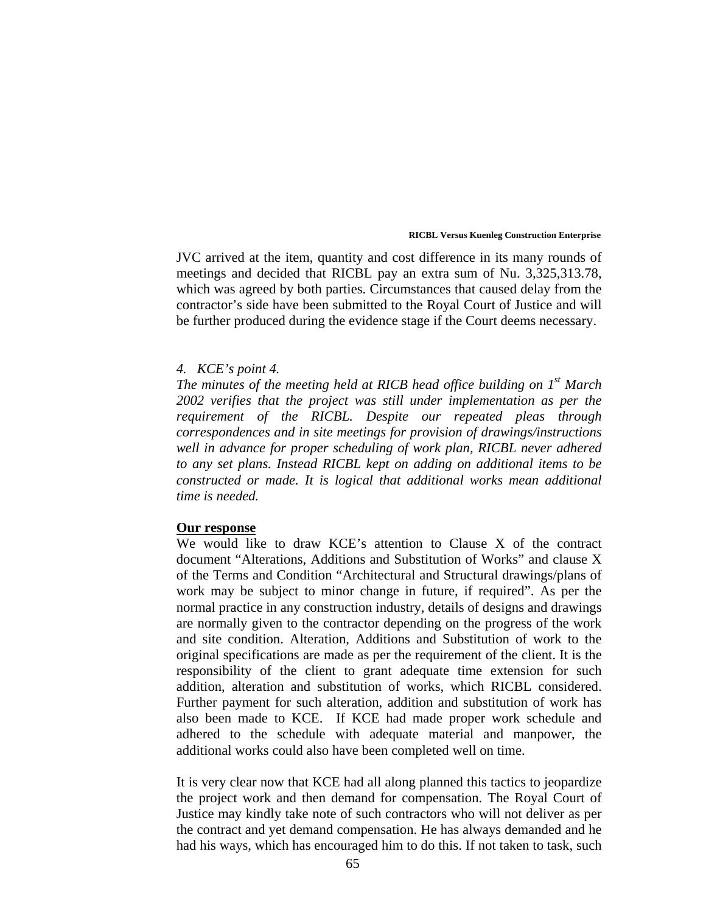JVC arrived at the item, quantity and cost difference in its many rounds of meetings and decided that RICBL pay an extra sum of Nu. 3,325,313.78, which was agreed by both parties. Circumstances that caused delay from the contractor's side have been submitted to the Royal Court of Justice and will be further produced during the evidence stage if the Court deems necessary.

*4. KCE's point 4.*

*The minutes of the meeting held at RICB head office building on 1st March 2002 verifies that the project was still under implementation as per the requirement of the RICBL. Despite our repeated pleas through correspondences and in site meetings for provision of drawings/instructions well in advance for proper scheduling of work plan, RICBL never adhered to any set plans. Instead RICBL kept on adding on additional items to be constructed or made. It is logical that additional works mean additional time is needed.*

**Our response**

We would like to draw KCE's attention to Clause X of the contract document "Alterations, Additions and Substitution of Works" and clause X of the Terms and Condition "Architectural and Structural drawings/plans of work may be subject to minor change in future, if required". As per the normal practice in any construction industry, details of designs and drawings are normally given to the contractor depending on the progress of the work and site condition. Alteration, Additions and Substitution of work to the original specifications are made as per the requirement of the client. It is the responsibility of the client to grant adequate time extension for such addition, alteration and substitution of works, which RICBL considered. Further payment for such alteration, addition and substitution of work has also been made to KCE. If KCE had made proper work schedule and adhered to the schedule with adequate material and manpower, the additional works could also have been completed well on time.

It is very clear now that KCE had all along planned this tactics to jeopardize the project work and then demand for compensation. The Royal Court of Justice may kindly take note of such contractors who will not deliver as per the contract and yet demand compensation. He has always demanded and he had his ways, which has encouraged him to do this. If not taken to task, such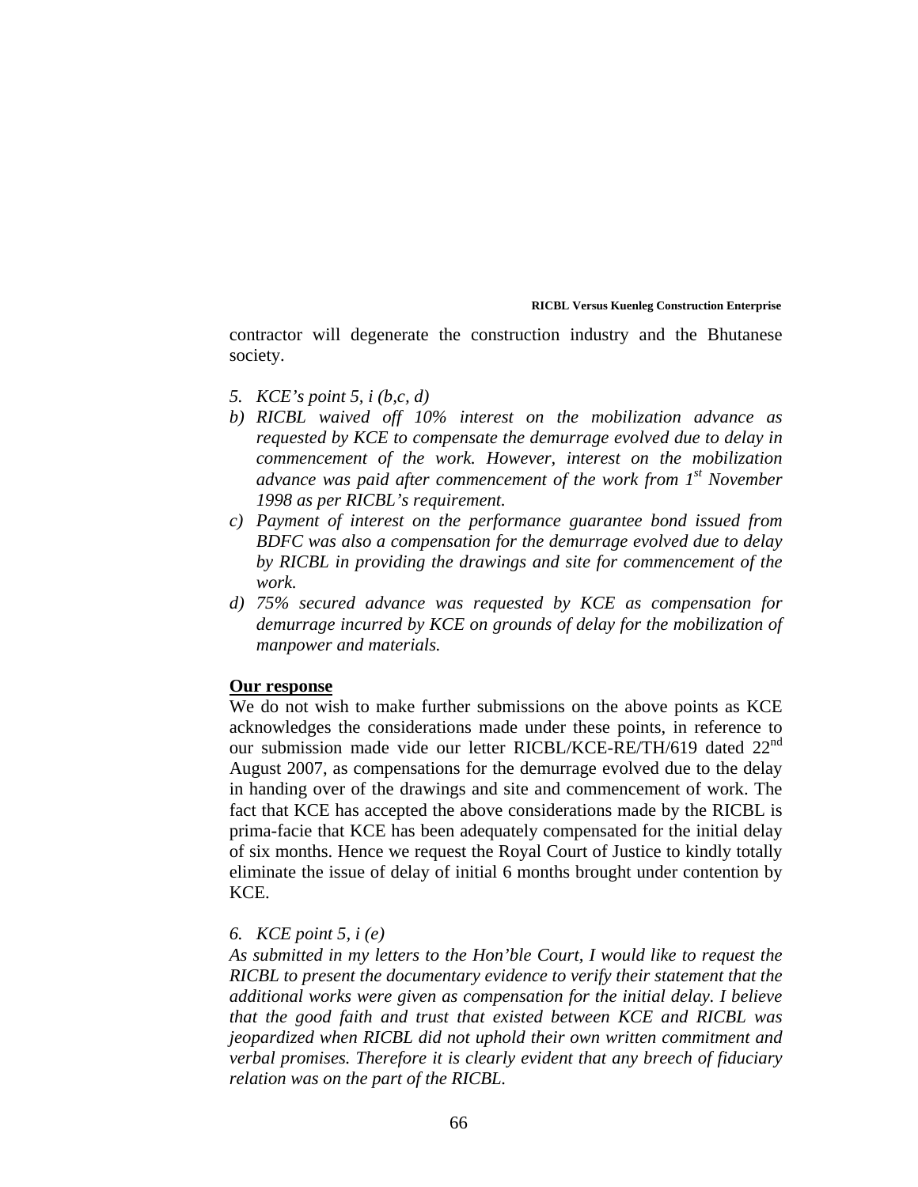contractor will degenerate the construction industry and the Bhutanese society.

5. *KCE's point 5, i (b,c, d)*

b) *RICBL waived off 10% interest on the mobilization advance as requested by KCE to compensate the demurrage evolved due to delay in commencement of the work. However, interest on the mobilization advance was paid after commencement of the work from 1st November 1998 as per RICBL's requirement.*
c) *Payment of interest on the performance guarantee bond issued from BDFC was also a compensation for the demurrage evolved due to delay by RICBL in providing the drawings and site for commencement of the work.*
d) *75% secured advance was requested by KCE as compensation for demurrage incurred by KCE on grounds of delay for the mobilization of manpower and materials.*

**Our response**

We do not wish to make further submissions on the above points as KCE acknowledges the considerations made under these points, in reference to our submission made vide our letter RICBL/KCE-RE/TH/619 dated 22nd August 2007, as compensations for the demurrage evolved due to the delay in handing over of the drawings and site and commencement of work. The fact that KCE has accepted the above considerations made by the RICBL is prima-facie that KCE has been adequately compensated for the initial delay of six months. Hence we request the Royal Court of Justice to kindly totally eliminate the issue of delay of initial 6 months brought under contention by KCE.

6. *KCE point 5, i (e)*

*As submitted in my letters to the Hon'ble Court, I would like to request the RICBL to present the documentary evidence to verify their statement that the additional works were given as compensation for the initial delay. I believe that the good faith and trust that existed between KCE and RICBL was jeopardized when RICBL did not uphold their own written commitment and verbal promises. Therefore it is clearly evident that any breech of fiduciary relation was on the part of the RICBL.*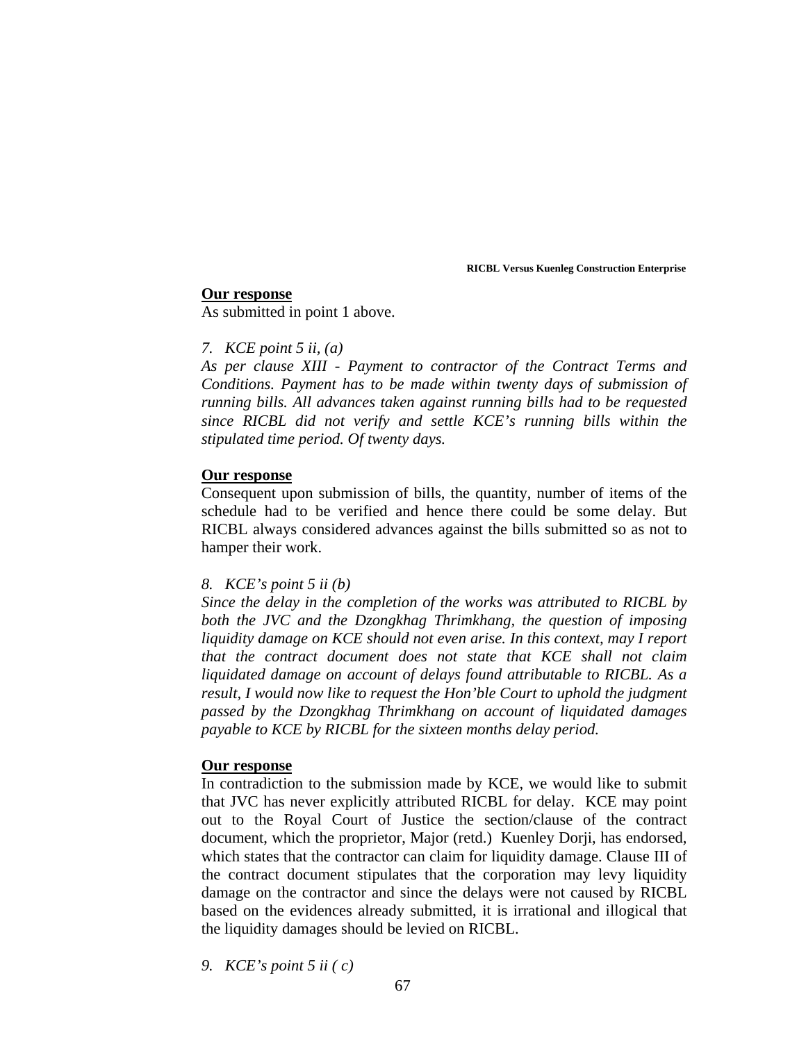**Our response**

As submitted in point 1 above.

*7. KCE point 5 ii, (a)*

*As per clause XIII - Payment to contractor of the Contract Terms and Conditions. Payment has to be made within twenty days of submission of running bills. All advances taken against running bills had to be requested since RICBL did not verify and settle KCE's running bills within the stipulated time period. Of twenty days.*

**Our response**

Consequent upon submission of bills, the quantity, number of items of the schedule had to be verified and hence there could be some delay. But RICBL always considered advances against the bills submitted so as not to hamper their work.

*8. KCE's point 5 ii (b)*

*Since the delay in the completion of the works was attributed to RICBL by both the JVC and the Dzongkhag Thrimkhang, the question of imposing liquidity damage on KCE should not even arise. In this context, may I report that the contract document does not state that KCE shall not claim liquidated damage on account of delays found attributable to RICBL. As a result, I would now like to request the Hon'ble Court to uphold the judgment passed by the Dzongkhag Thrimkhang on account of liquidated damages payable to KCE by RICBL for the sixteen months delay period.*

**Our response**

In contradiction to the submission made by KCE, we would like to submit that JVC has never explicitly attributed RICBL for delay. KCE may point out to the Royal Court of Justice the section/clause of the contract document, which the proprietor, Major (retd.) Kuenley Dorji, has endorsed, which states that the contractor can claim for liquidity damage. Clause III of the contract document stipulates that the corporation may levy liquidity damage on the contractor and since the delays were not caused by RICBL based on the evidences already submitted, it is irrational and illogical that the liquidity damages should be levied on RICBL.

*9. KCE's point 5 ii ( c)*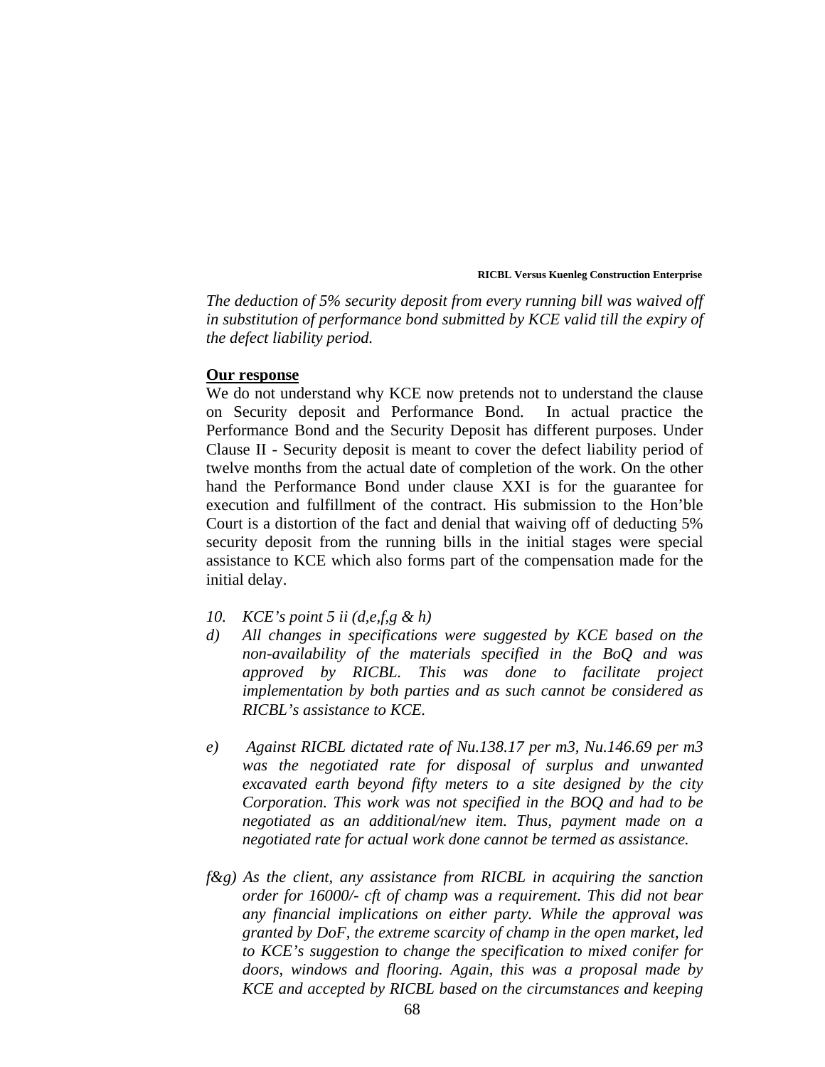*The deduction of 5% security deposit from every running bill was waived off in substitution of performance bond submitted by KCE valid till the expiry of the defect liability period.*

**Our response**

We do not understand why KCE now pretends not to understand the clause on Security deposit and Performance Bond. In actual practice the Performance Bond and the Security Deposit has different purposes. Under Clause II - Security deposit is meant to cover the defect liability period of twelve months from the actual date of completion of the work. On the other hand the Performance Bond under clause XXI is for the guarantee for execution and fulfillment of the contract. His submission to the Hon'ble Court is a distortion of the fact and denial that waiving off of deducting 5% security deposit from the running bills in the initial stages were special assistance to KCE which also forms part of the compensation made for the initial delay.

*10. KCE's point 5 ii (d,e,f,g & h)*

*d) All changes in specifications were suggested by KCE based on the non-availability of the materials specified in the BoQ and was approved by RICBL. This was done to facilitate project implementation by both parties and as such cannot be considered as RICBL's assistance to KCE.*

*e) Against RICBL dictated rate of Nu.138.17 per m3, Nu.146.69 per m3 was the negotiated rate for disposal of surplus and unwanted excavated earth beyond fifty meters to a site designed by the city Corporation. This work was not specified in the BOQ and had to be negotiated as an additional/new item. Thus, payment made on a negotiated rate for actual work done cannot be termed as assistance.*

*f&g) As the client, any assistance from RICBL in acquiring the sanction order for 16000/- cft of champ was a requirement. This did not bear any financial implications on either party. While the approval was granted by DoF, the extreme scarcity of champ in the open market, led to KCE's suggestion to change the specification to mixed conifer for doors, windows and flooring. Again, this was a proposal made by KCE and accepted by RICBL based on the circumstances and keeping*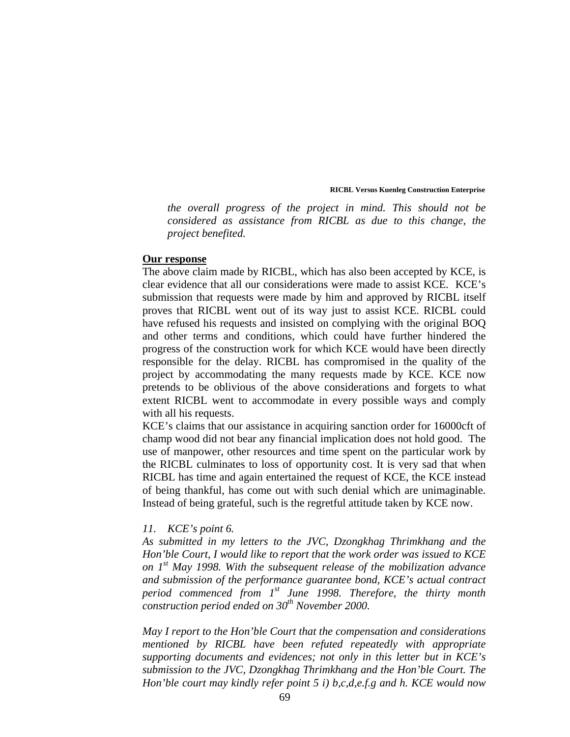*the overall progress of the project in mind. This should not be considered as assistance from RICBL as due to this change, the project benefited.*

**Our response**

The above claim made by RICBL, which has also been accepted by KCE, is clear evidence that all our considerations were made to assist KCE. KCE's submission that requests were made by him and approved by RICBL itself proves that RICBL went out of its way just to assist KCE. RICBL could have refused his requests and insisted on complying with the original BOQ and other terms and conditions, which could have further hindered the progress of the construction work for which KCE would have been directly responsible for the delay. RICBL has compromised in the quality of the project by accommodating the many requests made by KCE. KCE now pretends to be oblivious of the above considerations and forgets to what extent RICBL went to accommodate in every possible ways and comply with all his requests.

KCE's claims that our assistance in acquiring sanction order for 16000cft of champ wood did not bear any financial implication does not hold good. The use of manpower, other resources and time spent on the particular work by the RICBL culminates to loss of opportunity cost. It is very sad that when RICBL has time and again entertained the request of KCE, the KCE instead of being thankful, has come out with such denial which are unimaginable. Instead of being grateful, such is the regretful attitude taken by KCE now.

*11. KCE's point 6.*

*As submitted in my letters to the JVC, Dzongkhag Thrimkhang and the Hon'ble Court, I would like to report that the work order was issued to KCE on 1st May 1998. With the subsequent release of the mobilization advance and submission of the performance guarantee bond, KCE's actual contract period commenced from 1st June 1998. Therefore, the thirty month construction period ended on 30th November 2000.*

*May I report to the Hon'ble Court that the compensation and considerations mentioned by RICBL have been refuted repeatedly with appropriate supporting documents and evidences; not only in this letter but in KCE's submission to the JVC, Dzongkhag Thrimkhang and the Hon'ble Court. The Hon'ble court may kindly refer point 5 i) b,c,d,e.f.g and h. KCE would now*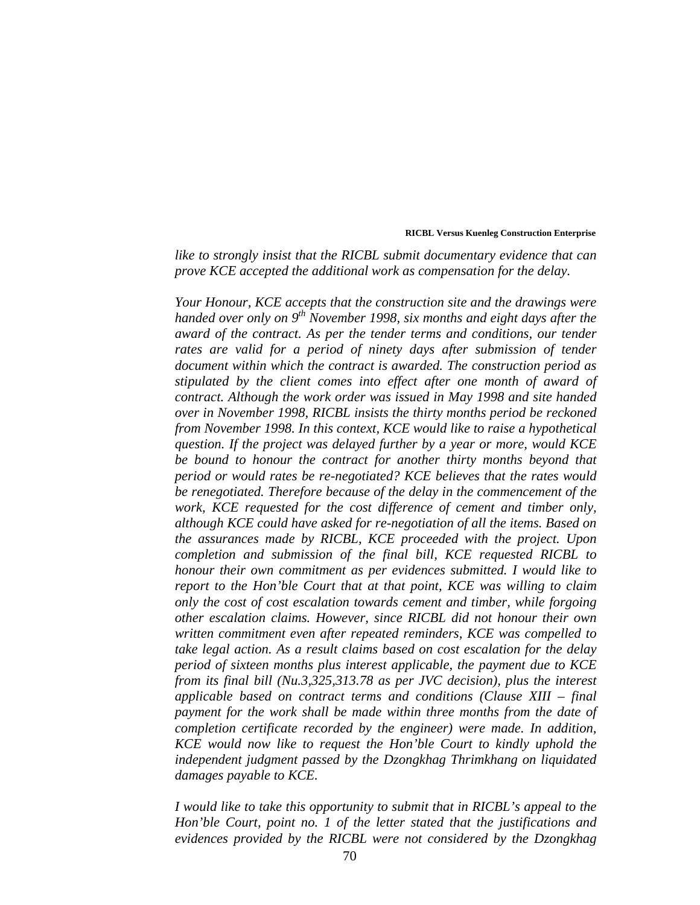*like to strongly insist that the RICBL submit documentary evidence that can prove KCE accepted the additional work as compensation for the delay.*

*Your Honour, KCE accepts that the construction site and the drawings were handed over only on 9th November 1998, six months and eight days after the award of the contract. As per the tender terms and conditions, our tender rates are valid for a period of ninety days after submission of tender document within which the contract is awarded. The construction period as stipulated by the client comes into effect after one month of award of contract. Although the work order was issued in May 1998 and site handed over in November 1998, RICBL insists the thirty months period be reckoned from November 1998. In this context, KCE would like to raise a hypothetical question. If the project was delayed further by a year or more, would KCE be bound to honour the contract for another thirty months beyond that period or would rates be re-negotiated? KCE believes that the rates would be renegotiated. Therefore because of the delay in the commencement of the work, KCE requested for the cost difference of cement and timber only, although KCE could have asked for re-negotiation of all the items. Based on the assurances made by RICBL, KCE proceeded with the project. Upon completion and submission of the final bill, KCE requested RICBL to honour their own commitment as per evidences submitted. I would like to report to the Hon'ble Court that at that point, KCE was willing to claim only the cost of cost escalation towards cement and timber, while forgoing other escalation claims. However, since RICBL did not honour their own written commitment even after repeated reminders, KCE was compelled to take legal action. As a result claims based on cost escalation for the delay period of sixteen months plus interest applicable, the payment due to KCE from its final bill (Nu.3,325,313.78 as per JVC decision), plus the interest applicable based on contract terms and conditions (Clause XIII – final payment for the work shall be made within three months from the date of completion certificate recorded by the engineer) were made. In addition, KCE would now like to request the Hon'ble Court to kindly uphold the independent judgment passed by the Dzongkhag Thrimkhang on liquidated damages payable to KCE.*

*I would like to take this opportunity to submit that in RICBL's appeal to the Hon'ble Court, point no. 1 of the letter stated that the justifications and evidences provided by the RICBL were not considered by the Dzongkhag*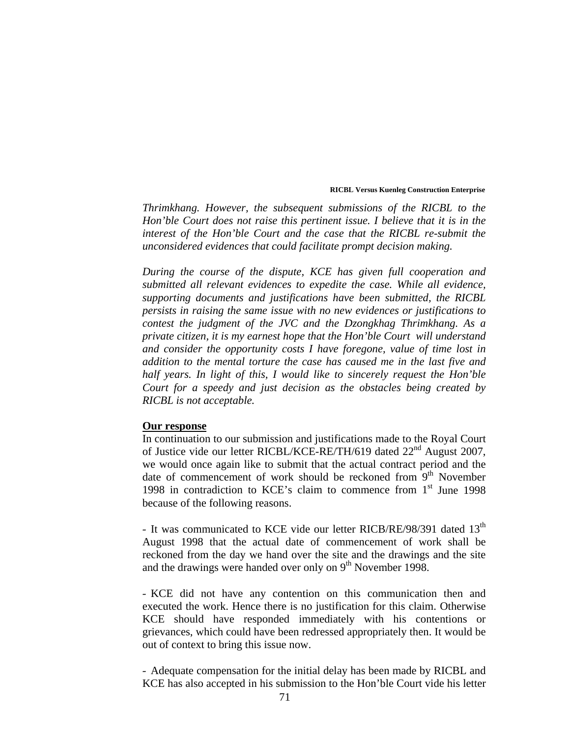*Thrimkhang. However, the subsequent submissions of the RICBL to the Hon'ble Court does not raise this pertinent issue. I believe that it is in the interest of the Hon'ble Court and the case that the RICBL re-submit the unconsidered evidences that could facilitate prompt decision making.*

*During the course of the dispute, KCE has given full cooperation and submitted all relevant evidences to expedite the case. While all evidence, supporting documents and justifications have been submitted, the RICBL persists in raising the same issue with no new evidences or justifications to contest the judgment of the JVC and the Dzongkhag Thrimkhang. As a private citizen, it is my earnest hope that the Hon'ble Court will understand and consider the opportunity costs I have foregone, value of time lost in addition to the mental torture the case has caused me in the last five and half years. In light of this, I would like to sincerely request the Hon'ble Court for a speedy and just decision as the obstacles being created by RICBL is not acceptable.*

**Our response**

In continuation to our submission and justifications made to the Royal Court of Justice vide our letter RICBL/KCE-RE/TH/619 dated 22nd August 2007, we would once again like to submit that the actual contract period and the date of commencement of work should be reckoned from 9th November 1998 in contradiction to KCE's claim to commence from 1st June 1998 because of the following reasons.

- It was communicated to KCE vide our letter RICB/RE/98/391 dated 13th August 1998 that the actual date of commencement of work shall be reckoned from the day we hand over the site and the drawings and the site and the drawings were handed over only on 9th November 1998.

- KCE did not have any contention on this communication then and executed the work. Hence there is no justification for this claim. Otherwise KCE should have responded immediately with his contentions or grievances, which could have been redressed appropriately then. It would be out of context to bring this issue now.

- Adequate compensation for the initial delay has been made by RICBL and KCE has also accepted in his submission to the Hon'ble Court vide his letter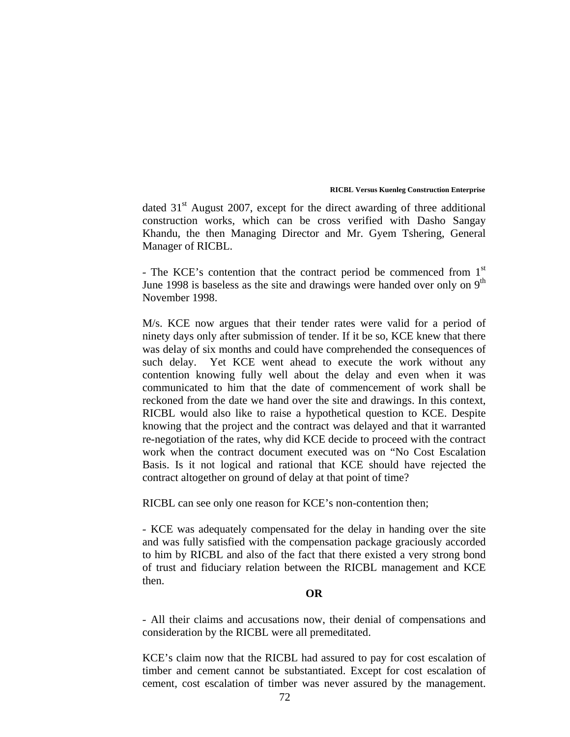dated 31st August 2007, except for the direct awarding of three additional construction works, which can be cross verified with Dasho Sangay Khandu, the then Managing Director and Mr. Gyem Tshering, General Manager of RICBL.

- The KCE's contention that the contract period be commenced from 1st June 1998 is baseless as the site and drawings were handed over only on 9th November 1998.

M/s. KCE now argues that their tender rates were valid for a period of ninety days only after submission of tender. If it be so, KCE knew that there was delay of six months and could have comprehended the consequences of such delay. Yet KCE went ahead to execute the work without any contention knowing fully well about the delay and even when it was communicated to him that the date of commencement of work shall be reckoned from the date we hand over the site and drawings. In this context, RICBL would also like to raise a hypothetical question to KCE. Despite knowing that the project and the contract was delayed and that it warranted re-negotiation of the rates, why did KCE decide to proceed with the contract work when the contract document executed was on "No Cost Escalation Basis. Is it not logical and rational that KCE should have rejected the contract altogether on ground of delay at that point of time?

RICBL can see only one reason for KCE's non-contention then;

- KCE was adequately compensated for the delay in handing over the site and was fully satisfied with the compensation package graciously accorded to him by RICBL and also of the fact that there existed a very strong bond of trust and fiduciary relation between the RICBL management and KCE then.

**OR**

- All their claims and accusations now, their denial of compensations and consideration by the RICBL were all premeditated.

KCE's claim now that the RICBL had assured to pay for cost escalation of timber and cement cannot be substantiated. Except for cost escalation of cement, cost escalation of timber was never assured by the management.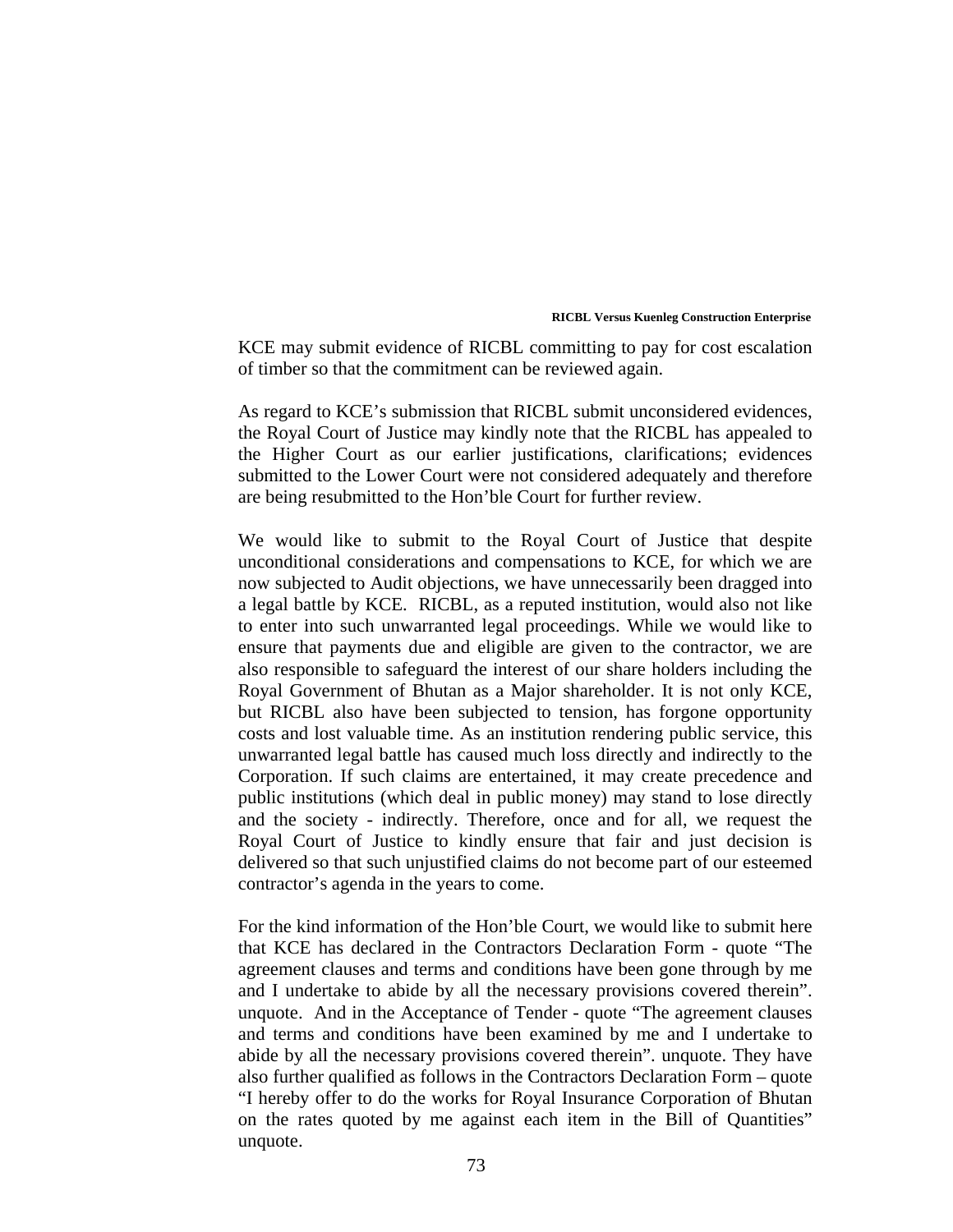KCE may submit evidence of RICBL committing to pay for cost escalation of timber so that the commitment can be reviewed again.

As regard to KCE's submission that RICBL submit unconsidered evidences, the Royal Court of Justice may kindly note that the RICBL has appealed to the Higher Court as our earlier justifications, clarifications; evidences submitted to the Lower Court were not considered adequately and therefore are being resubmitted to the Hon'ble Court for further review.

We would like to submit to the Royal Court of Justice that despite unconditional considerations and compensations to KCE, for which we are now subjected to Audit objections, we have unnecessarily been dragged into a legal battle by KCE. RICBL, as a reputed institution, would also not like to enter into such unwarranted legal proceedings. While we would like to ensure that payments due and eligible are given to the contractor, we are also responsible to safeguard the interest of our share holders including the Royal Government of Bhutan as a Major shareholder. It is not only KCE, but RICBL also have been subjected to tension, has forgone opportunity costs and lost valuable time. As an institution rendering public service, this unwarranted legal battle has caused much loss directly and indirectly to the Corporation. If such claims are entertained, it may create precedence and public institutions (which deal in public money) may stand to lose directly and the society - indirectly. Therefore, once and for all, we request the Royal Court of Justice to kindly ensure that fair and just decision is delivered so that such unjustified claims do not become part of our esteemed contractor's agenda in the years to come.

For the kind information of the Hon'ble Court, we would like to submit here that KCE has declared in the Contractors Declaration Form - quote "The agreement clauses and terms and conditions have been gone through by me and I undertake to abide by all the necessary provisions covered therein". unquote. And in the Acceptance of Tender - quote "The agreement clauses and terms and conditions have been examined by me and I undertake to abide by all the necessary provisions covered therein". unquote. They have also further qualified as follows in the Contractors Declaration Form – quote "I hereby offer to do the works for Royal Insurance Corporation of Bhutan on the rates quoted by me against each item in the Bill of Quantities" unquote.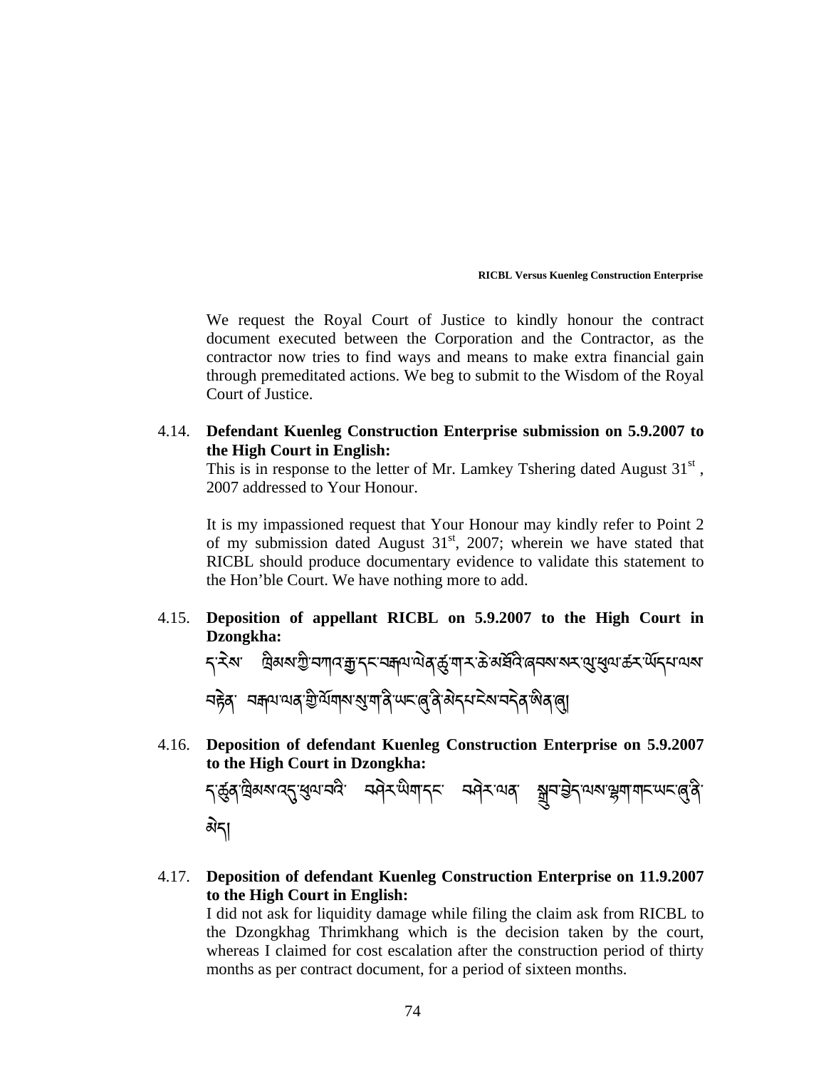We request the Royal Court of Justice to kindly honour the contract document executed between the Corporation and the Contractor, as the contractor now tries to find ways and means to make extra financial gain through premeditated actions. We beg to submit to the Wisdom of the Royal Court of Justice.

4.14. **Defendant Kuenleg Construction Enterprise submission on 5.9.2007 to the High Court in English:**

This is in response to the letter of Mr. Lamkey Tshering dated August 31st , 2007 addressed to Your Honour.

It is my impassioned request that Your Honour may kindly refer to Point 2 of my submission dated August 31st, 2007; wherein we have stated that RICBL should produce documentary evidence to validate this statement to the Hon'ble Court. We have nothing more to add.

4.15. **Deposition of appellant RICBL on 5.9.2007 to the High Court in Dzongkha:**

ང་རེས་ ཁྲིམས་ཀྱི་བཀའ་རྒྱ་དང་བཀལ་ལེན་ཚུ་གར་ཆེ་མཐོའི་ཞབས་སར་ལུ་ཕུལ་ཚར་ཡོདཔ་ལས་བརྟེན་ བཀལ་ལན་གྱི་ལོགས་སུ་ག་ནི་ཡང་ཞུ་ནི་མེདཔ་རེས་བདེན་ཨིན་ཞུ།

4.16. **Deposition of defendant Kuenleg Construction Enterprise on 5.9.2007 to the High Court in Dzongkha:**

ད་ཚུན་ཁྲིམས་འདྲ་ཕུལ་བའི་ བཞེར་ཡིག་དང་ བཞེར་ལན་ སྐྱབ་བྱེད་ལས་ལྷག་གང་ཡང་ཞུ་ནི་མེད།

4.17. **Deposition of defendant Kuenleg Construction Enterprise on 11.9.2007 to the High Court in English:**

I did not ask for liquidity damage while filing the claim ask from RICBL to the Dzongkhag Thrimkhang which is the decision taken by the court, whereas I claimed for cost escalation after the construction period of thirty months as per contract document, for a period of sixteen months.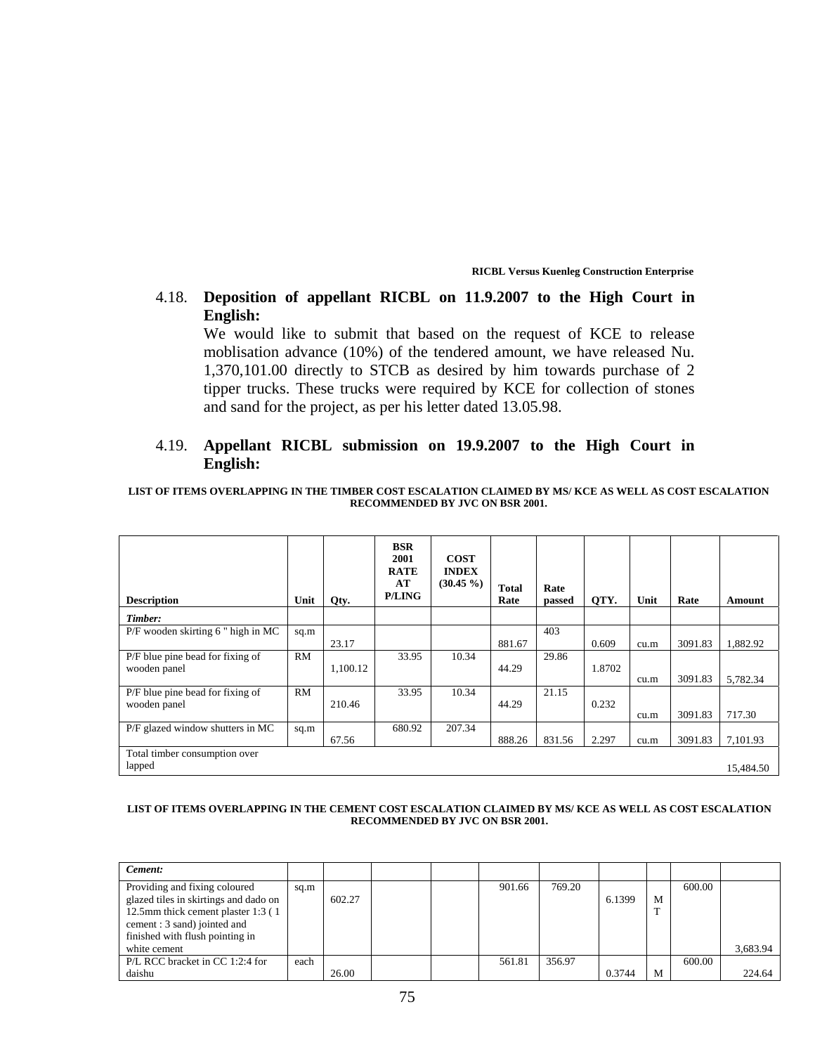4.18. **Deposition of appellant RICBL on 11.9.2007 to the High Court in English:**

We would like to submit that based on the request of KCE to release moblisation advance (10%) of the tendered amount, we have released Nu. 1,370,101.00 directly to STCB as desired by him towards purchase of 2 tipper trucks. These trucks were required by KCE for collection of stones and sand for the project, as per his letter dated 13.05.98.

4.19. **Appellant RICBL submission on 19.9.2007 to the High Court in English:**

**LIST OF ITEMS OVERLAPPING IN THE TIMBER COST ESCALATION CLAIMED BY MS/ KCE AS WELL AS COST ESCALATION RECOMMENDED BY JVC ON BSR 2001.**

| Description | Unit | Qty. | BSR 2001 RATE AT P/LING | COST INDEX (30.45 %) | Total Rate | Rate passed | QTY. | Unit | Rate | Amount |
|---|---|---|---|---|---|---|---|---|---|---|
| *Timber:* | | | | | | | | | | |
| P/F wooden skirting 6 " high in MC | sq.m | 23.17 | | | 881.67 | 403 | 0.609 | cu.m | 3091.83 | 1,882.92 |
| P/F blue pine bead for fixing of wooden panel | RM | 1,100.12 | 33.95 | 10.34 | 44.29 | 29.86 | 1.8702 | cu.m | 3091.83 | 5,782.34 |
| P/F blue pine bead for fixing of wooden panel | RM | 210.46 | 33.95 | 10.34 | 44.29 | 21.15 | 0.232 | cu.m | 3091.83 | 717.30 |
| P/F glazed window shutters in MC | sq.m | 67.56 | 680.92 | 207.34 | 888.26 | 831.56 | 2.297 | cu.m | 3091.83 | 7,101.93 |
| Total timber consumption over lapped | | | | | | | | | | 15,484.50 |

**LIST OF ITEMS OVERLAPPING IN THE CEMENT COST ESCALATION CLAIMED BY MS/ KCE AS WELL AS COST ESCALATION RECOMMENDED BY JVC ON BSR 2001.**

| | | | | | | | | | | |
|---|---|---|---|---|---|---|---|---|---|---|
| *Cement:* | | | | | | | | | | |
| Providing and fixing coloured glazed tiles in skirtings and dado on 12.5mm thick cement plaster 1:3 ( 1 cement : 3 sand) jointed and finished with flush pointing in white cement | sq.m | 602.27 | | | 901.66 | 769.20 | 6.1399 | MT | 600.00 | 3,683.94 |
| P/L RCC bracket in CC 1:2:4 for daishu | each | 26.00 | | | 561.81 | 356.97 | 0.3744 | M | 600.00 | 224.64 |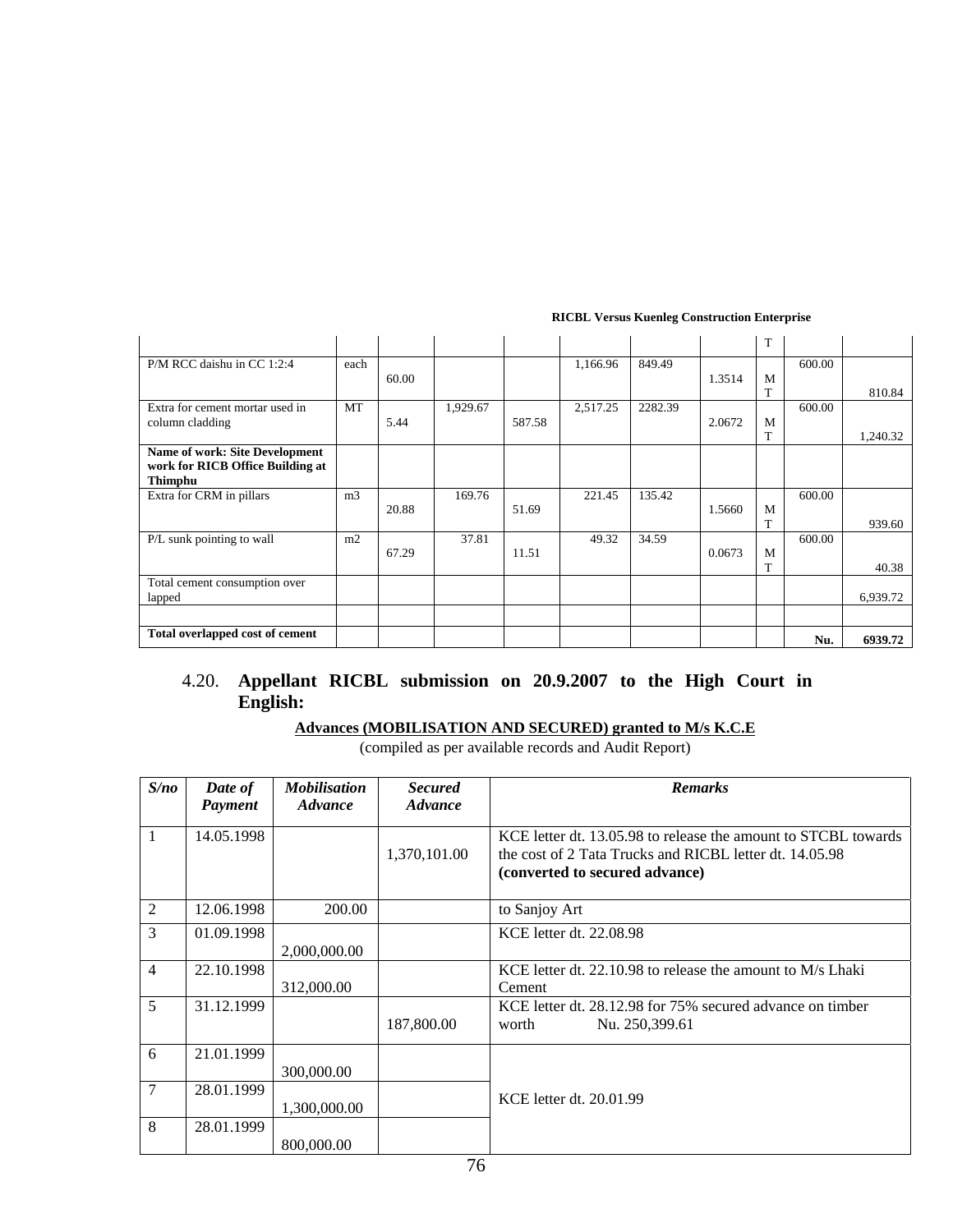| | | | | | | | | | | |
|---|---|---|---|---|---|---|---|---|---|---|
| | | | | | | | | T | | |
| P/M RCC daishu in CC 1:2:4 | each | 60.00 | | | 1,166.96 | 849.49 | 1.3514 | MT | 600.00 | 810.84 |
| Extra for cement mortar used in column cladding | MT | 5.44 | 1,929.67 | 587.58 | 2,517.25 | 2282.39 | 2.0672 | MT | 600.00 | 1,240.32 |
| **Name of work: Site Development work for RICB Office Building at Thimphu** | | | | | | | | | | |
| Extra for CRM in pillars | m3 | 20.88 | 169.76 | 51.69 | 221.45 | 135.42 | 1.5660 | MT | 600.00 | 939.60 |
| P/L sunk pointing to wall | m2 | 67.29 | 37.81 | 11.51 | 49.32 | 34.59 | 0.0673 | MT | 600.00 | 40.38 |
| Total cement consumption over lapped | | | | | | | | | | 6,939.72 |
| | | | | | | | | | | |
| **Total overlapped cost of cement** | | | | | | | | | **Nu.** | **6939.72** |

### 4.20. Appellant RICBL submission on 20.9.2007 to the High Court in English:

**Advances (MOBILISATION AND SECURED) granted to M/s K.C.E**

(compiled as per available records and Audit Report)

| *S/no* | *Date of Payment* | *Mobilisation Advance* | *Secured Advance* | *Remarks* |
|---|---|---|---|---|
| 1 | 14.05.1998 | | 1,370,101.00 | KCE letter dt. 13.05.98 to release the amount to STCBL towards the cost of 2 Tata Trucks and RICBL letter dt. 14.05.98 **(converted to secured advance)** |
| 2 | 12.06.1998 | 200.00 | | to Sanjoy Art |
| 3 | 01.09.1998 | 2,000,000.00 | | KCE letter dt. 22.08.98 |
| 4 | 22.10.1998 | 312,000.00 | | KCE letter dt. 22.10.98 to release the amount to M/s Lhaki Cement |
| 5 | 31.12.1999 | | 187,800.00 | KCE letter dt. 28.12.98 for 75% secured advance on timber worth Nu. 250,399.61 |
| 6 | 21.01.1999 | 300,000.00 | | KCE letter dt. 20.01.99 |
| 7 | 28.01.1999 | 1,300,000.00 | | |
| 8 | 28.01.1999 | 800,000.00 | | |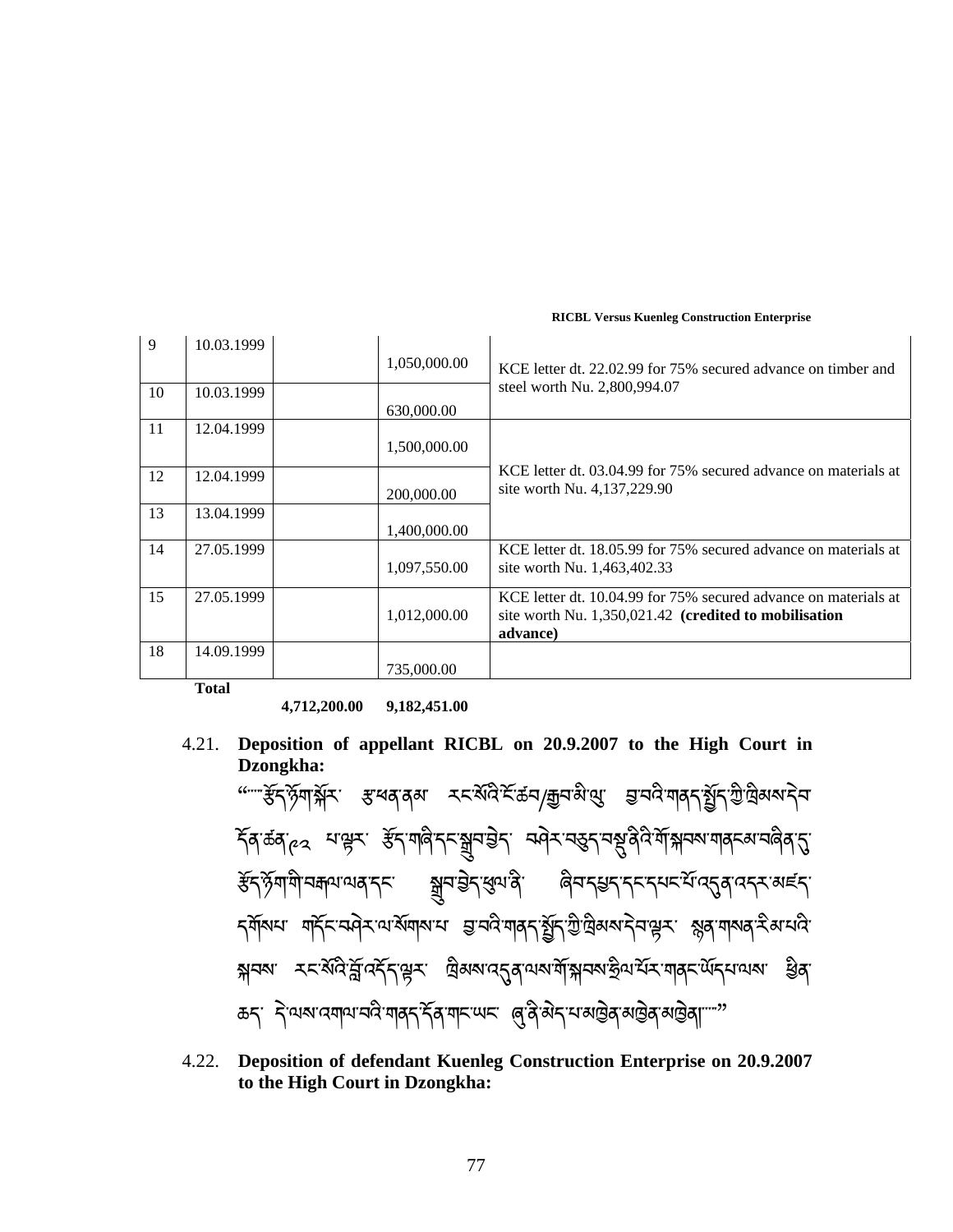| 9 | 10.03.1999 | | 1,050,000.00 | KCE letter dt. 22.02.99 for 75% secured advance on timber and steel worth Nu. 2,800,994.07 |
|---|---|---|---|---|
| 10 | 10.03.1999 | | 630,000.00 | |
| 11 | 12.04.1999 | | 1,500,000.00 | KCE letter dt. 03.04.99 for 75% secured advance on materials at site worth Nu. 4,137,229.90 |
| 12 | 12.04.1999 | | 200,000.00 | |
| 13 | 13.04.1999 | | 1,400,000.00 | |
| 14 | 27.05.1999 | | 1,097,550.00 | KCE letter dt. 18.05.99 for 75% secured advance on materials at site worth Nu. 1,463,402.33 |
| 15 | 27.05.1999 | | 1,012,000.00 | KCE letter dt. 10.04.99 for 75% secured advance on materials at site worth Nu. 1,350,021.42 **(credited to mobilisation advance)** |
| 18 | 14.09.1999 | | 735,000.00 | |
| | **Total** | **4,712,200.00** | **9,182,451.00** | |

4.21. **Deposition of appellant RICBL on 20.9.2007 to the High Court in Dzongkha:**

“……རྩོད་ཞུགས་སྐོར་ ཆ་ཕན་ནམ་ རང་སོའི་ངོ་ཆེ/རྒྱབ་མི་ལུ་ ཐབ་པའི་གནད་སྡོད་ཀྱི་ཁྲིམས་དེབ་དོན་ཚན་༨༢ པ་ལྟར་ རྩོད་གཞི་དང་སྒྲུབ་བྱེད་ བཤེར་བཅུད་བསྡུ་ནིའི་གོ་སྐབས་གནང་བཞིན་དུ་རྩོད་ཞུགས་ཀྱི་བརྐལ་ལན་དང་ སྒྲུབ་བྱེད་ཕུལ་ནི་ ཞིབ་དཔྱད་དང་དཔང་པོ་འདྲེན་འདར་མཛད་དགོས་པ་ གནོད་བཤེར་ལ་སོགས་པ་ ཐབ་པའི་གནད་སྡོད་ཀྱི་ཁྲིམས་དེབ་ལྟར་ སྐྱུན་གསན་རིམ་པའི་སྐབས་ རང་སོའི་བློ་འདོད་ལྟར་ ཁྲིམས་འདུན་ལས་གོ་སྐབས་ཆེ་ཤོས་གནང་ཡོདཔ་ལས་ ཕྱིན་ཆད་ དེ་ལས་འགལ་བའི་གནད་དོན་གང་ཡང་ ཞུ་ནི་མེད་པ་མཁྱེན་མཁྱེན་མཁྱེན།……”

4.22. **Deposition of defendant Kuenleg Construction Enterprise on 20.9.2007 to the High Court in Dzongkha:**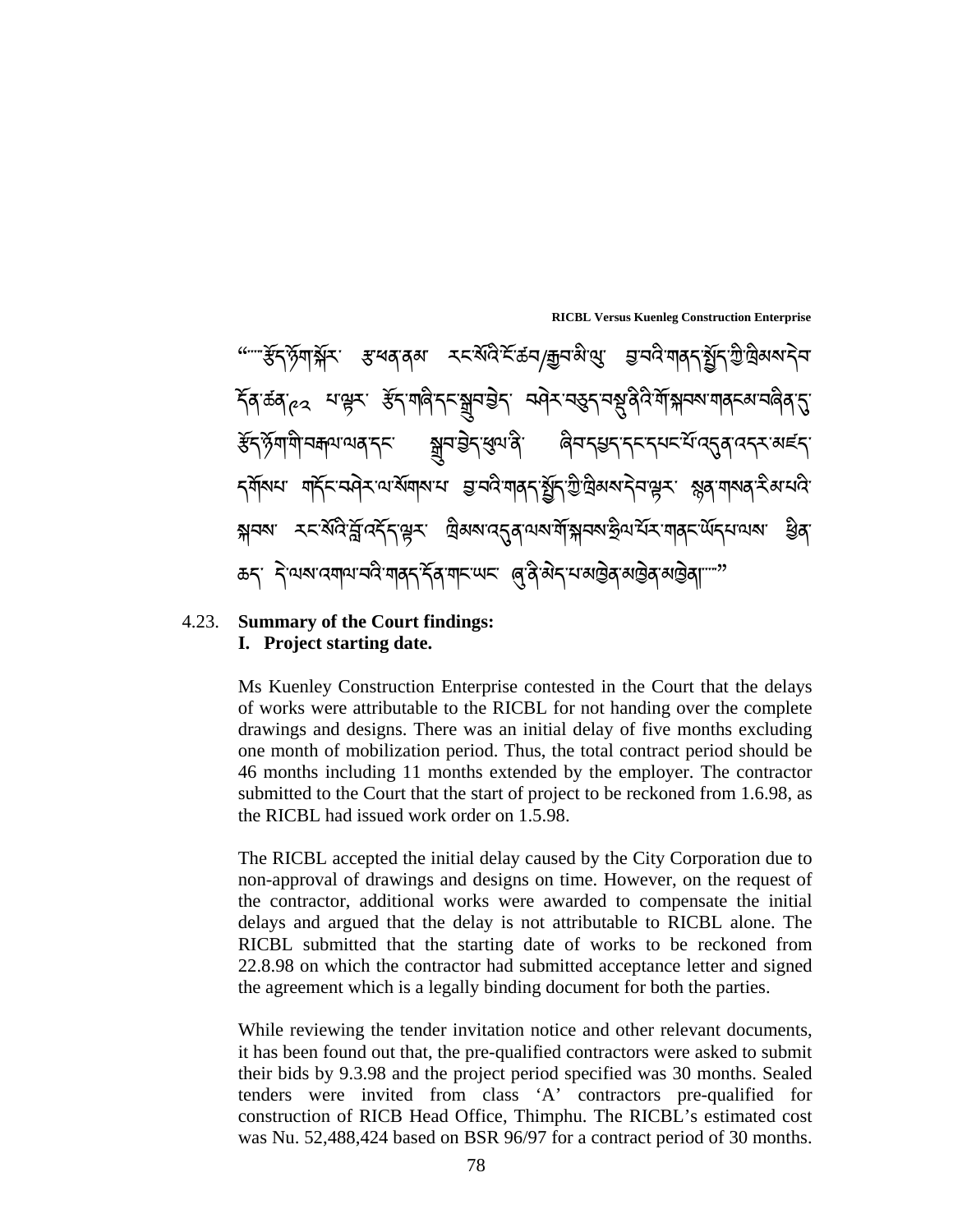"……རྩོད་རྙོག་སྐོར་ རྩ་ཕན་ནས་ རང་སོའི་ངོ་ཚབ་/རྒྱབ་མི་ལུ་ བྱ་བའི་གནད་སྤྱོད་ཀྱི་ཁྲིམས་དེབ་དོན་ཚན་༡༢ པ་ལྟར་ རྩོད་གཞི་དང་སྒྲུབ་བྱེད་ བཤེར་བཅུད་བསྡུ་ནིའི་གོ་སྐབས་གནང་བཞིན་དུ་ རྩོད་རྙོག་གི་བརྒྱལ་ལན་དང་ སྒྲུབ་བྱེད་ཞུ་ནི་ ཞིབ་དཔྱད་དང་དཔང་པོ་འདྲི་འདར་མཛད་དགོས་པ་ གཏོང་བཤེར་ལ་སོགས་པ་ བྱ་བའི་གནད་སྤྱོད་ཀྱི་ཁྲིམས་དེབ་ལྟར་ སྔོན་གསན་རིམ་པའི་སྐབས་ རང་སོའི་བློ་འདོད་ལྟར་ ཁྲིམས་འདུན་ལས་གོ་སྐབས་རྩིས་པོར་གནང་ཡོད་པ་ལས་ ཕྱིན་ཆད་ དེ་ལས་འགལ་བའི་གནད་དོན་གང་ཡང་ ཞུ་ནི་མེད་པ་མཁྱེན་མཁྱེན་མཁྱེན།……"

4.23. **Summary of the Court findings:**

**I. Project starting date.**

Ms Kuenley Construction Enterprise contested in the Court that the delays of works were attributable to the RICBL for not handing over the complete drawings and designs. There was an initial delay of five months excluding one month of mobilization period. Thus, the total contract period should be 46 months including 11 months extended by the employer. The contractor submitted to the Court that the start of project to be reckoned from 1.6.98, as the RICBL had issued work order on 1.5.98.

The RICBL accepted the initial delay caused by the City Corporation due to non-approval of drawings and designs on time. However, on the request of the contractor, additional works were awarded to compensate the initial delays and argued that the delay is not attributable to RICBL alone. The RICBL submitted that the starting date of works to be reckoned from 22.8.98 on which the contractor had submitted acceptance letter and signed the agreement which is a legally binding document for both the parties.

While reviewing the tender invitation notice and other relevant documents, it has been found out that, the pre-qualified contractors were asked to submit their bids by 9.3.98 and the project period specified was 30 months. Sealed tenders were invited from class 'A' contractors pre-qualified for construction of RICB Head Office, Thimphu. The RICBL's estimated cost was Nu. 52,488,424 based on BSR 96/97 for a contract period of 30 months.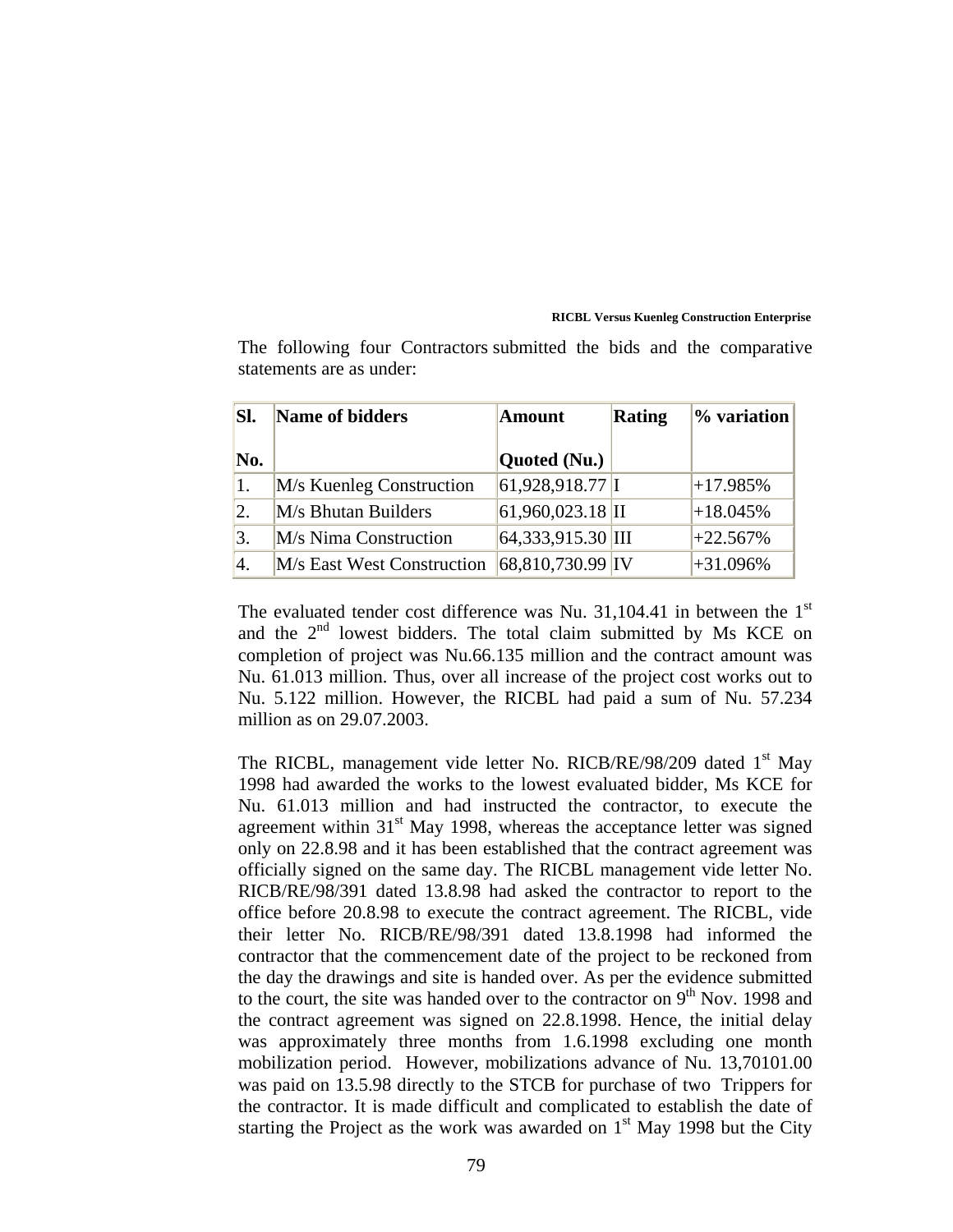The following four Contractors submitted the bids and the comparative statements are as under:

| Sl. No. | Name of bidders | Amount Quoted (Nu.) | Rating | % variation |
|---|---|---|---|---|
| 1. | M/s Kuenleg Construction | 61,928,918.77 | I | +17.985% |
| 2. | M/s Bhutan Builders | 61,960,023.18 | II | +18.045% |
| 3. | M/s Nima Construction | 64,333,915.30 | III | +22.567% |
| 4. | M/s East West Construction | 68,810,730.99 | IV | +31.096% |

The evaluated tender cost difference was Nu. 31,104.41 in between the 1st and the 2nd lowest bidders. The total claim submitted by Ms KCE on completion of project was Nu.66.135 million and the contract amount was Nu. 61.013 million. Thus, over all increase of the project cost works out to Nu. 5.122 million. However, the RICBL had paid a sum of Nu. 57.234 million as on 29.07.2003.

The RICBL, management vide letter No. RICB/RE/98/209 dated 1st May 1998 had awarded the works to the lowest evaluated bidder, Ms KCE for Nu. 61.013 million and had instructed the contractor, to execute the agreement within 31st May 1998, whereas the acceptance letter was signed only on 22.8.98 and it has been established that the contract agreement was officially signed on the same day. The RICBL management vide letter No. RICB/RE/98/391 dated 13.8.98 had asked the contractor to report to the office before 20.8.98 to execute the contract agreement. The RICBL, vide their letter No. RICB/RE/98/391 dated 13.8.1998 had informed the contractor that the commencement date of the project to be reckoned from the day the drawings and site is handed over. As per the evidence submitted to the court, the site was handed over to the contractor on 9th Nov. 1998 and the contract agreement was signed on 22.8.1998. Hence, the initial delay was approximately three months from 1.6.1998 excluding one month mobilization period. However, mobilizations advance of Nu. 13,70101.00 was paid on 13.5.98 directly to the STCB for purchase of two Trippers for the contractor. It is made difficult and complicated to establish the date of starting the Project as the work was awarded on 1st May 1998 but the City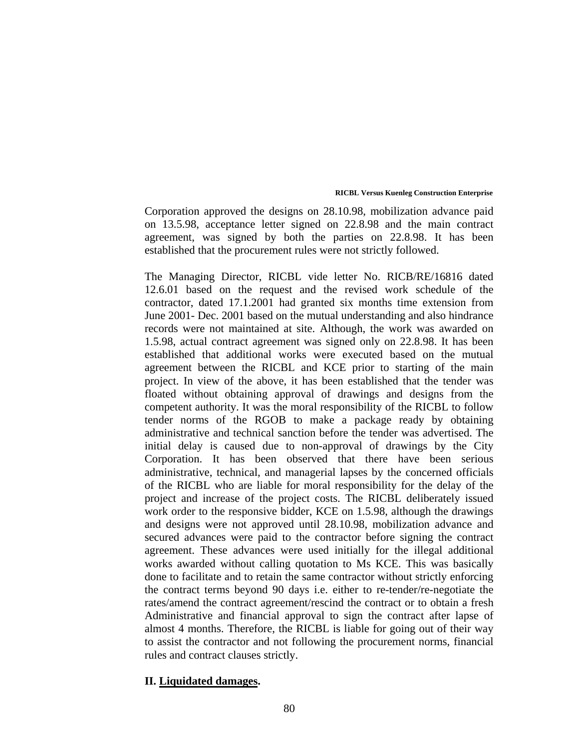Corporation approved the designs on 28.10.98, mobilization advance paid on 13.5.98, acceptance letter signed on 22.8.98 and the main contract agreement, was signed by both the parties on 22.8.98. It has been established that the procurement rules were not strictly followed.

The Managing Director, RICBL vide letter No. RICB/RE/16816 dated 12.6.01 based on the request and the revised work schedule of the contractor, dated 17.1.2001 had granted six months time extension from June 2001- Dec. 2001 based on the mutual understanding and also hindrance records were not maintained at site. Although, the work was awarded on 1.5.98, actual contract agreement was signed only on 22.8.98. It has been established that additional works were executed based on the mutual agreement between the RICBL and KCE prior to starting of the main project. In view of the above, it has been established that the tender was floated without obtaining approval of drawings and designs from the competent authority. It was the moral responsibility of the RICBL to follow tender norms of the RGOB to make a package ready by obtaining administrative and technical sanction before the tender was advertised. The initial delay is caused due to non-approval of drawings by the City Corporation. It has been observed that there have been serious administrative, technical, and managerial lapses by the concerned officials of the RICBL who are liable for moral responsibility for the delay of the project and increase of the project costs. The RICBL deliberately issued work order to the responsive bidder, KCE on 1.5.98, although the drawings and designs were not approved until 28.10.98, mobilization advance and secured advances were paid to the contractor before signing the contract agreement. These advances were used initially for the illegal additional works awarded without calling quotation to Ms KCE. This was basically done to facilitate and to retain the same contractor without strictly enforcing the contract terms beyond 90 days i.e. either to re-tender/re-negotiate the rates/amend the contract agreement/rescind the contract or to obtain a fresh Administrative and financial approval to sign the contract after lapse of almost 4 months. Therefore, the RICBL is liable for going out of their way to assist the contractor and not following the procurement norms, financial rules and contract clauses strictly.

**II. <u>Liquidated damages</u>.**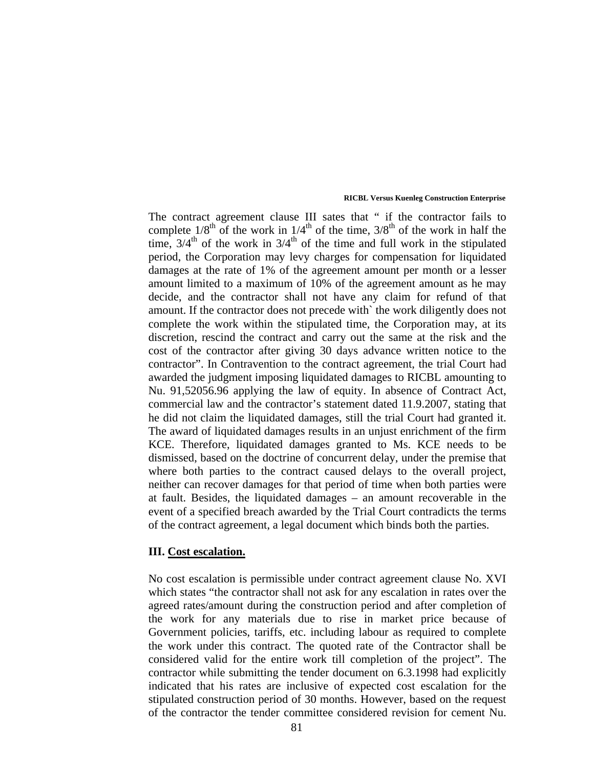The contract agreement clause III sates that " if the contractor fails to complete 1/8th of the work in 1/4th of the time, 3/8th of the work in half the time, 3/4th of the work in 3/4th of the time and full work in the stipulated period, the Corporation may levy charges for compensation for liquidated damages at the rate of 1% of the agreement amount per month or a lesser amount limited to a maximum of 10% of the agreement amount as he may decide, and the contractor shall not have any claim for refund of that amount. If the contractor does not precede with` the work diligently does not complete the work within the stipulated time, the Corporation may, at its discretion, rescind the contract and carry out the same at the risk and the cost of the contractor after giving 30 days advance written notice to the contractor". In Contravention to the contract agreement, the trial Court had awarded the judgment imposing liquidated damages to RICBL amounting to Nu. 91,52056.96 applying the law of equity. In absence of Contract Act, commercial law and the contractor's statement dated 11.9.2007, stating that he did not claim the liquidated damages, still the trial Court had granted it. The award of liquidated damages results in an unjust enrichment of the firm KCE. Therefore, liquidated damages granted to Ms. KCE needs to be dismissed, based on the doctrine of concurrent delay, under the premise that where both parties to the contract caused delays to the overall project, neither can recover damages for that period of time when both parties were at fault. Besides, the liquidated damages – an amount recoverable in the event of a specified breach awarded by the Trial Court contradicts the terms of the contract agreement, a legal document which binds both the parties.

**III. <u>Cost escalation.</u>**

No cost escalation is permissible under contract agreement clause No. XVI which states "the contractor shall not ask for any escalation in rates over the agreed rates/amount during the construction period and after completion of the work for any materials due to rise in market price because of Government policies, tariffs, etc. including labour as required to complete the work under this contract. The quoted rate of the Contractor shall be considered valid for the entire work till completion of the project". The contractor while submitting the tender document on 6.3.1998 had explicitly indicated that his rates are inclusive of expected cost escalation for the stipulated construction period of 30 months. However, based on the request of the contractor the tender committee considered revision for cement Nu.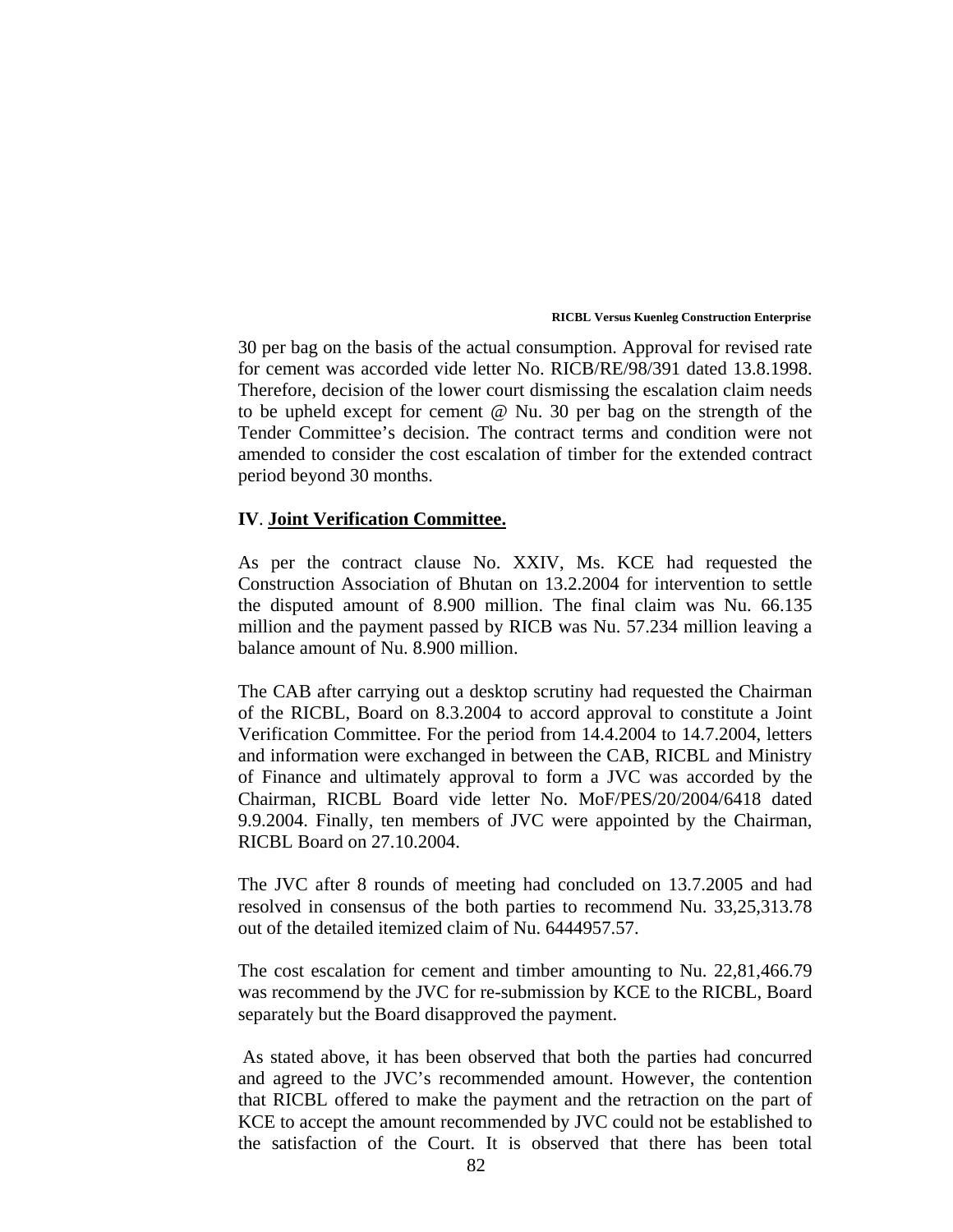30 per bag on the basis of the actual consumption. Approval for revised rate for cement was accorded vide letter No. RICB/RE/98/391 dated 13.8.1998. Therefore, decision of the lower court dismissing the escalation claim needs to be upheld except for cement @ Nu. 30 per bag on the strength of the Tender Committee's decision. The contract terms and condition were not amended to consider the cost escalation of timber for the extended contract period beyond 30 months.

**IV**. **Joint Verification Committee.**

As per the contract clause No. XXIV, Ms. KCE had requested the Construction Association of Bhutan on 13.2.2004 for intervention to settle the disputed amount of 8.900 million. The final claim was Nu. 66.135 million and the payment passed by RICB was Nu. 57.234 million leaving a balance amount of Nu. 8.900 million.

The CAB after carrying out a desktop scrutiny had requested the Chairman of the RICBL, Board on 8.3.2004 to accord approval to constitute a Joint Verification Committee. For the period from 14.4.2004 to 14.7.2004, letters and information were exchanged in between the CAB, RICBL and Ministry of Finance and ultimately approval to form a JVC was accorded by the Chairman, RICBL Board vide letter No. MoF/PES/20/2004/6418 dated 9.9.2004. Finally, ten members of JVC were appointed by the Chairman, RICBL Board on 27.10.2004.

The JVC after 8 rounds of meeting had concluded on 13.7.2005 and had resolved in consensus of the both parties to recommend Nu. 33,25,313.78 out of the detailed itemized claim of Nu. 6444957.57.

The cost escalation for cement and timber amounting to Nu. 22,81,466.79 was recommend by the JVC for re-submission by KCE to the RICBL, Board separately but the Board disapproved the payment.

As stated above, it has been observed that both the parties had concurred and agreed to the JVC's recommended amount. However, the contention that RICBL offered to make the payment and the retraction on the part of KCE to accept the amount recommended by JVC could not be established to the satisfaction of the Court. It is observed that there has been total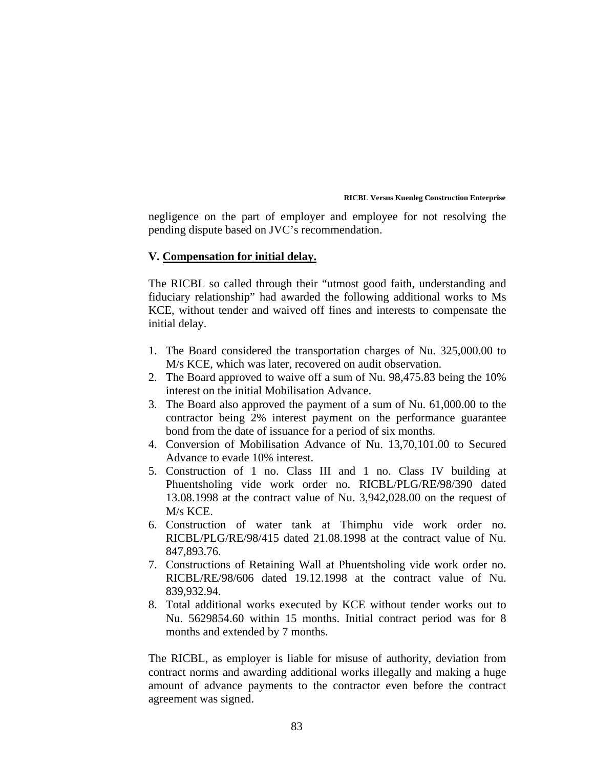negligence on the part of employer and employee for not resolving the pending dispute based on JVC's recommendation.

**V. <u>Compensation for initial delay.</u>**

The RICBL so called through their "utmost good faith, understanding and fiduciary relationship" had awarded the following additional works to Ms KCE, without tender and waived off fines and interests to compensate the initial delay.

1. The Board considered the transportation charges of Nu. 325,000.00 to M/s KCE, which was later, recovered on audit observation.
2. The Board approved to waive off a sum of Nu. 98,475.83 being the 10% interest on the initial Mobilisation Advance.
3. The Board also approved the payment of a sum of Nu. 61,000.00 to the contractor being 2% interest payment on the performance guarantee bond from the date of issuance for a period of six months.
4. Conversion of Mobilisation Advance of Nu. 13,70,101.00 to Secured Advance to evade 10% interest.
5. Construction of 1 no. Class III and 1 no. Class IV building at Phuentsholing vide work order no. RICBL/PLG/RE/98/390 dated 13.08.1998 at the contract value of Nu. 3,942,028.00 on the request of M/s KCE.
6. Construction of water tank at Thimphu vide work order no. RICBL/PLG/RE/98/415 dated 21.08.1998 at the contract value of Nu. 847,893.76.
7. Constructions of Retaining Wall at Phuentsholing vide work order no. RICBL/RE/98/606 dated 19.12.1998 at the contract value of Nu. 839,932.94.
8. Total additional works executed by KCE without tender works out to Nu. 5629854.60 within 15 months. Initial contract period was for 8 months and extended by 7 months.

The RICBL, as employer is liable for misuse of authority, deviation from contract norms and awarding additional works illegally and making a huge amount of advance payments to the contractor even before the contract agreement was signed.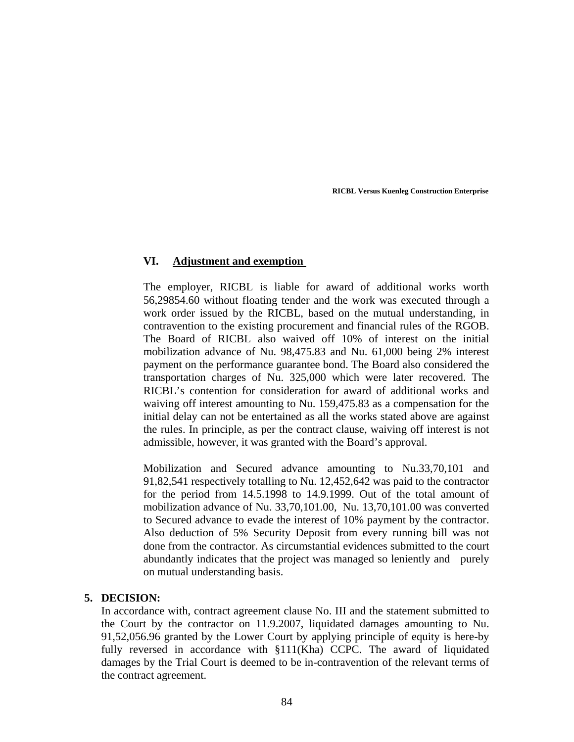### VI. Adjustment and exemption

The employer, RICBL is liable for award of additional works worth 56,29854.60 without floating tender and the work was executed through a work order issued by the RICBL, based on the mutual understanding, in contravention to the existing procurement and financial rules of the RGOB. The Board of RICBL also waived off 10% of interest on the initial mobilization advance of Nu. 98,475.83 and Nu. 61,000 being 2% interest payment on the performance guarantee bond. The Board also considered the transportation charges of Nu. 325,000 which were later recovered. The RICBL's contention for consideration for award of additional works and waiving off interest amounting to Nu. 159,475.83 as a compensation for the initial delay can not be entertained as all the works stated above are against the rules. In principle, as per the contract clause, waiving off interest is not admissible, however, it was granted with the Board's approval.

Mobilization and Secured advance amounting to Nu.33,70,101 and 91,82,541 respectively totalling to Nu. 12,452,642 was paid to the contractor for the period from 14.5.1998 to 14.9.1999. Out of the total amount of mobilization advance of Nu. 33,70,101.00, Nu. 13,70,101.00 was converted to Secured advance to evade the interest of 10% payment by the contractor. Also deduction of 5% Security Deposit from every running bill was not done from the contractor. As circumstantial evidences submitted to the court abundantly indicates that the project was managed so leniently and purely on mutual understanding basis.

## 5. DECISION:

In accordance with, contract agreement clause No. III and the statement submitted to the Court by the contractor on 11.9.2007, liquidated damages amounting to Nu. 91,52,056.96 granted by the Lower Court by applying principle of equity is here-by fully reversed in accordance with §111(Kha) CCPC. The award of liquidated damages by the Trial Court is deemed to be in-contravention of the relevant terms of the contract agreement.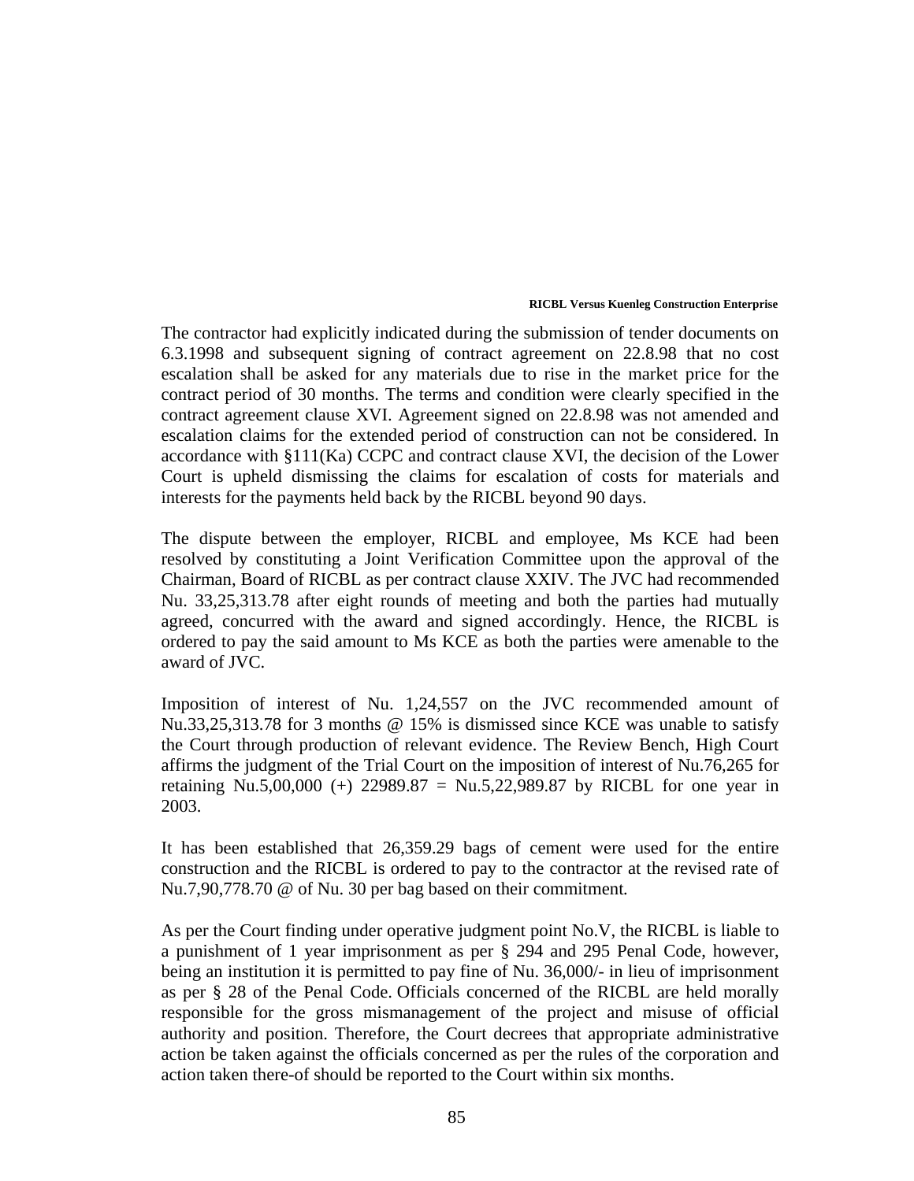The contractor had explicitly indicated during the submission of tender documents on 6.3.1998 and subsequent signing of contract agreement on 22.8.98 that no cost escalation shall be asked for any materials due to rise in the market price for the contract period of 30 months. The terms and condition were clearly specified in the contract agreement clause XVI. Agreement signed on 22.8.98 was not amended and escalation claims for the extended period of construction can not be considered. In accordance with §111(Ka) CCPC and contract clause XVI, the decision of the Lower Court is upheld dismissing the claims for escalation of costs for materials and interests for the payments held back by the RICBL beyond 90 days.

The dispute between the employer, RICBL and employee, Ms KCE had been resolved by constituting a Joint Verification Committee upon the approval of the Chairman, Board of RICBL as per contract clause XXIV. The JVC had recommended Nu. 33,25,313.78 after eight rounds of meeting and both the parties had mutually agreed, concurred with the award and signed accordingly. Hence, the RICBL is ordered to pay the said amount to Ms KCE as both the parties were amenable to the award of JVC.

Imposition of interest of Nu. 1,24,557 on the JVC recommended amount of Nu.33,25,313.78 for 3 months @ 15% is dismissed since KCE was unable to satisfy the Court through production of relevant evidence. The Review Bench, High Court affirms the judgment of the Trial Court on the imposition of interest of Nu.76,265 for retaining Nu.5,00,000 (+) 22989.87 = Nu.5,22,989.87 by RICBL for one year in 2003.

It has been established that 26,359.29 bags of cement were used for the entire construction and the RICBL is ordered to pay to the contractor at the revised rate of Nu.7,90,778.70 @ of Nu. 30 per bag based on their commitment.

As per the Court finding under operative judgment point No.V, the RICBL is liable to a punishment of 1 year imprisonment as per § 294 and 295 Penal Code, however, being an institution it is permitted to pay fine of Nu. 36,000/- in lieu of imprisonment as per § 28 of the Penal Code. Officials concerned of the RICBL are held morally responsible for the gross mismanagement of the project and misuse of official authority and position. Therefore, the Court decrees that appropriate administrative action be taken against the officials concerned as per the rules of the corporation and action taken there-of should be reported to the Court within six months.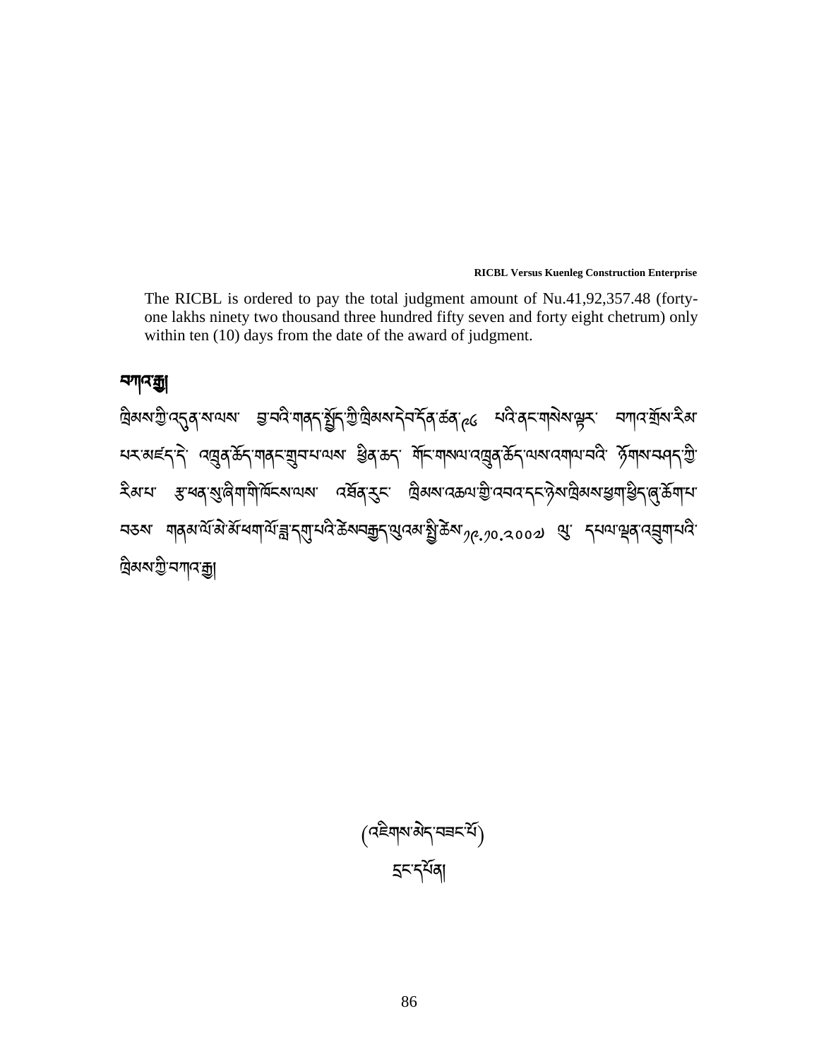The RICBL is ordered to pay the total judgment amount of Nu.41,92,357.48 (forty-one lakhs ninety two thousand three hundred fifty seven and forty eight chetrum) only within ten (10) days from the date of the award of judgment.

**བཀའ་རྒྱ།**

ཁྲིམས་ཀྱི་འདུན་ས་ལས་ བྱ་བའི་གནད་སྤྱོད་ཀྱི་ཁྲིམས་དེ་བདོན་ཚན་༩༤ པའི་ནང་གསེས་ལྟར་ བཀའ་གྲོས་རིམ་པར་མཛད་དེ་ འབྲུག་ཚོང་གཞུང་གྲུབ་པ་ལས་ ཕྱིན་ཆད་ གོང་གསལ་འབྲེལ་ཚོད་ལས་འགལ་བའི་ ཉོགས་བཤད་ཀྱི་རིམ་པ་ རྩ་ཕན་ལྟ་ཞིག་གི་ཡོངས་ལས་ འཐོན་རུང་ ཁྲིམས་འཆལ་གྱི་འབབ་དང་ཉེས་ཁྲིམས་ཕྱག་ཕྱིད་ཞུ་ཚོགས་པ་ བཅས་ གནམ་ལོ་མེ་མོ་ཕག་ལོ་ཟླ་དགུ་པའི་ཚེས་བཅྒྱད་ལུའམ་སྤྱི་ཚེས་༡༩.༡༠.༢༠༠༧ ལུ་ དཔལ་ལྡན་འབྲུག་པའི་ཁྲིམས་ཀྱི་བཀའ་རྒྱ།

(འཛིགས་མེད་བཟང་པོ)

དྲང་དཔོན།